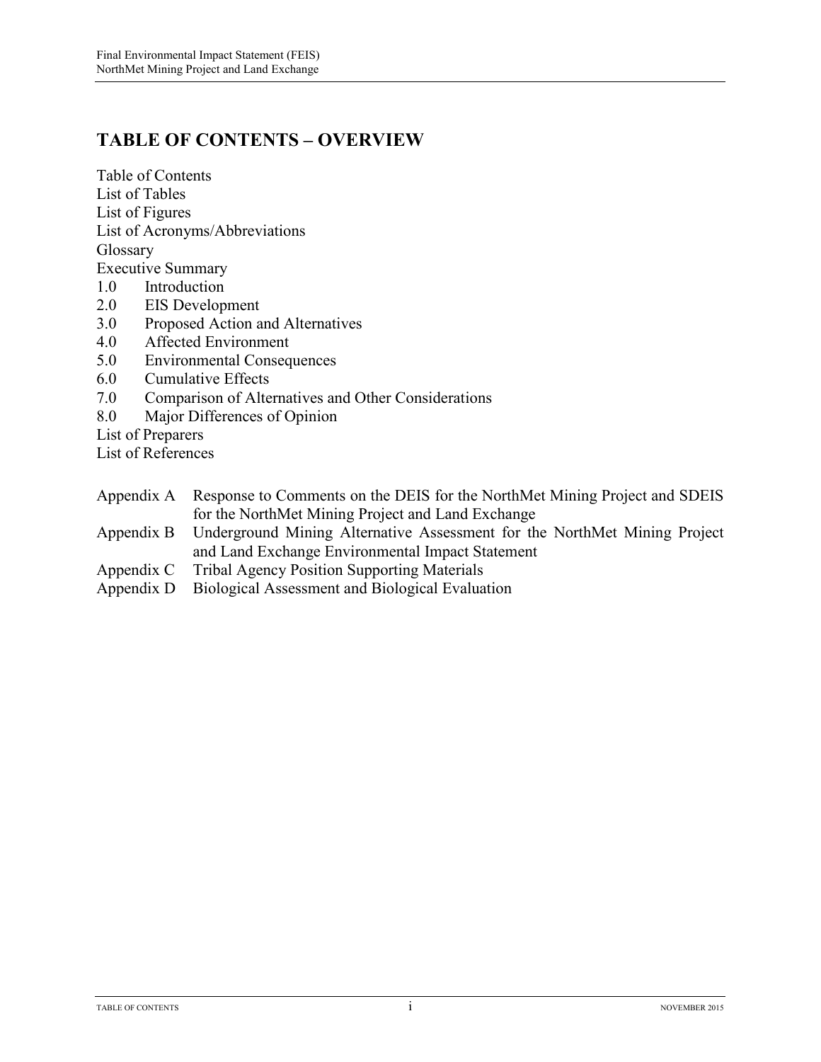# TABLE OF CONTENTS – OVERVIEW

Table of Contents
List of Tables
List of Figures
List of Acronyms/Abbreviations
Glossary
Executive Summary
1.0 Introduction
2.0 EIS Development
3.0 Proposed Action and Alternatives
4.0 Affected Environment
5.0 Environmental Consequences
6.0 Cumulative Effects
7.0 Comparison of Alternatives and Other Considerations
8.0 Major Differences of Opinion
List of Preparers
List of References

Appendix A Response to Comments on the DEIS for the NorthMet Mining Project and SDEIS for the NorthMet Mining Project and Land Exchange
Appendix B Underground Mining Alternative Assessment for the NorthMet Mining Project and Land Exchange Environmental Impact Statement
Appendix C Tribal Agency Position Supporting Materials
Appendix D Biological Assessment and Biological Evaluation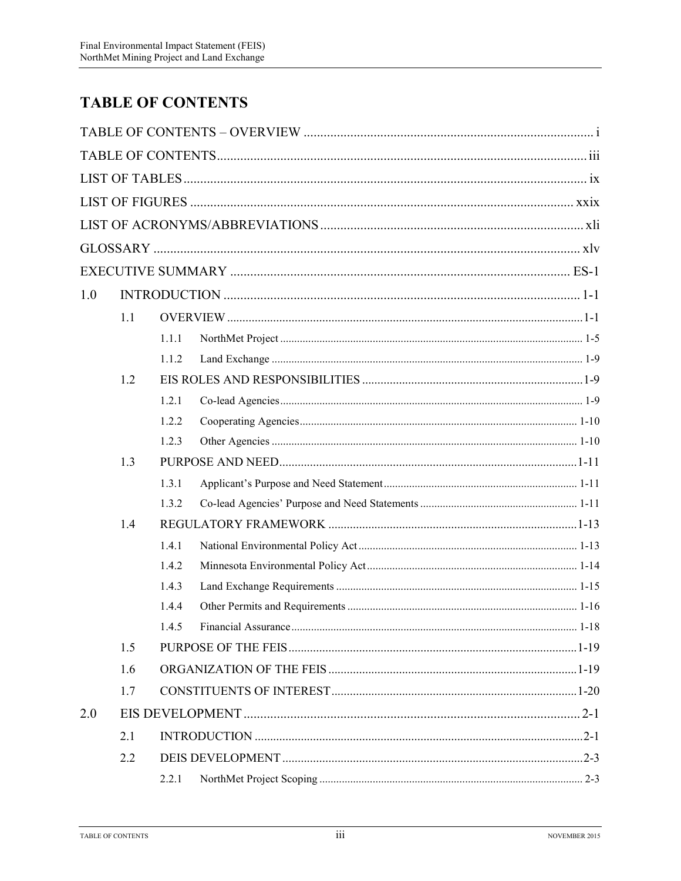# TABLE OF CONTENTS

TABLE OF CONTENTS – OVERVIEW ........................................................................................ i

TABLE OF CONTENTS................................................................................................................ iii

LIST OF TABLES........................................................................................................................... ix

LIST OF FIGURES ..................................................................................................................... xxix

LIST OF ACRONYMS/ABBREVIATIONS ................................................................................ xli

GLOSSARY ................................................................................................................................. xlv

EXECUTIVE SUMMARY ....................................................................................................... ES-1

1.0 INTRODUCTION ............................................................................................................ 1-1

- 1.1 OVERVIEW ..................................................................................................................1-1
  - 1.1.1 NorthMet Project ......................................................................................................... 1-5
  - 1.1.2 Land Exchange ............................................................................................................ 1-9
- 1.2 EIS ROLES AND RESPONSIBILITIES .......................................................................1-9
  - 1.2.1 Co-lead Agencies.......................................................................................................... 1-9
  - 1.2.2 Cooperating Agencies................................................................................................. 1-10
  - 1.2.3 Other Agencies ........................................................................................................... 1-10
- 1.3 PURPOSE AND NEED...............................................................................................1-11
  - 1.3.1 Applicant's Purpose and Need Statement.................................................................... 1-11
  - 1.3.2 Co-lead Agencies' Purpose and Need Statements ....................................................... 1-11
- 1.4 REGULATORY FRAMEWORK ...............................................................................1-13
  - 1.4.1 National Environmental Policy Act ............................................................................. 1-13
  - 1.4.2 Minnesota Environmental Policy Act .......................................................................... 1-14
  - 1.4.3 Land Exchange Requirements ..................................................................................... 1-15
  - 1.4.4 Other Permits and Requirements ................................................................................. 1-16
  - 1.4.5 Financial Assurance.................................................................................................... 1-18
- 1.5 PURPOSE OF THE FEIS............................................................................................1-19
- 1.6 ORGANIZATION OF THE FEIS ...............................................................................1-19
- 1.7 CONSTITUENTS OF INTEREST...............................................................................1-20

2.0 EIS DEVELOPMENT ...................................................................................................... 2-1

- 2.1 INTRODUCTION ..........................................................................................................2-1
- 2.2 DEIS DEVELOPMENT ................................................................................................2-3
  - 2.2.1 NorthMet Project Scoping ............................................................................................ 2-3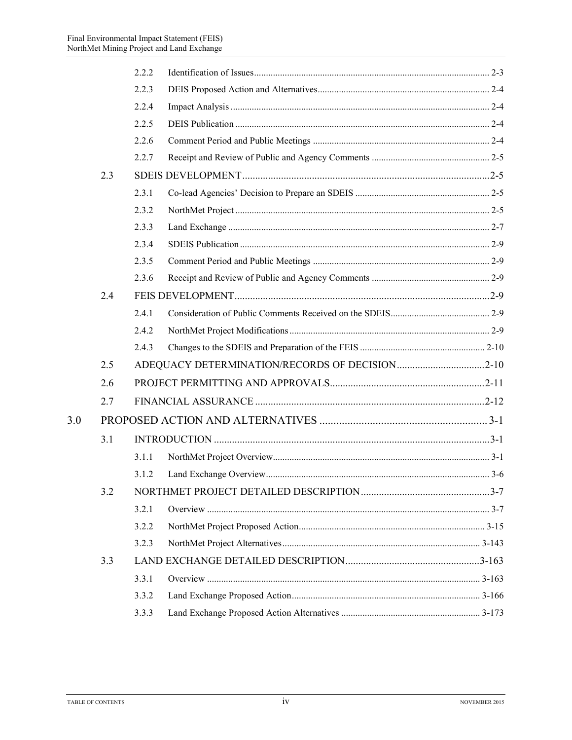| | | | |
|---|---|---|---|
| | | 2.2.2 | Identification of Issues .......... 2-3 |
| | | 2.2.3 | DEIS Proposed Action and Alternatives .......... 2-4 |
| | | 2.2.4 | Impact Analysis .......... 2-4 |
| | | 2.2.5 | DEIS Publication .......... 2-4 |
| | | 2.2.6 | Comment Period and Public Meetings .......... 2-4 |
| | | 2.2.7 | Receipt and Review of Public and Agency Comments .......... 2-5 |
| | 2.3 | SDEIS DEVELOPMENT .......... 2-5 | |
| | | 2.3.1 | Co-lead Agencies' Decision to Prepare an SDEIS .......... 2-5 |
| | | 2.3.2 | NorthMet Project .......... 2-5 |
| | | 2.3.3 | Land Exchange .......... 2-7 |
| | | 2.3.4 | SDEIS Publication .......... 2-9 |
| | | 2.3.5 | Comment Period and Public Meetings .......... 2-9 |
| | | 2.3.6 | Receipt and Review of Public and Agency Comments .......... 2-9 |
| | 2.4 | FEIS DEVELOPMENT .......... 2-9 | |
| | | 2.4.1 | Consideration of Public Comments Received on the SDEIS .......... 2-9 |
| | | 2.4.2 | NorthMet Project Modifications .......... 2-9 |
| | | 2.4.3 | Changes to the SDEIS and Preparation of the FEIS .......... 2-10 |
| | 2.5 | ADEQUACY DETERMINATION/RECORDS OF DECISION .......... 2-10 | |
| | 2.6 | PROJECT PERMITTING AND APPROVALS .......... 2-11 | |
| | 2.7 | FINANCIAL ASSURANCE .......... 2-12 | |
| 3.0 | PROPOSED ACTION AND ALTERNATIVES .......... 3-1 | | |
| | 3.1 | INTRODUCTION .......... 3-1 | |
| | | 3.1.1 | NorthMet Project Overview .......... 3-1 |
| | | 3.1.2 | Land Exchange Overview .......... 3-6 |
| | 3.2 | NORTHMET PROJECT DETAILED DESCRIPTION .......... 3-7 | |
| | | 3.2.1 | Overview .......... 3-7 |
| | | 3.2.2 | NorthMet Project Proposed Action .......... 3-15 |
| | | 3.2.3 | NorthMet Project Alternatives .......... 3-143 |
| | 3.3 | LAND EXCHANGE DETAILED DESCRIPTION .......... 3-163 | |
| | | 3.3.1 | Overview .......... 3-163 |
| | | 3.3.2 | Land Exchange Proposed Action .......... 3-166 |
| | | 3.3.3 | Land Exchange Proposed Action Alternatives .......... 3-173 |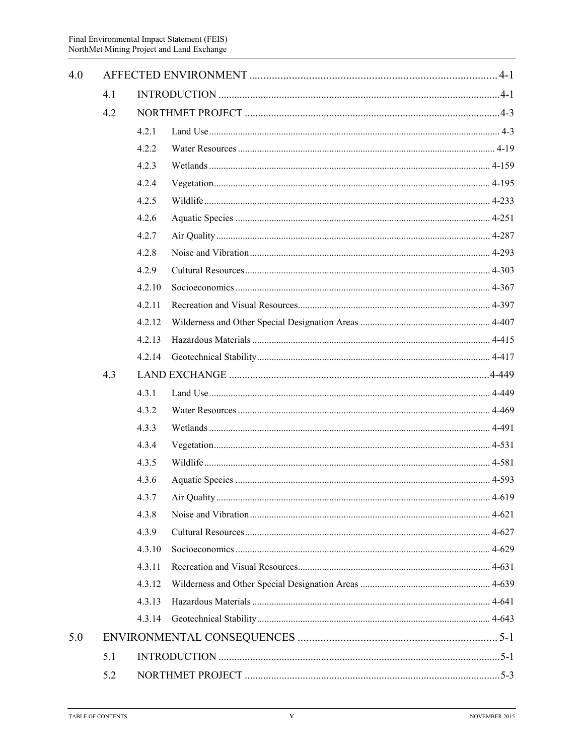| | | | |
|---|---|---|---|
| 4.0 | AFFECTED ENVIRONMENT | | 4-1 |
| | 4.1 | INTRODUCTION | 4-1 |
| | 4.2 | NORTHMET PROJECT | 4-3 |
| | | 4.2.1 Land Use | 4-3 |
| | | 4.2.2 Water Resources | 4-19 |
| | | 4.2.3 Wetlands | 4-159 |
| | | 4.2.4 Vegetation | 4-195 |
| | | 4.2.5 Wildlife | 4-233 |
| | | 4.2.6 Aquatic Species | 4-251 |
| | | 4.2.7 Air Quality | 4-287 |
| | | 4.2.8 Noise and Vibration | 4-293 |
| | | 4.2.9 Cultural Resources | 4-303 |
| | | 4.2.10 Socioeconomics | 4-367 |
| | | 4.2.11 Recreation and Visual Resources | 4-397 |
| | | 4.2.12 Wilderness and Other Special Designation Areas | 4-407 |
| | | 4.2.13 Hazardous Materials | 4-415 |
| | | 4.2.14 Geotechnical Stability | 4-417 |
| | 4.3 | LAND EXCHANGE | 4-449 |
| | | 4.3.1 Land Use | 4-449 |
| | | 4.3.2 Water Resources | 4-469 |
| | | 4.3.3 Wetlands | 4-491 |
| | | 4.3.4 Vegetation | 4-531 |
| | | 4.3.5 Wildlife | 4-581 |
| | | 4.3.6 Aquatic Species | 4-593 |
| | | 4.3.7 Air Quality | 4-619 |
| | | 4.3.8 Noise and Vibration | 4-621 |
| | | 4.3.9 Cultural Resources | 4-627 |
| | | 4.3.10 Socioeconomics | 4-629 |
| | | 4.3.11 Recreation and Visual Resources | 4-631 |
| | | 4.3.12 Wilderness and Other Special Designation Areas | 4-639 |
| | | 4.3.13 Hazardous Materials | 4-641 |
| | | 4.3.14 Geotechnical Stability | 4-643 |
| 5.0 | ENVIRONMENTAL CONSEQUENCES | | 5-1 |
| | 5.1 | INTRODUCTION | 5-1 |
| | 5.2 | NORTHMET PROJECT | 5-3 |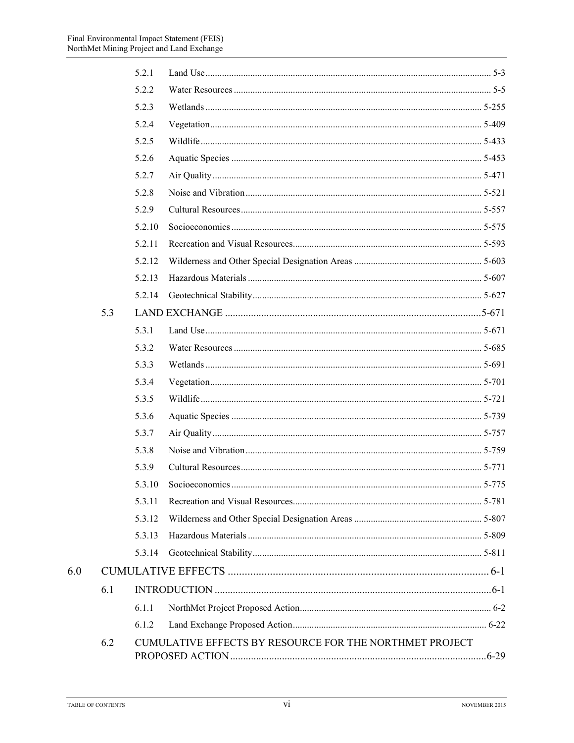| | | | |
|---|---|---|---|
| | 5.2.1 | Land Use | 5-3 |
| | 5.2.2 | Water Resources | 5-5 |
| | 5.2.3 | Wetlands | 5-255 |
| | 5.2.4 | Vegetation | 5-409 |
| | 5.2.5 | Wildlife | 5-433 |
| | 5.2.6 | Aquatic Species | 5-453 |
| | 5.2.7 | Air Quality | 5-471 |
| | 5.2.8 | Noise and Vibration | 5-521 |
| | 5.2.9 | Cultural Resources | 5-557 |
| | 5.2.10 | Socioeconomics | 5-575 |
| | 5.2.11 | Recreation and Visual Resources | 5-593 |
| | 5.2.12 | Wilderness and Other Special Designation Areas | 5-603 |
| | 5.2.13 | Hazardous Materials | 5-607 |
| | 5.2.14 | Geotechnical Stability | 5-627 |
| 5.3 | LAND EXCHANGE | | 5-671 |
| | 5.3.1 | Land Use | 5-671 |
| | 5.3.2 | Water Resources | 5-685 |
| | 5.3.3 | Wetlands | 5-691 |
| | 5.3.4 | Vegetation | 5-701 |
| | 5.3.5 | Wildlife | 5-721 |
| | 5.3.6 | Aquatic Species | 5-739 |
| | 5.3.7 | Air Quality | 5-757 |
| | 5.3.8 | Noise and Vibration | 5-759 |
| | 5.3.9 | Cultural Resources | 5-771 |
| | 5.3.10 | Socioeconomics | 5-775 |
| | 5.3.11 | Recreation and Visual Resources | 5-781 |
| | 5.3.12 | Wilderness and Other Special Designation Areas | 5-807 |
| | 5.3.13 | Hazardous Materials | 5-809 |
| | 5.3.14 | Geotechnical Stability | 5-811 |

**6.0 CUMULATIVE EFFECTS** ........ 6-1

| | | | |
|---|---|---|---|
| 6.1 | INTRODUCTION | | 6-1 |
| | 6.1.1 | NorthMet Project Proposed Action | 6-2 |
| | 6.1.2 | Land Exchange Proposed Action | 6-22 |
| 6.2 | CUMULATIVE EFFECTS BY RESOURCE FOR THE NORTHMET PROJECT PROPOSED ACTION | | 6-29 |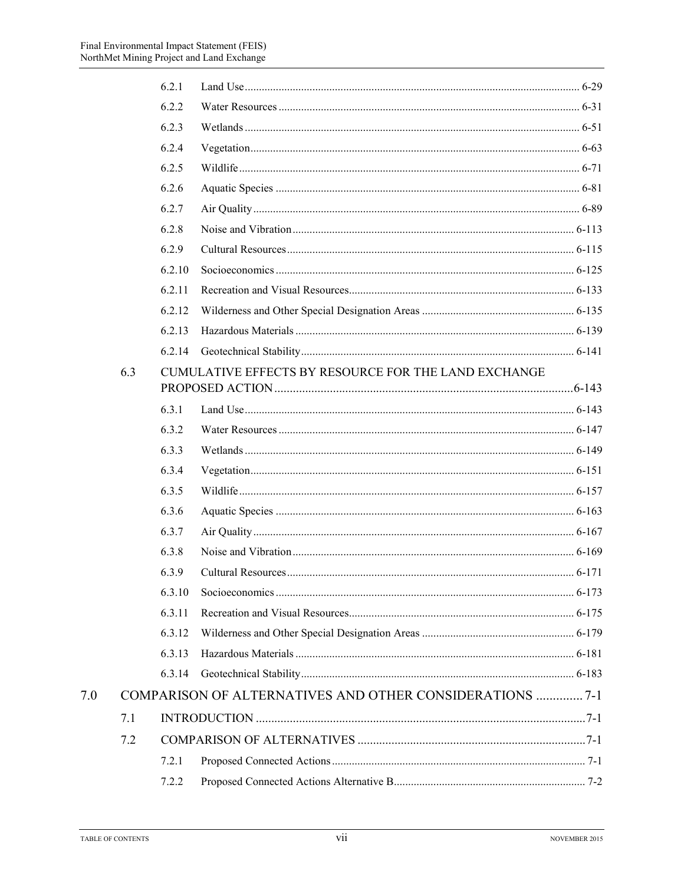| | | | |
|---|---|---|---|
| | 6.2.1 | Land Use | 6-29 |
| | 6.2.2 | Water Resources | 6-31 |
| | 6.2.3 | Wetlands | 6-51 |
| | 6.2.4 | Vegetation | 6-63 |
| | 6.2.5 | Wildlife | 6-71 |
| | 6.2.6 | Aquatic Species | 6-81 |
| | 6.2.7 | Air Quality | 6-89 |
| | 6.2.8 | Noise and Vibration | 6-113 |
| | 6.2.9 | Cultural Resources | 6-115 |
| | 6.2.10 | Socioeconomics | 6-125 |
| | 6.2.11 | Recreation and Visual Resources | 6-133 |
| | 6.2.12 | Wilderness and Other Special Designation Areas | 6-135 |
| | 6.2.13 | Hazardous Materials | 6-139 |
| | 6.2.14 | Geotechnical Stability | 6-141 |
| 6.3 | CUMULATIVE EFFECTS BY RESOURCE FOR THE LAND EXCHANGE PROPOSED ACTION | | 6-143 |
| | 6.3.1 | Land Use | 6-143 |
| | 6.3.2 | Water Resources | 6-147 |
| | 6.3.3 | Wetlands | 6-149 |
| | 6.3.4 | Vegetation | 6-151 |
| | 6.3.5 | Wildlife | 6-157 |
| | 6.3.6 | Aquatic Species | 6-163 |
| | 6.3.7 | Air Quality | 6-167 |
| | 6.3.8 | Noise and Vibration | 6-169 |
| | 6.3.9 | Cultural Resources | 6-171 |
| | 6.3.10 | Socioeconomics | 6-173 |
| | 6.3.11 | Recreation and Visual Resources | 6-175 |
| | 6.3.12 | Wilderness and Other Special Designation Areas | 6-179 |
| | 6.3.13 | Hazardous Materials | 6-181 |
| | 6.3.14 | Geotechnical Stability | 6-183 |

**7.0 COMPARISON OF ALTERNATIVES AND OTHER CONSIDERATIONS .............. 7-1**

| | | | |
|---|---|---|---|
| 7.1 | INTRODUCTION | | 7-1 |
| 7.2 | COMPARISON OF ALTERNATIVES | | 7-1 |
| | 7.2.1 | Proposed Connected Actions | 7-1 |
| | 7.2.2 | Proposed Connected Actions Alternative B | 7-2 |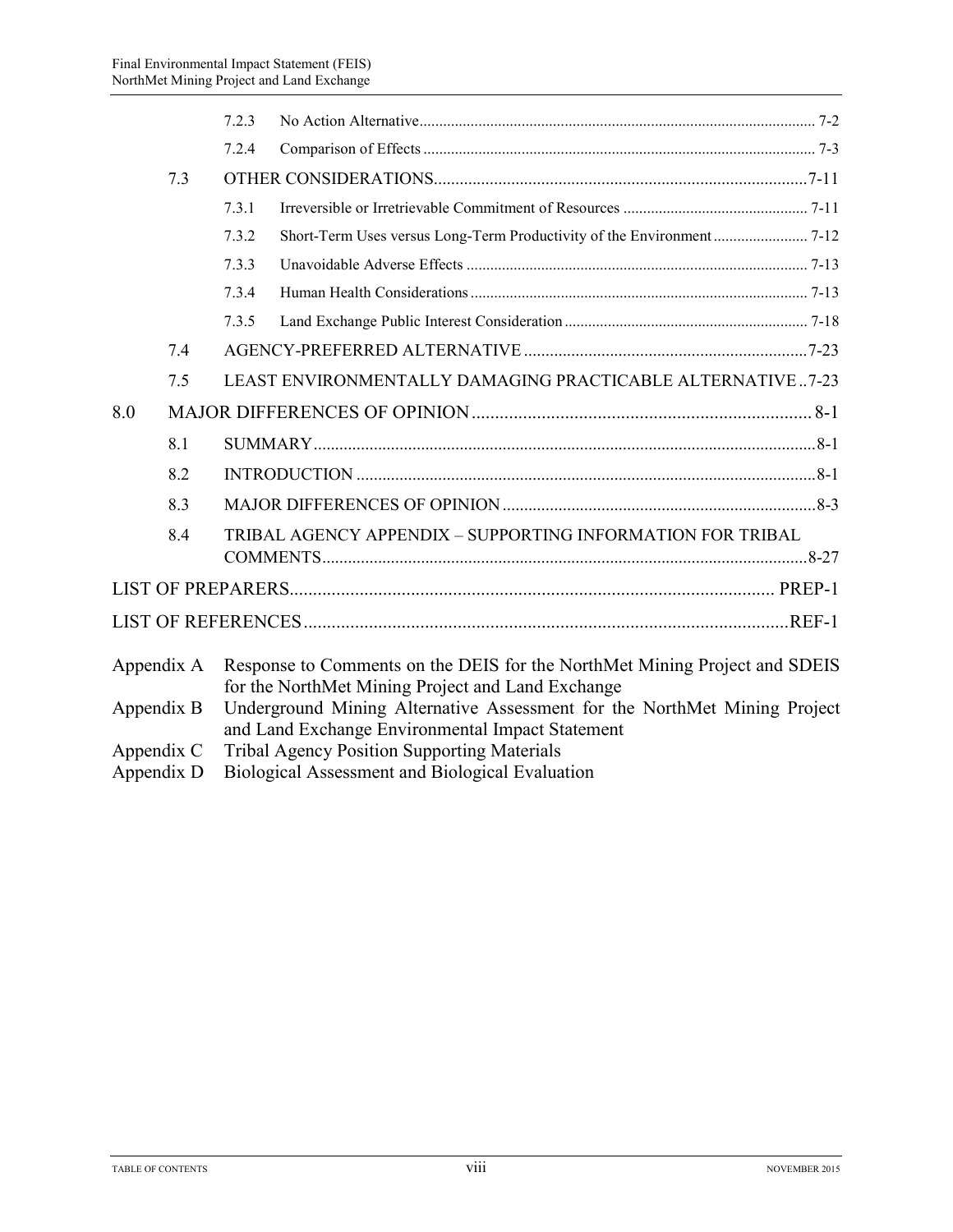7.2.3 No Action Alternative .................................................................................................. 7-2

7.2.4 Comparison of Effects .................................................................................................. 7-3

7.3 OTHER CONSIDERATIONS ..................................................................................... 7-11

7.3.1 Irreversible or Irretrievable Commitment of Resources .............................................. 7-11

7.3.2 Short-Term Uses versus Long-Term Productivity of the Environment ........................ 7-12

7.3.3 Unavoidable Adverse Effects ..................................................................................... 7-13

7.3.4 Human Health Considerations .................................................................................... 7-13

7.3.5 Land Exchange Public Interest Consideration ............................................................. 7-18

7.4 AGENCY-PREFERRED ALTERNATIVE ................................................................. 7-23

7.5 LEAST ENVIRONMENTALLY DAMAGING PRACTICABLE ALTERNATIVE .. 7-23

8.0 MAJOR DIFFERENCES OF OPINION ......................................................................... 8-1

8.1 SUMMARY ..................................................................................................................... 8-1

8.2 INTRODUCTION ........................................................................................................... 8-1

8.3 MAJOR DIFFERENCES OF OPINION ........................................................................ 8-3

8.4 TRIBAL AGENCY APPENDIX – SUPPORTING INFORMATION FOR TRIBAL COMMENTS ................................................................................................................. 8-27

LIST OF PREPARERS ......................................................................................................... PREP-1

LIST OF REFERENCES ......................................................................................................... REF-1

Appendix A Response to Comments on the DEIS for the NorthMet Mining Project and SDEIS for the NorthMet Mining Project and Land Exchange

Appendix B Underground Mining Alternative Assessment for the NorthMet Mining Project and Land Exchange Environmental Impact Statement

Appendix C Tribal Agency Position Supporting Materials

Appendix D Biological Assessment and Biological Evaluation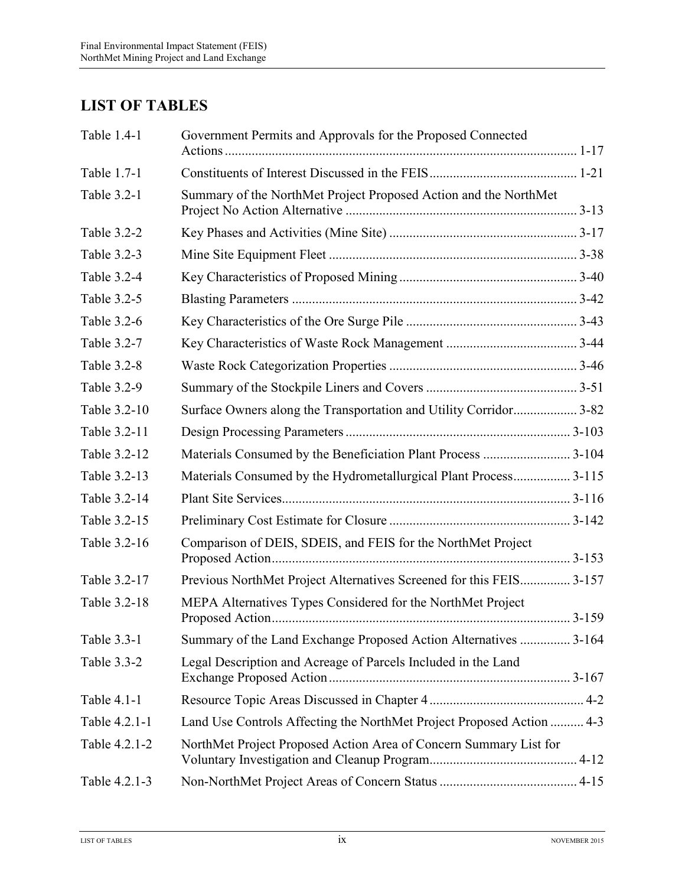## LIST OF TABLES

| | | |
|---|---|---|
| Table 1.4-1 | Government Permits and Approvals for the Proposed Connected Actions | 1-17 |
| Table 1.7-1 | Constituents of Interest Discussed in the FEIS | 1-21 |
| Table 3.2-1 | Summary of the NorthMet Project Proposed Action and the NorthMet Project No Action Alternative | 3-13 |
| Table 3.2-2 | Key Phases and Activities (Mine Site) | 3-17 |
| Table 3.2-3 | Mine Site Equipment Fleet | 3-38 |
| Table 3.2-4 | Key Characteristics of Proposed Mining | 3-40 |
| Table 3.2-5 | Blasting Parameters | 3-42 |
| Table 3.2-6 | Key Characteristics of the Ore Surge Pile | 3-43 |
| Table 3.2-7 | Key Characteristics of Waste Rock Management | 3-44 |
| Table 3.2-8 | Waste Rock Categorization Properties | 3-46 |
| Table 3.2-9 | Summary of the Stockpile Liners and Covers | 3-51 |
| Table 3.2-10 | Surface Owners along the Transportation and Utility Corridor | 3-82 |
| Table 3.2-11 | Design Processing Parameters | 3-103 |
| Table 3.2-12 | Materials Consumed by the Beneficiation Plant Process | 3-104 |
| Table 3.2-13 | Materials Consumed by the Hydrometallurgical Plant Process | 3-115 |
| Table 3.2-14 | Plant Site Services | 3-116 |
| Table 3.2-15 | Preliminary Cost Estimate for Closure | 3-142 |
| Table 3.2-16 | Comparison of DEIS, SDEIS, and FEIS for the NorthMet Project Proposed Action | 3-153 |
| Table 3.2-17 | Previous NorthMet Project Alternatives Screened for this FEIS | 3-157 |
| Table 3.2-18 | MEPA Alternatives Types Considered for the NorthMet Project Proposed Action | 3-159 |
| Table 3.3-1 | Summary of the Land Exchange Proposed Action Alternatives | 3-164 |
| Table 3.3-2 | Legal Description and Acreage of Parcels Included in the Land Exchange Proposed Action | 3-167 |
| Table 4.1-1 | Resource Topic Areas Discussed in Chapter 4 | 4-2 |
| Table 4.2.1-1 | Land Use Controls Affecting the NorthMet Project Proposed Action | 4-3 |
| Table 4.2.1-2 | NorthMet Project Proposed Action Area of Concern Summary List for Voluntary Investigation and Cleanup Program | 4-12 |
| Table 4.2.1-3 | Non-NorthMet Project Areas of Concern Status | 4-15 |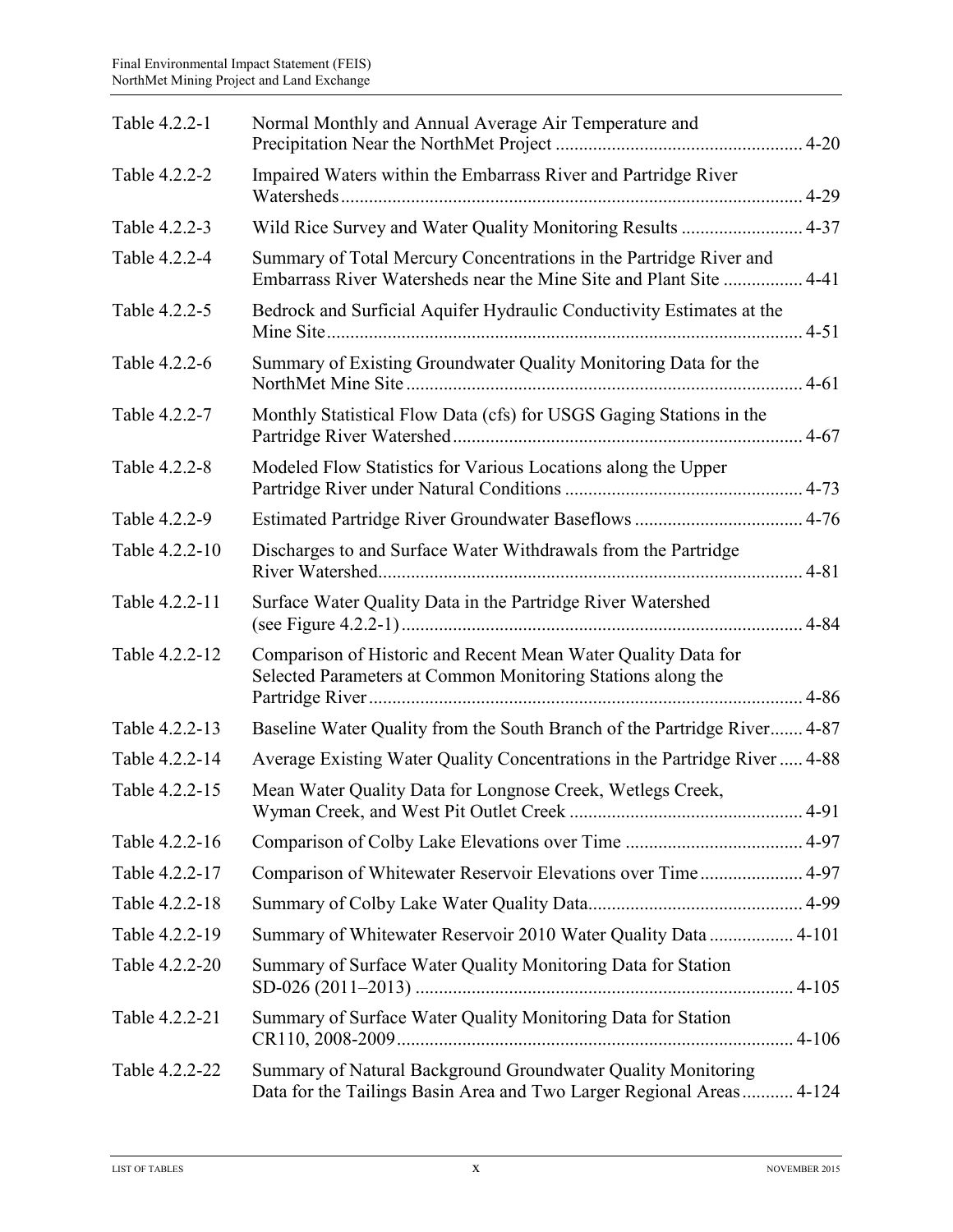| | | |
|---|---|---|
| Table 4.2.2-1 | Normal Monthly and Annual Average Air Temperature and Precipitation Near the NorthMet Project | 4-20 |
| Table 4.2.2-2 | Impaired Waters within the Embarrass River and Partridge River Watersheds | 4-29 |
| Table 4.2.2-3 | Wild Rice Survey and Water Quality Monitoring Results | 4-37 |
| Table 4.2.2-4 | Summary of Total Mercury Concentrations in the Partridge River and Embarrass River Watersheds near the Mine Site and Plant Site | 4-41 |
| Table 4.2.2-5 | Bedrock and Surficial Aquifer Hydraulic Conductivity Estimates at the Mine Site | 4-51 |
| Table 4.2.2-6 | Summary of Existing Groundwater Quality Monitoring Data for the NorthMet Mine Site | 4-61 |
| Table 4.2.2-7 | Monthly Statistical Flow Data (cfs) for USGS Gaging Stations in the Partridge River Watershed | 4-67 |
| Table 4.2.2-8 | Modeled Flow Statistics for Various Locations along the Upper Partridge River under Natural Conditions | 4-73 |
| Table 4.2.2-9 | Estimated Partridge River Groundwater Baseflows | 4-76 |
| Table 4.2.2-10 | Discharges to and Surface Water Withdrawals from the Partridge River Watershed | 4-81 |
| Table 4.2.2-11 | Surface Water Quality Data in the Partridge River Watershed (see Figure 4.2.2-1) | 4-84 |
| Table 4.2.2-12 | Comparison of Historic and Recent Mean Water Quality Data for Selected Parameters at Common Monitoring Stations along the Partridge River | 4-86 |
| Table 4.2.2-13 | Baseline Water Quality from the South Branch of the Partridge River | 4-87 |
| Table 4.2.2-14 | Average Existing Water Quality Concentrations in the Partridge River | 4-88 |
| Table 4.2.2-15 | Mean Water Quality Data for Longnose Creek, Wetlegs Creek, Wyman Creek, and West Pit Outlet Creek | 4-91 |
| Table 4.2.2-16 | Comparison of Colby Lake Elevations over Time | 4-97 |
| Table 4.2.2-17 | Comparison of Whitewater Reservoir Elevations over Time | 4-97 |
| Table 4.2.2-18 | Summary of Colby Lake Water Quality Data | 4-99 |
| Table 4.2.2-19 | Summary of Whitewater Reservoir 2010 Water Quality Data | 4-101 |
| Table 4.2.2-20 | Summary of Surface Water Quality Monitoring Data for Station SD-026 (2011–2013) | 4-105 |
| Table 4.2.2-21 | Summary of Surface Water Quality Monitoring Data for Station CR110, 2008-2009 | 4-106 |
| Table 4.2.2-22 | Summary of Natural Background Groundwater Quality Monitoring Data for the Tailings Basin Area and Two Larger Regional Areas | 4-124 |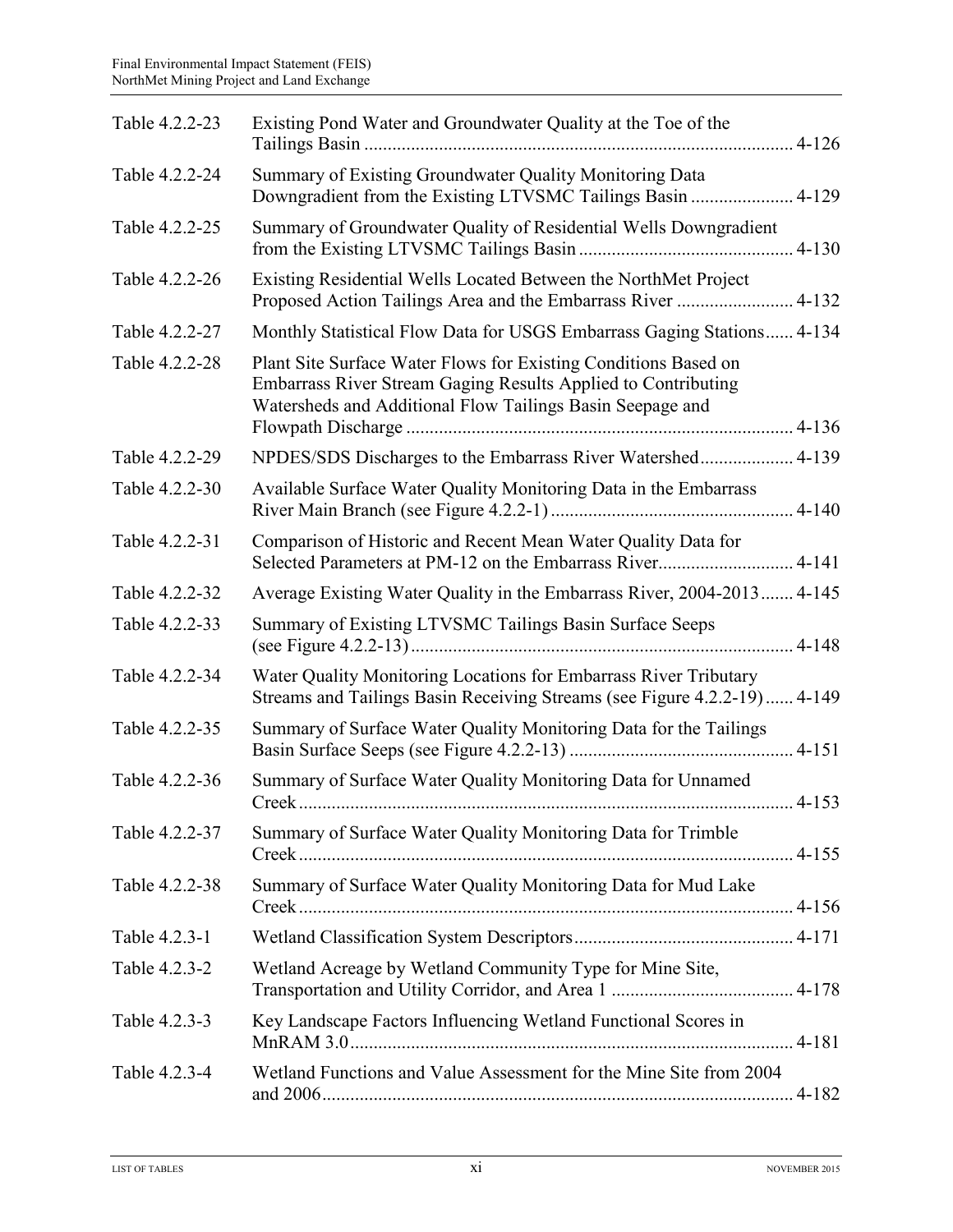| | | |
|---|---|---|
| Table 4.2.2-23 | Existing Pond Water and Groundwater Quality at the Toe of the Tailings Basin | 4-126 |
| Table 4.2.2-24 | Summary of Existing Groundwater Quality Monitoring Data Downgradient from the Existing LTVSMC Tailings Basin | 4-129 |
| Table 4.2.2-25 | Summary of Groundwater Quality of Residential Wells Downgradient from the Existing LTVSMC Tailings Basin | 4-130 |
| Table 4.2.2-26 | Existing Residential Wells Located Between the NorthMet Project Proposed Action Tailings Area and the Embarrass River | 4-132 |
| Table 4.2.2-27 | Monthly Statistical Flow Data for USGS Embarrass Gaging Stations | 4-134 |
| Table 4.2.2-28 | Plant Site Surface Water Flows for Existing Conditions Based on Embarrass River Stream Gaging Results Applied to Contributing Watersheds and Additional Flow Tailings Basin Seepage and Flowpath Discharge | 4-136 |
| Table 4.2.2-29 | NPDES/SDS Discharges to the Embarrass River Watershed | 4-139 |
| Table 4.2.2-30 | Available Surface Water Quality Monitoring Data in the Embarrass River Main Branch (see Figure 4.2.2-1) | 4-140 |
| Table 4.2.2-31 | Comparison of Historic and Recent Mean Water Quality Data for Selected Parameters at PM-12 on the Embarrass River | 4-141 |
| Table 4.2.2-32 | Average Existing Water Quality in the Embarrass River, 2004-2013 | 4-145 |
| Table 4.2.2-33 | Summary of Existing LTVSMC Tailings Basin Surface Seeps (see Figure 4.2.2-13) | 4-148 |
| Table 4.2.2-34 | Water Quality Monitoring Locations for Embarrass River Tributary Streams and Tailings Basin Receiving Streams (see Figure 4.2.2-19) | 4-149 |
| Table 4.2.2-35 | Summary of Surface Water Quality Monitoring Data for the Tailings Basin Surface Seeps (see Figure 4.2.2-13) | 4-151 |
| Table 4.2.2-36 | Summary of Surface Water Quality Monitoring Data for Unnamed Creek | 4-153 |
| Table 4.2.2-37 | Summary of Surface Water Quality Monitoring Data for Trimble Creek | 4-155 |
| Table 4.2.2-38 | Summary of Surface Water Quality Monitoring Data for Mud Lake Creek | 4-156 |
| Table 4.2.3-1 | Wetland Classification System Descriptors | 4-171 |
| Table 4.2.3-2 | Wetland Acreage by Wetland Community Type for Mine Site, Transportation and Utility Corridor, and Area 1 | 4-178 |
| Table 4.2.3-3 | Key Landscape Factors Influencing Wetland Functional Scores in MnRAM 3.0 | 4-181 |
| Table 4.2.3-4 | Wetland Functions and Value Assessment for the Mine Site from 2004 and 2006 | 4-182 |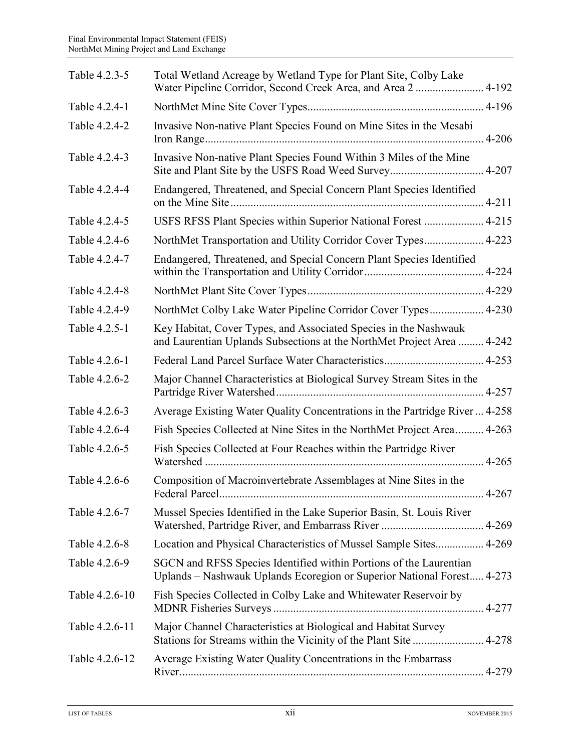| | | |
|---|---|---|
| Table 4.2.3-5 | Total Wetland Acreage by Wetland Type for Plant Site, Colby Lake Water Pipeline Corridor, Second Creek Area, and Area 2 | 4-192 |
| Table 4.2.4-1 | NorthMet Mine Site Cover Types | 4-196 |
| Table 4.2.4-2 | Invasive Non-native Plant Species Found on Mine Sites in the Mesabi Iron Range | 4-206 |
| Table 4.2.4-3 | Invasive Non-native Plant Species Found Within 3 Miles of the Mine Site and Plant Site by the USFS Road Weed Survey | 4-207 |
| Table 4.2.4-4 | Endangered, Threatened, and Special Concern Plant Species Identified on the Mine Site | 4-211 |
| Table 4.2.4-5 | USFS RFSS Plant Species within Superior National Forest | 4-215 |
| Table 4.2.4-6 | NorthMet Transportation and Utility Corridor Cover Types | 4-223 |
| Table 4.2.4-7 | Endangered, Threatened, and Special Concern Plant Species Identified within the Transportation and Utility Corridor | 4-224 |
| Table 4.2.4-8 | NorthMet Plant Site Cover Types | 4-229 |
| Table 4.2.4-9 | NorthMet Colby Lake Water Pipeline Corridor Cover Types | 4-230 |
| Table 4.2.5-1 | Key Habitat, Cover Types, and Associated Species in the Nashwauk and Laurentian Uplands Subsections at the NorthMet Project Area | 4-242 |
| Table 4.2.6-1 | Federal Land Parcel Surface Water Characteristics | 4-253 |
| Table 4.2.6-2 | Major Channel Characteristics at Biological Survey Stream Sites in the Partridge River Watershed | 4-257 |
| Table 4.2.6-3 | Average Existing Water Quality Concentrations in the Partridge River | 4-258 |
| Table 4.2.6-4 | Fish Species Collected at Nine Sites in the NorthMet Project Area | 4-263 |
| Table 4.2.6-5 | Fish Species Collected at Four Reaches within the Partridge River Watershed | 4-265 |
| Table 4.2.6-6 | Composition of Macroinvertebrate Assemblages at Nine Sites in the Federal Parcel | 4-267 |
| Table 4.2.6-7 | Mussel Species Identified in the Lake Superior Basin, St. Louis River Watershed, Partridge River, and Embarrass River | 4-269 |
| Table 4.2.6-8 | Location and Physical Characteristics of Mussel Sample Sites | 4-269 |
| Table 4.2.6-9 | SGCN and RFSS Species Identified within Portions of the Laurentian Uplands – Nashwauk Uplands Ecoregion or Superior National Forest | 4-273 |
| Table 4.2.6-10 | Fish Species Collected in Colby Lake and Whitewater Reservoir by MDNR Fisheries Surveys | 4-277 |
| Table 4.2.6-11 | Major Channel Characteristics at Biological and Habitat Survey Stations for Streams within the Vicinity of the Plant Site | 4-278 |
| Table 4.2.6-12 | Average Existing Water Quality Concentrations in the Embarrass River | 4-279 |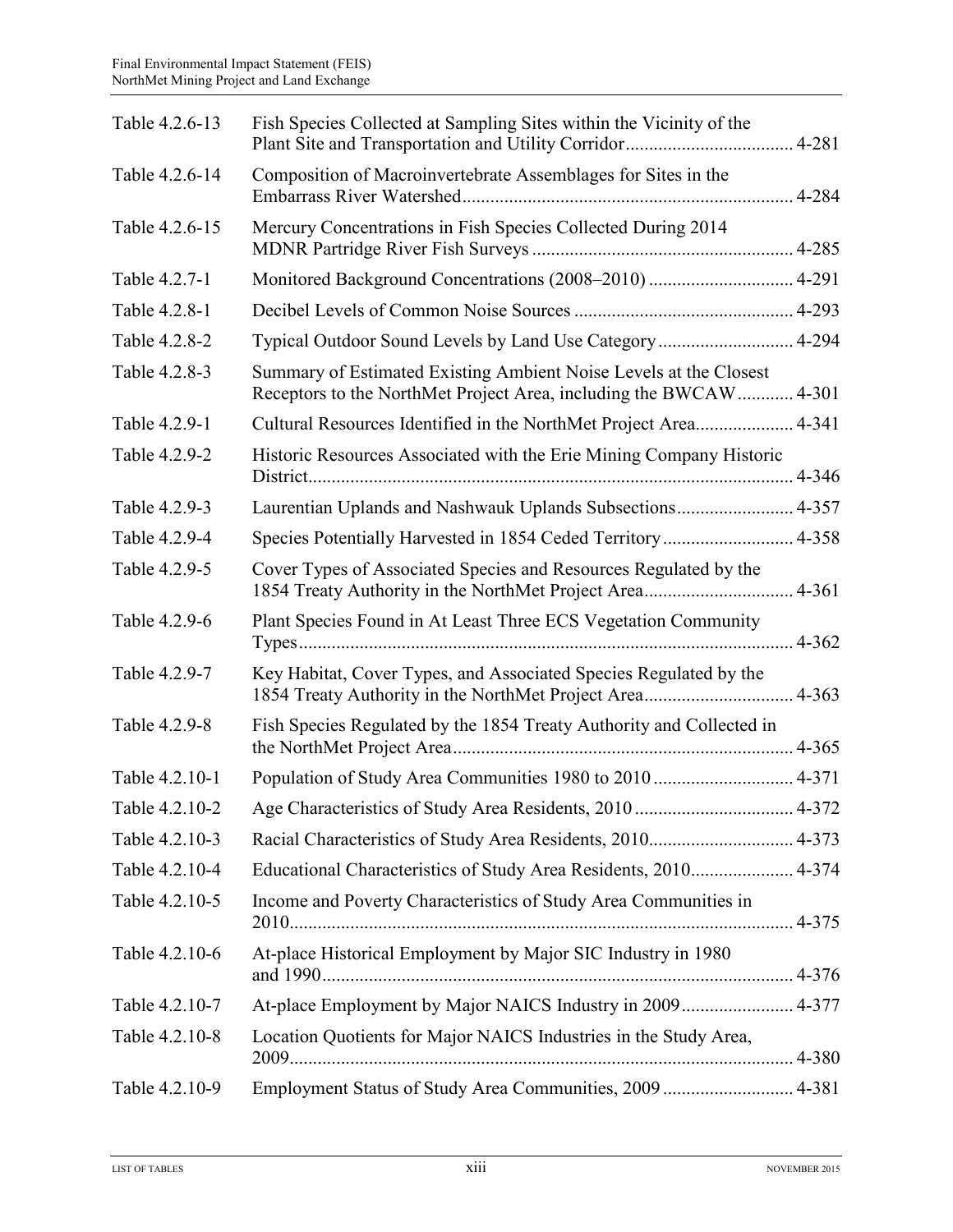| | | |
|---|---|---|
| Table 4.2.6-13 | Fish Species Collected at Sampling Sites within the Vicinity of the Plant Site and Transportation and Utility Corridor | 4-281 |
| Table 4.2.6-14 | Composition of Macroinvertebrate Assemblages for Sites in the Embarrass River Watershed | 4-284 |
| Table 4.2.6-15 | Mercury Concentrations in Fish Species Collected During 2014 MDNR Partridge River Fish Surveys | 4-285 |
| Table 4.2.7-1 | Monitored Background Concentrations (2008–2010) | 4-291 |
| Table 4.2.8-1 | Decibel Levels of Common Noise Sources | 4-293 |
| Table 4.2.8-2 | Typical Outdoor Sound Levels by Land Use Category | 4-294 |
| Table 4.2.8-3 | Summary of Estimated Existing Ambient Noise Levels at the Closest Receptors to the NorthMet Project Area, including the BWCAW | 4-301 |
| Table 4.2.9-1 | Cultural Resources Identified in the NorthMet Project Area | 4-341 |
| Table 4.2.9-2 | Historic Resources Associated with the Erie Mining Company Historic District | 4-346 |
| Table 4.2.9-3 | Laurentian Uplands and Nashwauk Uplands Subsections | 4-357 |
| Table 4.2.9-4 | Species Potentially Harvested in 1854 Ceded Territory | 4-358 |
| Table 4.2.9-5 | Cover Types of Associated Species and Resources Regulated by the 1854 Treaty Authority in the NorthMet Project Area | 4-361 |
| Table 4.2.9-6 | Plant Species Found in At Least Three ECS Vegetation Community Types | 4-362 |
| Table 4.2.9-7 | Key Habitat, Cover Types, and Associated Species Regulated by the 1854 Treaty Authority in the NorthMet Project Area | 4-363 |
| Table 4.2.9-8 | Fish Species Regulated by the 1854 Treaty Authority and Collected in the NorthMet Project Area | 4-365 |
| Table 4.2.10-1 | Population of Study Area Communities 1980 to 2010 | 4-371 |
| Table 4.2.10-2 | Age Characteristics of Study Area Residents, 2010 | 4-372 |
| Table 4.2.10-3 | Racial Characteristics of Study Area Residents, 2010 | 4-373 |
| Table 4.2.10-4 | Educational Characteristics of Study Area Residents, 2010 | 4-374 |
| Table 4.2.10-5 | Income and Poverty Characteristics of Study Area Communities in 2010 | 4-375 |
| Table 4.2.10-6 | At-place Historical Employment by Major SIC Industry in 1980 and 1990 | 4-376 |
| Table 4.2.10-7 | At-place Employment by Major NAICS Industry in 2009 | 4-377 |
| Table 4.2.10-8 | Location Quotients for Major NAICS Industries in the Study Area, 2009 | 4-380 |
| Table 4.2.10-9 | Employment Status of Study Area Communities, 2009 | 4-381 |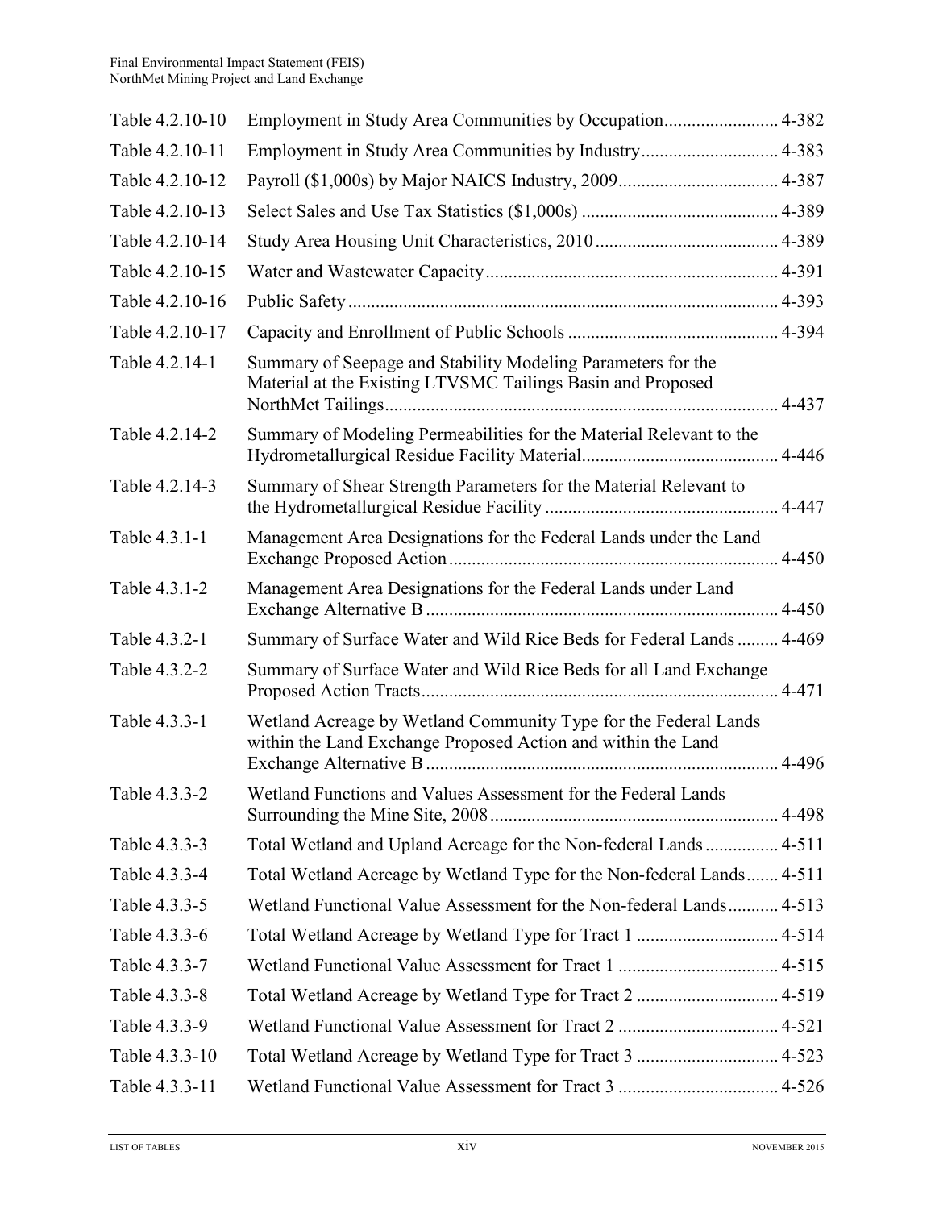| | | |
|---|---|---|
| Table 4.2.10-10 | Employment in Study Area Communities by Occupation | 4-382 |
| Table 4.2.10-11 | Employment in Study Area Communities by Industry | 4-383 |
| Table 4.2.10-12 | Payroll ($1,000s) by Major NAICS Industry, 2009 | 4-387 |
| Table 4.2.10-13 | Select Sales and Use Tax Statistics ($1,000s) | 4-389 |
| Table 4.2.10-14 | Study Area Housing Unit Characteristics, 2010 | 4-389 |
| Table 4.2.10-15 | Water and Wastewater Capacity | 4-391 |
| Table 4.2.10-16 | Public Safety | 4-393 |
| Table 4.2.10-17 | Capacity and Enrollment of Public Schools | 4-394 |
| Table 4.2.14-1 | Summary of Seepage and Stability Modeling Parameters for the Material at the Existing LTVSMC Tailings Basin and Proposed NorthMet Tailings | 4-437 |
| Table 4.2.14-2 | Summary of Modeling Permeabilities for the Material Relevant to the Hydrometallurgical Residue Facility Material | 4-446 |
| Table 4.2.14-3 | Summary of Shear Strength Parameters for the Material Relevant to the Hydrometallurgical Residue Facility | 4-447 |
| Table 4.3.1-1 | Management Area Designations for the Federal Lands under the Land Exchange Proposed Action | 4-450 |
| Table 4.3.1-2 | Management Area Designations for the Federal Lands under Land Exchange Alternative B | 4-450 |
| Table 4.3.2-1 | Summary of Surface Water and Wild Rice Beds for Federal Lands | 4-469 |
| Table 4.3.2-2 | Summary of Surface Water and Wild Rice Beds for all Land Exchange Proposed Action Tracts | 4-471 |
| Table 4.3.3-1 | Wetland Acreage by Wetland Community Type for the Federal Lands within the Land Exchange Proposed Action and within the Land Exchange Alternative B | 4-496 |
| Table 4.3.3-2 | Wetland Functions and Values Assessment for the Federal Lands Surrounding the Mine Site, 2008 | 4-498 |
| Table 4.3.3-3 | Total Wetland and Upland Acreage for the Non-federal Lands | 4-511 |
| Table 4.3.3-4 | Total Wetland Acreage by Wetland Type for the Non-federal Lands | 4-511 |
| Table 4.3.3-5 | Wetland Functional Value Assessment for the Non-federal Lands | 4-513 |
| Table 4.3.3-6 | Total Wetland Acreage by Wetland Type for Tract 1 | 4-514 |
| Table 4.3.3-7 | Wetland Functional Value Assessment for Tract 1 | 4-515 |
| Table 4.3.3-8 | Total Wetland Acreage by Wetland Type for Tract 2 | 4-519 |
| Table 4.3.3-9 | Wetland Functional Value Assessment for Tract 2 | 4-521 |
| Table 4.3.3-10 | Total Wetland Acreage by Wetland Type for Tract 3 | 4-523 |
| Table 4.3.3-11 | Wetland Functional Value Assessment for Tract 3 | 4-526 |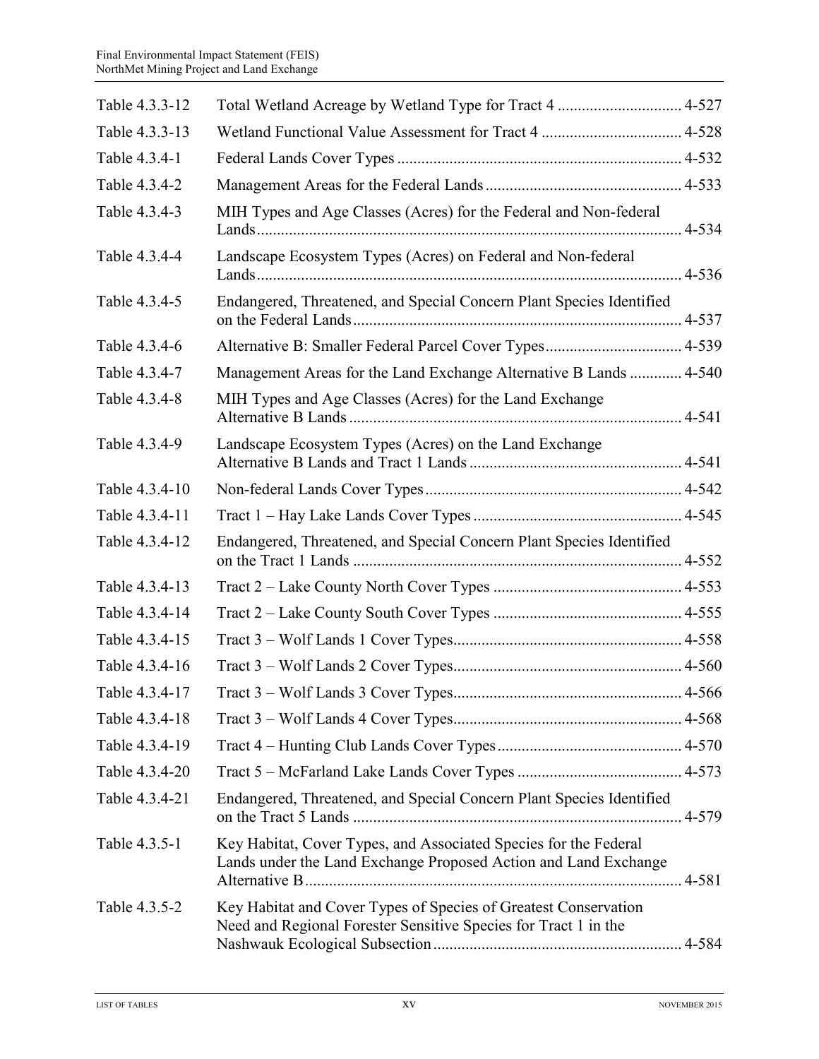| | | |
|---|---|---|
| Table 4.3.3-12 | Total Wetland Acreage by Wetland Type for Tract 4 | 4-527 |
| Table 4.3.3-13 | Wetland Functional Value Assessment for Tract 4 | 4-528 |
| Table 4.3.4-1 | Federal Lands Cover Types | 4-532 |
| Table 4.3.4-2 | Management Areas for the Federal Lands | 4-533 |
| Table 4.3.4-3 | MIH Types and Age Classes (Acres) for the Federal and Non-federal Lands | 4-534 |
| Table 4.3.4-4 | Landscape Ecosystem Types (Acres) on Federal and Non-federal Lands | 4-536 |
| Table 4.3.4-5 | Endangered, Threatened, and Special Concern Plant Species Identified on the Federal Lands | 4-537 |
| Table 4.3.4-6 | Alternative B: Smaller Federal Parcel Cover Types | 4-539 |
| Table 4.3.4-7 | Management Areas for the Land Exchange Alternative B Lands | 4-540 |
| Table 4.3.4-8 | MIH Types and Age Classes (Acres) for the Land Exchange Alternative B Lands | 4-541 |
| Table 4.3.4-9 | Landscape Ecosystem Types (Acres) on the Land Exchange Alternative B Lands and Tract 1 Lands | 4-541 |
| Table 4.3.4-10 | Non-federal Lands Cover Types | 4-542 |
| Table 4.3.4-11 | Tract 1 – Hay Lake Lands Cover Types | 4-545 |
| Table 4.3.4-12 | Endangered, Threatened, and Special Concern Plant Species Identified on the Tract 1 Lands | 4-552 |
| Table 4.3.4-13 | Tract 2 – Lake County North Cover Types | 4-553 |
| Table 4.3.4-14 | Tract 2 – Lake County South Cover Types | 4-555 |
| Table 4.3.4-15 | Tract 3 – Wolf Lands 1 Cover Types | 4-558 |
| Table 4.3.4-16 | Tract 3 – Wolf Lands 2 Cover Types | 4-560 |
| Table 4.3.4-17 | Tract 3 – Wolf Lands 3 Cover Types | 4-566 |
| Table 4.3.4-18 | Tract 3 – Wolf Lands 4 Cover Types | 4-568 |
| Table 4.3.4-19 | Tract 4 – Hunting Club Lands Cover Types | 4-570 |
| Table 4.3.4-20 | Tract 5 – McFarland Lake Lands Cover Types | 4-573 |
| Table 4.3.4-21 | Endangered, Threatened, and Special Concern Plant Species Identified on the Tract 5 Lands | 4-579 |
| Table 4.3.5-1 | Key Habitat, Cover Types, and Associated Species for the Federal Lands under the Land Exchange Proposed Action and Land Exchange Alternative B | 4-581 |
| Table 4.3.5-2 | Key Habitat and Cover Types of Species of Greatest Conservation Need and Regional Forester Sensitive Species for Tract 1 in the Nashwauk Ecological Subsection | 4-584 |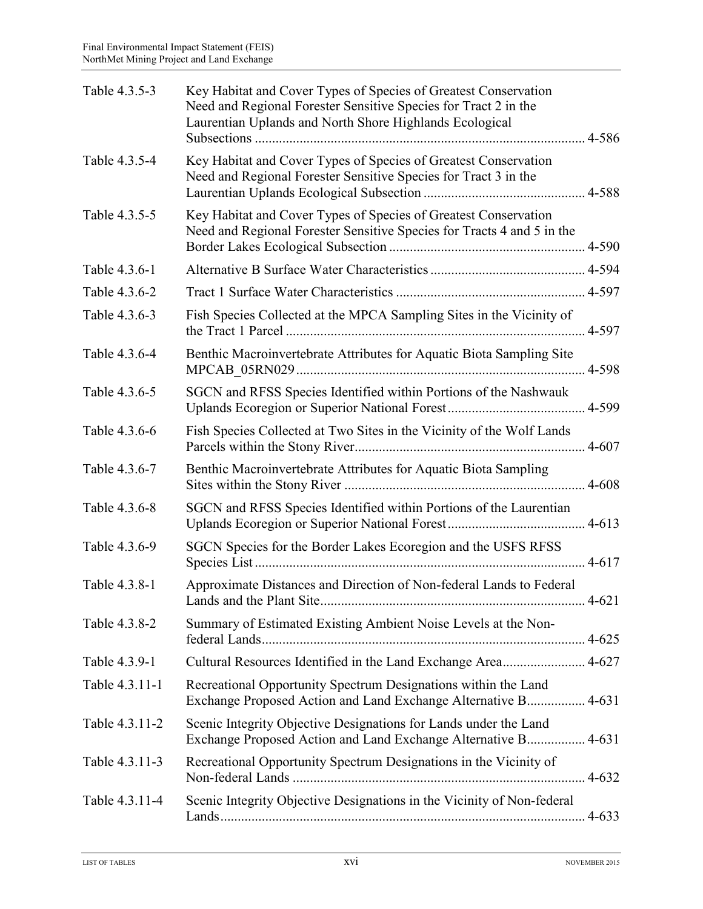| Table | Title | Page |
|---|---|---|
| Table 4.3.5-3 | Key Habitat and Cover Types of Species of Greatest Conservation Need and Regional Forester Sensitive Species for Tract 2 in the Laurentian Uplands and North Shore Highlands Ecological Subsections | 4-586 |
| Table 4.3.5-4 | Key Habitat and Cover Types of Species of Greatest Conservation Need and Regional Forester Sensitive Species for Tract 3 in the Laurentian Uplands Ecological Subsection | 4-588 |
| Table 4.3.5-5 | Key Habitat and Cover Types of Species of Greatest Conservation Need and Regional Forester Sensitive Species for Tracts 4 and 5 in the Border Lakes Ecological Subsection | 4-590 |
| Table 4.3.6-1 | Alternative B Surface Water Characteristics | 4-594 |
| Table 4.3.6-2 | Tract 1 Surface Water Characteristics | 4-597 |
| Table 4.3.6-3 | Fish Species Collected at the MPCA Sampling Sites in the Vicinity of the Tract 1 Parcel | 4-597 |
| Table 4.3.6-4 | Benthic Macroinvertebrate Attributes for Aquatic Biota Sampling Site MPCAB_05RN029 | 4-598 |
| Table 4.3.6-5 | SGCN and RFSS Species Identified within Portions of the Nashwauk Uplands Ecoregion or Superior National Forest | 4-599 |
| Table 4.3.6-6 | Fish Species Collected at Two Sites in the Vicinity of the Wolf Lands Parcels within the Stony River | 4-607 |
| Table 4.3.6-7 | Benthic Macroinvertebrate Attributes for Aquatic Biota Sampling Sites within the Stony River | 4-608 |
| Table 4.3.6-8 | SGCN and RFSS Species Identified within Portions of the Laurentian Uplands Ecoregion or Superior National Forest | 4-613 |
| Table 4.3.6-9 | SGCN Species for the Border Lakes Ecoregion and the USFS RFSS Species List | 4-617 |
| Table 4.3.8-1 | Approximate Distances and Direction of Non-federal Lands to Federal Lands and the Plant Site | 4-621 |
| Table 4.3.8-2 | Summary of Estimated Existing Ambient Noise Levels at the Non-federal Lands | 4-625 |
| Table 4.3.9-1 | Cultural Resources Identified in the Land Exchange Area | 4-627 |
| Table 4.3.11-1 | Recreational Opportunity Spectrum Designations within the Land Exchange Proposed Action and Land Exchange Alternative B | 4-631 |
| Table 4.3.11-2 | Scenic Integrity Objective Designations for Lands under the Land Exchange Proposed Action and Land Exchange Alternative B | 4-631 |
| Table 4.3.11-3 | Recreational Opportunity Spectrum Designations in the Vicinity of Non-federal Lands | 4-632 |
| Table 4.3.11-4 | Scenic Integrity Objective Designations in the Vicinity of Non-federal Lands | 4-633 |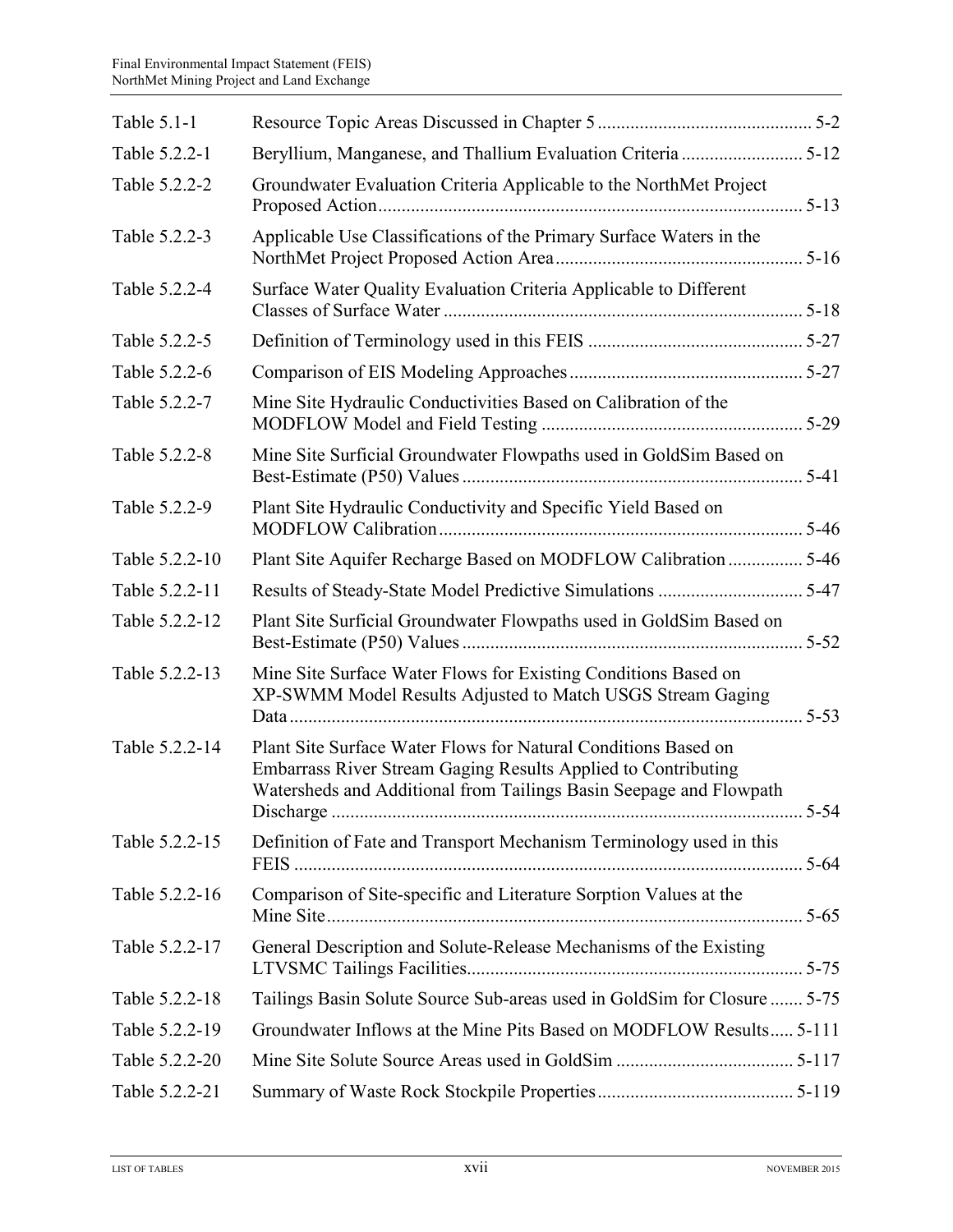| | | |
|---|---|---|
| Table 5.1-1 | Resource Topic Areas Discussed in Chapter 5 | 5-2 |
| Table 5.2.2-1 | Beryllium, Manganese, and Thallium Evaluation Criteria | 5-12 |
| Table 5.2.2-2 | Groundwater Evaluation Criteria Applicable to the NorthMet Project Proposed Action | 5-13 |
| Table 5.2.2-3 | Applicable Use Classifications of the Primary Surface Waters in the NorthMet Project Proposed Action Area | 5-16 |
| Table 5.2.2-4 | Surface Water Quality Evaluation Criteria Applicable to Different Classes of Surface Water | 5-18 |
| Table 5.2.2-5 | Definition of Terminology used in this FEIS | 5-27 |
| Table 5.2.2-6 | Comparison of EIS Modeling Approaches | 5-27 |
| Table 5.2.2-7 | Mine Site Hydraulic Conductivities Based on Calibration of the MODFLOW Model and Field Testing | 5-29 |
| Table 5.2.2-8 | Mine Site Surficial Groundwater Flowpaths used in GoldSim Based on Best-Estimate (P50) Values | 5-41 |
| Table 5.2.2-9 | Plant Site Hydraulic Conductivity and Specific Yield Based on MODFLOW Calibration | 5-46 |
| Table 5.2.2-10 | Plant Site Aquifer Recharge Based on MODFLOW Calibration | 5-46 |
| Table 5.2.2-11 | Results of Steady-State Model Predictive Simulations | 5-47 |
| Table 5.2.2-12 | Plant Site Surficial Groundwater Flowpaths used in GoldSim Based on Best-Estimate (P50) Values | 5-52 |
| Table 5.2.2-13 | Mine Site Surface Water Flows for Existing Conditions Based on XP-SWMM Model Results Adjusted to Match USGS Stream Gaging Data | 5-53 |
| Table 5.2.2-14 | Plant Site Surface Water Flows for Natural Conditions Based on Embarrass River Stream Gaging Results Applied to Contributing Watersheds and Additional from Tailings Basin Seepage and Flowpath Discharge | 5-54 |
| Table 5.2.2-15 | Definition of Fate and Transport Mechanism Terminology used in this FEIS | 5-64 |
| Table 5.2.2-16 | Comparison of Site-specific and Literature Sorption Values at the Mine Site | 5-65 |
| Table 5.2.2-17 | General Description and Solute-Release Mechanisms of the Existing LTVSMC Tailings Facilities | 5-75 |
| Table 5.2.2-18 | Tailings Basin Solute Source Sub-areas used in GoldSim for Closure | 5-75 |
| Table 5.2.2-19 | Groundwater Inflows at the Mine Pits Based on MODFLOW Results | 5-111 |
| Table 5.2.2-20 | Mine Site Solute Source Areas used in GoldSim | 5-117 |
| Table 5.2.2-21 | Summary of Waste Rock Stockpile Properties | 5-119 |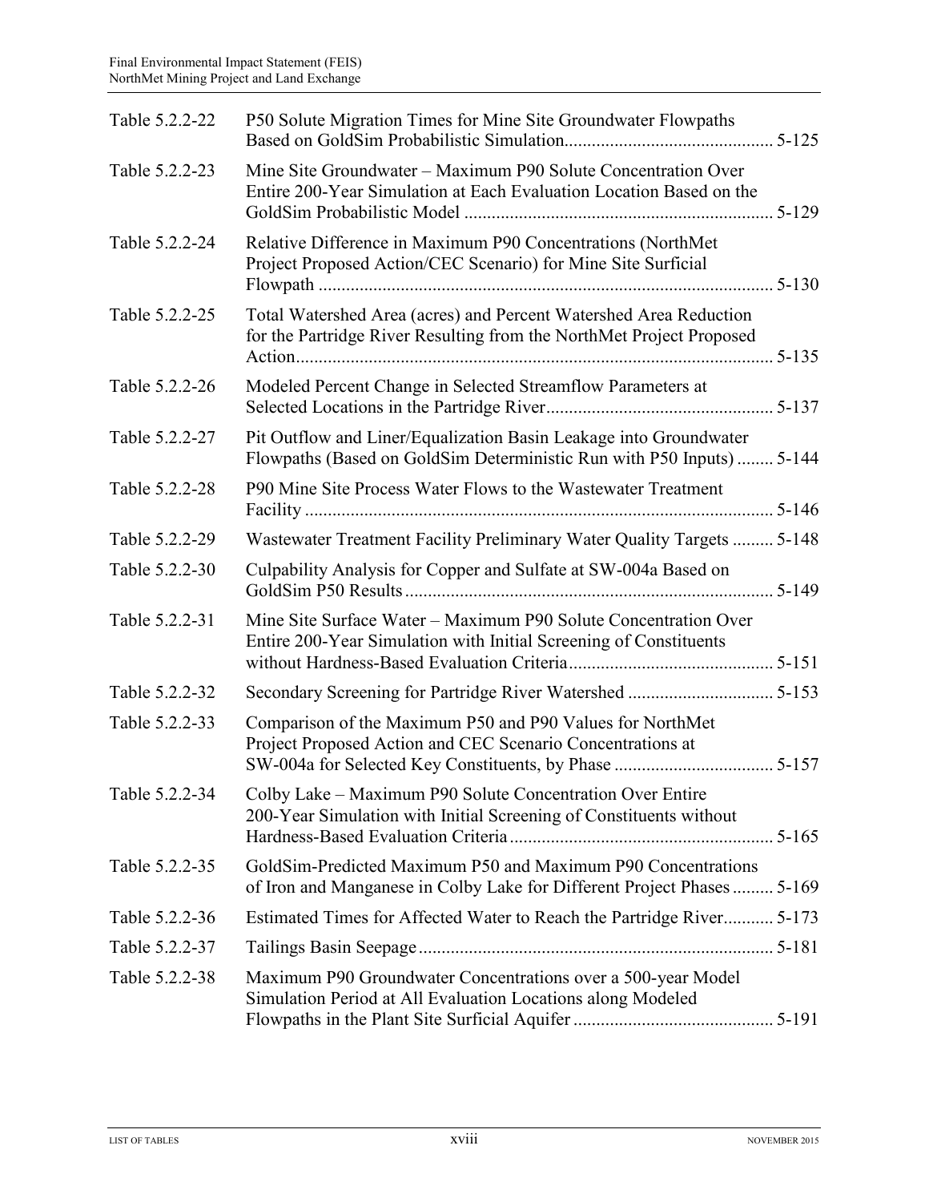| | | |
|---|---|---|
| Table 5.2.2-22 | P50 Solute Migration Times for Mine Site Groundwater Flowpaths Based on GoldSim Probabilistic Simulation | 5-125 |
| Table 5.2.2-23 | Mine Site Groundwater – Maximum P90 Solute Concentration Over Entire 200-Year Simulation at Each Evaluation Location Based on the GoldSim Probabilistic Model | 5-129 |
| Table 5.2.2-24 | Relative Difference in Maximum P90 Concentrations (NorthMet Project Proposed Action/CEC Scenario) for Mine Site Surficial Flowpath | 5-130 |
| Table 5.2.2-25 | Total Watershed Area (acres) and Percent Watershed Area Reduction for the Partridge River Resulting from the NorthMet Project Proposed Action | 5-135 |
| Table 5.2.2-26 | Modeled Percent Change in Selected Streamflow Parameters at Selected Locations in the Partridge River | 5-137 |
| Table 5.2.2-27 | Pit Outflow and Liner/Equalization Basin Leakage into Groundwater Flowpaths (Based on GoldSim Deterministic Run with P50 Inputs) | 5-144 |
| Table 5.2.2-28 | P90 Mine Site Process Water Flows to the Wastewater Treatment Facility | 5-146 |
| Table 5.2.2-29 | Wastewater Treatment Facility Preliminary Water Quality Targets | 5-148 |
| Table 5.2.2-30 | Culpability Analysis for Copper and Sulfate at SW-004a Based on GoldSim P50 Results | 5-149 |
| Table 5.2.2-31 | Mine Site Surface Water – Maximum P90 Solute Concentration Over Entire 200-Year Simulation with Initial Screening of Constituents without Hardness-Based Evaluation Criteria | 5-151 |
| Table 5.2.2-32 | Secondary Screening for Partridge River Watershed | 5-153 |
| Table 5.2.2-33 | Comparison of the Maximum P50 and P90 Values for NorthMet Project Proposed Action and CEC Scenario Concentrations at SW-004a for Selected Key Constituents, by Phase | 5-157 |
| Table 5.2.2-34 | Colby Lake – Maximum P90 Solute Concentration Over Entire 200-Year Simulation with Initial Screening of Constituents without Hardness-Based Evaluation Criteria | 5-165 |
| Table 5.2.2-35 | GoldSim-Predicted Maximum P50 and Maximum P90 Concentrations of Iron and Manganese in Colby Lake for Different Project Phases | 5-169 |
| Table 5.2.2-36 | Estimated Times for Affected Water to Reach the Partridge River | 5-173 |
| Table 5.2.2-37 | Tailings Basin Seepage | 5-181 |
| Table 5.2.2-38 | Maximum P90 Groundwater Concentrations over a 500-year Model Simulation Period at All Evaluation Locations along Modeled Flowpaths in the Plant Site Surficial Aquifer | 5-191 |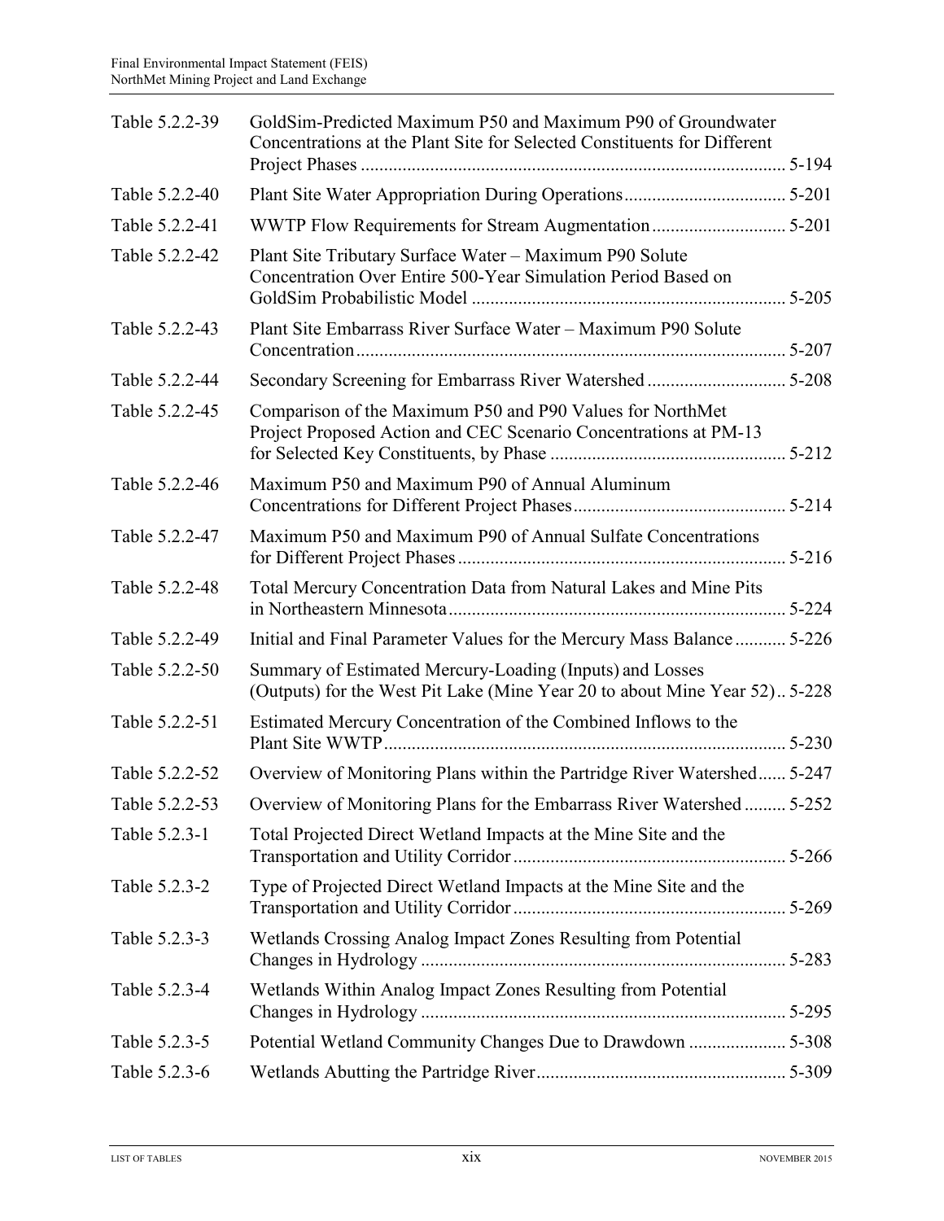| | | |
|---|---|---|
| Table 5.2.2-39 | GoldSim-Predicted Maximum P50 and Maximum P90 of Groundwater Concentrations at the Plant Site for Selected Constituents for Different Project Phases | 5-194 |
| Table 5.2.2-40 | Plant Site Water Appropriation During Operations | 5-201 |
| Table 5.2.2-41 | WWTP Flow Requirements for Stream Augmentation | 5-201 |
| Table 5.2.2-42 | Plant Site Tributary Surface Water – Maximum P90 Solute Concentration Over Entire 500-Year Simulation Period Based on GoldSim Probabilistic Model | 5-205 |
| Table 5.2.2-43 | Plant Site Embarrass River Surface Water – Maximum P90 Solute Concentration | 5-207 |
| Table 5.2.2-44 | Secondary Screening for Embarrass River Watershed | 5-208 |
| Table 5.2.2-45 | Comparison of the Maximum P50 and P90 Values for NorthMet Project Proposed Action and CEC Scenario Concentrations at PM-13 for Selected Key Constituents, by Phase | 5-212 |
| Table 5.2.2-46 | Maximum P50 and Maximum P90 of Annual Aluminum Concentrations for Different Project Phases | 5-214 |
| Table 5.2.2-47 | Maximum P50 and Maximum P90 of Annual Sulfate Concentrations for Different Project Phases | 5-216 |
| Table 5.2.2-48 | Total Mercury Concentration Data from Natural Lakes and Mine Pits in Northeastern Minnesota | 5-224 |
| Table 5.2.2-49 | Initial and Final Parameter Values for the Mercury Mass Balance | 5-226 |
| Table 5.2.2-50 | Summary of Estimated Mercury-Loading (Inputs) and Losses (Outputs) for the West Pit Lake (Mine Year 20 to about Mine Year 52) | 5-228 |
| Table 5.2.2-51 | Estimated Mercury Concentration of the Combined Inflows to the Plant Site WWTP | 5-230 |
| Table 5.2.2-52 | Overview of Monitoring Plans within the Partridge River Watershed | 5-247 |
| Table 5.2.2-53 | Overview of Monitoring Plans for the Embarrass River Watershed | 5-252 |
| Table 5.2.3-1 | Total Projected Direct Wetland Impacts at the Mine Site and the Transportation and Utility Corridor | 5-266 |
| Table 5.2.3-2 | Type of Projected Direct Wetland Impacts at the Mine Site and the Transportation and Utility Corridor | 5-269 |
| Table 5.2.3-3 | Wetlands Crossing Analog Impact Zones Resulting from Potential Changes in Hydrology | 5-283 |
| Table 5.2.3-4 | Wetlands Within Analog Impact Zones Resulting from Potential Changes in Hydrology | 5-295 |
| Table 5.2.3-5 | Potential Wetland Community Changes Due to Drawdown | 5-308 |
| Table 5.2.3-6 | Wetlands Abutting the Partridge River | 5-309 |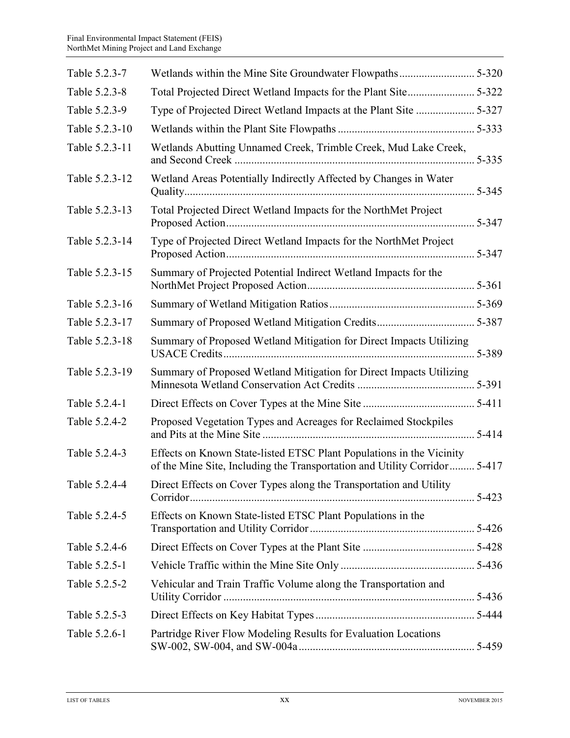| | | |
|---|---|---|
| Table 5.2.3-7 | Wetlands within the Mine Site Groundwater Flowpaths | 5-320 |
| Table 5.2.3-8 | Total Projected Direct Wetland Impacts for the Plant Site | 5-322 |
| Table 5.2.3-9 | Type of Projected Direct Wetland Impacts at the Plant Site | 5-327 |
| Table 5.2.3-10 | Wetlands within the Plant Site Flowpaths | 5-333 |
| Table 5.2.3-11 | Wetlands Abutting Unnamed Creek, Trimble Creek, Mud Lake Creek, and Second Creek | 5-335 |
| Table 5.2.3-12 | Wetland Areas Potentially Indirectly Affected by Changes in Water Quality | 5-345 |
| Table 5.2.3-13 | Total Projected Direct Wetland Impacts for the NorthMet Project Proposed Action | 5-347 |
| Table 5.2.3-14 | Type of Projected Direct Wetland Impacts for the NorthMet Project Proposed Action | 5-347 |
| Table 5.2.3-15 | Summary of Projected Potential Indirect Wetland Impacts for the NorthMet Project Proposed Action | 5-361 |
| Table 5.2.3-16 | Summary of Wetland Mitigation Ratios | 5-369 |
| Table 5.2.3-17 | Summary of Proposed Wetland Mitigation Credits | 5-387 |
| Table 5.2.3-18 | Summary of Proposed Wetland Mitigation for Direct Impacts Utilizing USACE Credits | 5-389 |
| Table 5.2.3-19 | Summary of Proposed Wetland Mitigation for Direct Impacts Utilizing Minnesota Wetland Conservation Act Credits | 5-391 |
| Table 5.2.4-1 | Direct Effects on Cover Types at the Mine Site | 5-411 |
| Table 5.2.4-2 | Proposed Vegetation Types and Acreages for Reclaimed Stockpiles and Pits at the Mine Site | 5-414 |
| Table 5.2.4-3 | Effects on Known State-listed ETSC Plant Populations in the Vicinity of the Mine Site, Including the Transportation and Utility Corridor | 5-417 |
| Table 5.2.4-4 | Direct Effects on Cover Types along the Transportation and Utility Corridor | 5-423 |
| Table 5.2.4-5 | Effects on Known State-listed ETSC Plant Populations in the Transportation and Utility Corridor | 5-426 |
| Table 5.2.4-6 | Direct Effects on Cover Types at the Plant Site | 5-428 |
| Table 5.2.5-1 | Vehicle Traffic within the Mine Site Only | 5-436 |
| Table 5.2.5-2 | Vehicular and Train Traffic Volume along the Transportation and Utility Corridor | 5-436 |
| Table 5.2.5-3 | Direct Effects on Key Habitat Types | 5-444 |
| Table 5.2.6-1 | Partridge River Flow Modeling Results for Evaluation Locations SW-002, SW-004, and SW-004a | 5-459 |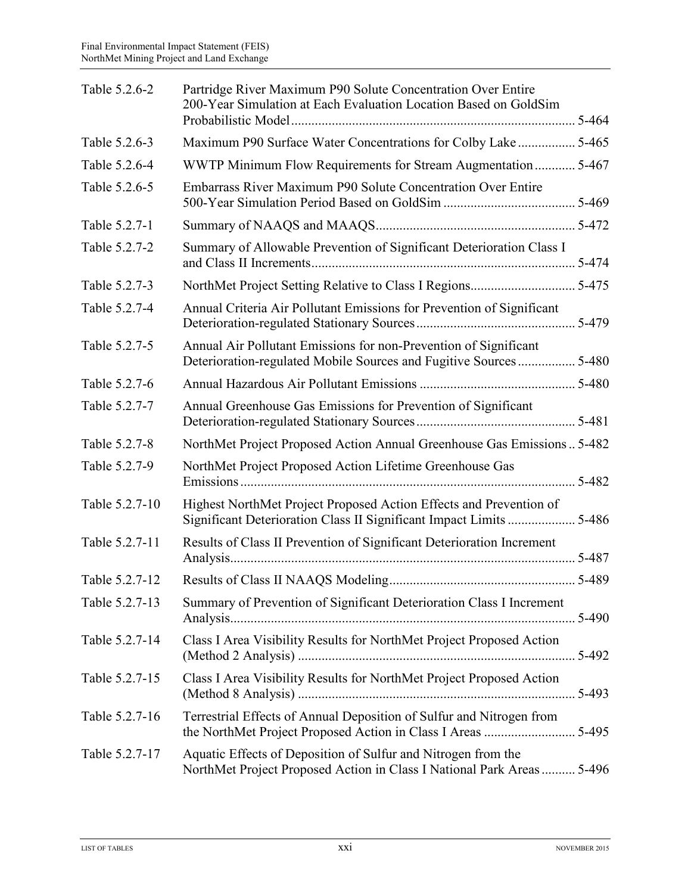| | | |
|---|---|---|
| Table 5.2.6-2 | Partridge River Maximum P90 Solute Concentration Over Entire 200-Year Simulation at Each Evaluation Location Based on GoldSim Probabilistic Model | 5-464 |
| Table 5.2.6-3 | Maximum P90 Surface Water Concentrations for Colby Lake | 5-465 |
| Table 5.2.6-4 | WWTP Minimum Flow Requirements for Stream Augmentation | 5-467 |
| Table 5.2.6-5 | Embarrass River Maximum P90 Solute Concentration Over Entire 500-Year Simulation Period Based on GoldSim | 5-469 |
| Table 5.2.7-1 | Summary of NAAQS and MAAQS | 5-472 |
| Table 5.2.7-2 | Summary of Allowable Prevention of Significant Deterioration Class I and Class II Increments | 5-474 |
| Table 5.2.7-3 | NorthMet Project Setting Relative to Class I Regions | 5-475 |
| Table 5.2.7-4 | Annual Criteria Air Pollutant Emissions for Prevention of Significant Deterioration-regulated Stationary Sources | 5-479 |
| Table 5.2.7-5 | Annual Air Pollutant Emissions for non-Prevention of Significant Deterioration-regulated Mobile Sources and Fugitive Sources | 5-480 |
| Table 5.2.7-6 | Annual Hazardous Air Pollutant Emissions | 5-480 |
| Table 5.2.7-7 | Annual Greenhouse Gas Emissions for Prevention of Significant Deterioration-regulated Stationary Sources | 5-481 |
| Table 5.2.7-8 | NorthMet Project Proposed Action Annual Greenhouse Gas Emissions | 5-482 |
| Table 5.2.7-9 | NorthMet Project Proposed Action Lifetime Greenhouse Gas Emissions | 5-482 |
| Table 5.2.7-10 | Highest NorthMet Project Proposed Action Effects and Prevention of Significant Deterioration Class II Significant Impact Limits | 5-486 |
| Table 5.2.7-11 | Results of Class II Prevention of Significant Deterioration Increment Analysis | 5-487 |
| Table 5.2.7-12 | Results of Class II NAAQS Modeling | 5-489 |
| Table 5.2.7-13 | Summary of Prevention of Significant Deterioration Class I Increment Analysis | 5-490 |
| Table 5.2.7-14 | Class I Area Visibility Results for NorthMet Project Proposed Action (Method 2 Analysis) | 5-492 |
| Table 5.2.7-15 | Class I Area Visibility Results for NorthMet Project Proposed Action (Method 8 Analysis) | 5-493 |
| Table 5.2.7-16 | Terrestrial Effects of Annual Deposition of Sulfur and Nitrogen from the NorthMet Project Proposed Action in Class I Areas | 5-495 |
| Table 5.2.7-17 | Aquatic Effects of Deposition of Sulfur and Nitrogen from the NorthMet Project Proposed Action in Class I National Park Areas | 5-496 |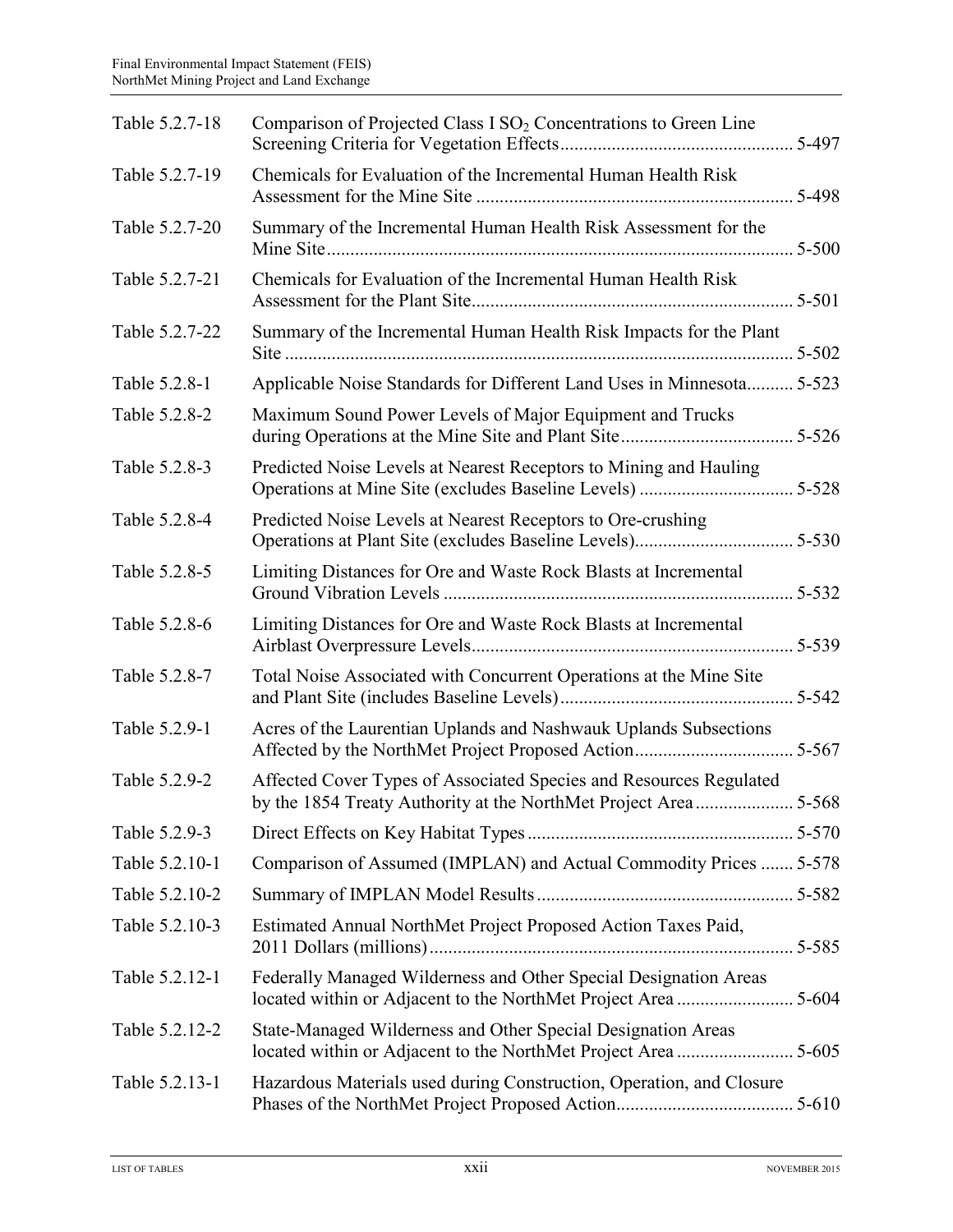| | | |
|---|---|---|
| Table 5.2.7-18 | Comparison of Projected Class I $SO_2$ Concentrations to Green Line Screening Criteria for Vegetation Effects | 5-497 |
| Table 5.2.7-19 | Chemicals for Evaluation of the Incremental Human Health Risk Assessment for the Mine Site | 5-498 |
| Table 5.2.7-20 | Summary of the Incremental Human Health Risk Assessment for the Mine Site | 5-500 |
| Table 5.2.7-21 | Chemicals for Evaluation of the Incremental Human Health Risk Assessment for the Plant Site | 5-501 |
| Table 5.2.7-22 | Summary of the Incremental Human Health Risk Impacts for the Plant Site | 5-502 |
| Table 5.2.8-1 | Applicable Noise Standards for Different Land Uses in Minnesota | 5-523 |
| Table 5.2.8-2 | Maximum Sound Power Levels of Major Equipment and Trucks during Operations at the Mine Site and Plant Site | 5-526 |
| Table 5.2.8-3 | Predicted Noise Levels at Nearest Receptors to Mining and Hauling Operations at Mine Site (excludes Baseline Levels) | 5-528 |
| Table 5.2.8-4 | Predicted Noise Levels at Nearest Receptors to Ore-crushing Operations at Plant Site (excludes Baseline Levels) | 5-530 |
| Table 5.2.8-5 | Limiting Distances for Ore and Waste Rock Blasts at Incremental Ground Vibration Levels | 5-532 |
| Table 5.2.8-6 | Limiting Distances for Ore and Waste Rock Blasts at Incremental Airblast Overpressure Levels | 5-539 |
| Table 5.2.8-7 | Total Noise Associated with Concurrent Operations at the Mine Site and Plant Site (includes Baseline Levels) | 5-542 |
| Table 5.2.9-1 | Acres of the Laurentian Uplands and Nashwauk Uplands Subsections Affected by the NorthMet Project Proposed Action | 5-567 |
| Table 5.2.9-2 | Affected Cover Types of Associated Species and Resources Regulated by the 1854 Treaty Authority at the NorthMet Project Area | 5-568 |
| Table 5.2.9-3 | Direct Effects on Key Habitat Types | 5-570 |
| Table 5.2.10-1 | Comparison of Assumed (IMPLAN) and Actual Commodity Prices | 5-578 |
| Table 5.2.10-2 | Summary of IMPLAN Model Results | 5-582 |
| Table 5.2.10-3 | Estimated Annual NorthMet Project Proposed Action Taxes Paid, 2011 Dollars (millions) | 5-585 |
| Table 5.2.12-1 | Federally Managed Wilderness and Other Special Designation Areas located within or Adjacent to the NorthMet Project Area | 5-604 |
| Table 5.2.12-2 | State-Managed Wilderness and Other Special Designation Areas located within or Adjacent to the NorthMet Project Area | 5-605 |
| Table 5.2.13-1 | Hazardous Materials used during Construction, Operation, and Closure Phases of the NorthMet Project Proposed Action | 5-610 |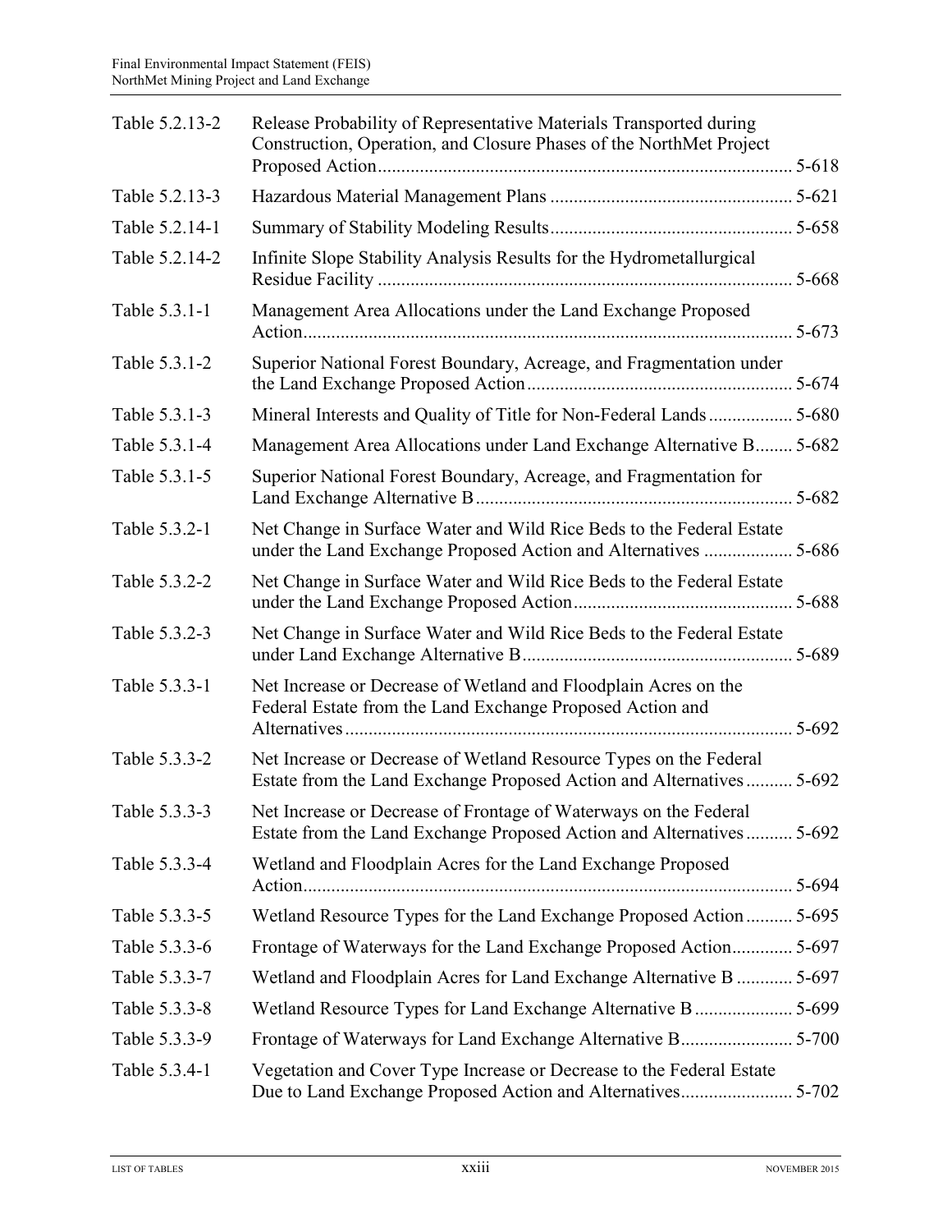| | | |
|---|---|---|
| Table 5.2.13-2 | Release Probability of Representative Materials Transported during Construction, Operation, and Closure Phases of the NorthMet Project Proposed Action | 5-618 |
| Table 5.2.13-3 | Hazardous Material Management Plans | 5-621 |
| Table 5.2.14-1 | Summary of Stability Modeling Results | 5-658 |
| Table 5.2.14-2 | Infinite Slope Stability Analysis Results for the Hydrometallurgical Residue Facility | 5-668 |
| Table 5.3.1-1 | Management Area Allocations under the Land Exchange Proposed Action | 5-673 |
| Table 5.3.1-2 | Superior National Forest Boundary, Acreage, and Fragmentation under the Land Exchange Proposed Action | 5-674 |
| Table 5.3.1-3 | Mineral Interests and Quality of Title for Non-Federal Lands | 5-680 |
| Table 5.3.1-4 | Management Area Allocations under Land Exchange Alternative B | 5-682 |
| Table 5.3.1-5 | Superior National Forest Boundary, Acreage, and Fragmentation for Land Exchange Alternative B | 5-682 |
| Table 5.3.2-1 | Net Change in Surface Water and Wild Rice Beds to the Federal Estate under the Land Exchange Proposed Action and Alternatives | 5-686 |
| Table 5.3.2-2 | Net Change in Surface Water and Wild Rice Beds to the Federal Estate under the Land Exchange Proposed Action | 5-688 |
| Table 5.3.2-3 | Net Change in Surface Water and Wild Rice Beds to the Federal Estate under Land Exchange Alternative B | 5-689 |
| Table 5.3.3-1 | Net Increase or Decrease of Wetland and Floodplain Acres on the Federal Estate from the Land Exchange Proposed Action and Alternatives | 5-692 |
| Table 5.3.3-2 | Net Increase or Decrease of Wetland Resource Types on the Federal Estate from the Land Exchange Proposed Action and Alternatives | 5-692 |
| Table 5.3.3-3 | Net Increase or Decrease of Frontage of Waterways on the Federal Estate from the Land Exchange Proposed Action and Alternatives | 5-692 |
| Table 5.3.3-4 | Wetland and Floodplain Acres for the Land Exchange Proposed Action | 5-694 |
| Table 5.3.3-5 | Wetland Resource Types for the Land Exchange Proposed Action | 5-695 |
| Table 5.3.3-6 | Frontage of Waterways for the Land Exchange Proposed Action | 5-697 |
| Table 5.3.3-7 | Wetland and Floodplain Acres for Land Exchange Alternative B | 5-697 |
| Table 5.3.3-8 | Wetland Resource Types for Land Exchange Alternative B | 5-699 |
| Table 5.3.3-9 | Frontage of Waterways for Land Exchange Alternative B | 5-700 |
| Table 5.3.4-1 | Vegetation and Cover Type Increase or Decrease to the Federal Estate Due to Land Exchange Proposed Action and Alternatives | 5-702 |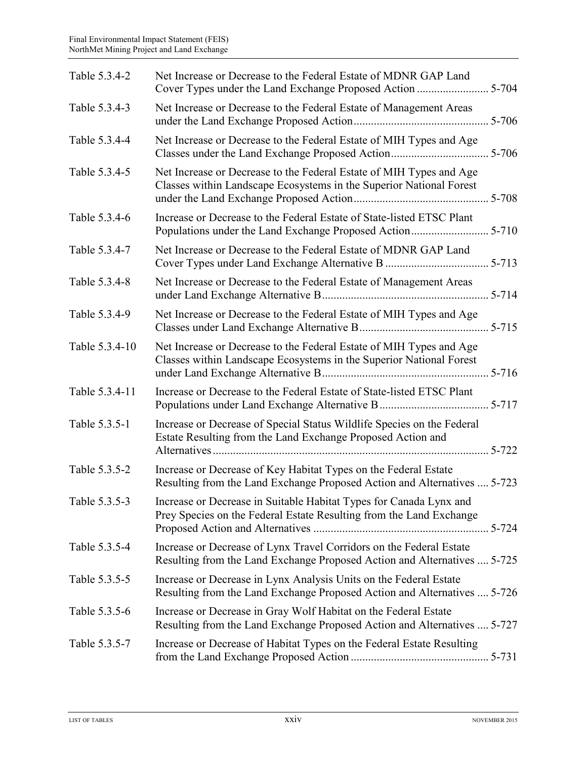| | | |
|---|---|---|
| Table 5.3.4-2 | Net Increase or Decrease to the Federal Estate of MDNR GAP Land Cover Types under the Land Exchange Proposed Action | 5-704 |
| Table 5.3.4-3 | Net Increase or Decrease to the Federal Estate of Management Areas under the Land Exchange Proposed Action | 5-706 |
| Table 5.3.4-4 | Net Increase or Decrease to the Federal Estate of MIH Types and Age Classes under the Land Exchange Proposed Action | 5-706 |
| Table 5.3.4-5 | Net Increase or Decrease to the Federal Estate of MIH Types and Age Classes within Landscape Ecosystems in the Superior National Forest under the Land Exchange Proposed Action | 5-708 |
| Table 5.3.4-6 | Increase or Decrease to the Federal Estate of State-listed ETSC Plant Populations under the Land Exchange Proposed Action | 5-710 |
| Table 5.3.4-7 | Net Increase or Decrease to the Federal Estate of MDNR GAP Land Cover Types under Land Exchange Alternative B | 5-713 |
| Table 5.3.4-8 | Net Increase or Decrease to the Federal Estate of Management Areas under Land Exchange Alternative B | 5-714 |
| Table 5.3.4-9 | Net Increase or Decrease to the Federal Estate of MIH Types and Age Classes under Land Exchange Alternative B | 5-715 |
| Table 5.3.4-10 | Net Increase or Decrease to the Federal Estate of MIH Types and Age Classes within Landscape Ecosystems in the Superior National Forest under Land Exchange Alternative B | 5-716 |
| Table 5.3.4-11 | Increase or Decrease to the Federal Estate of State-listed ETSC Plant Populations under Land Exchange Alternative B | 5-717 |
| Table 5.3.5-1 | Increase or Decrease of Special Status Wildlife Species on the Federal Estate Resulting from the Land Exchange Proposed Action and Alternatives | 5-722 |
| Table 5.3.5-2 | Increase or Decrease of Key Habitat Types on the Federal Estate Resulting from the Land Exchange Proposed Action and Alternatives | 5-723 |
| Table 5.3.5-3 | Increase or Decrease in Suitable Habitat Types for Canada Lynx and Prey Species on the Federal Estate Resulting from the Land Exchange Proposed Action and Alternatives | 5-724 |
| Table 5.3.5-4 | Increase or Decrease of Lynx Travel Corridors on the Federal Estate Resulting from the Land Exchange Proposed Action and Alternatives | 5-725 |
| Table 5.3.5-5 | Increase or Decrease in Lynx Analysis Units on the Federal Estate Resulting from the Land Exchange Proposed Action and Alternatives | 5-726 |
| Table 5.3.5-6 | Increase or Decrease in Gray Wolf Habitat on the Federal Estate Resulting from the Land Exchange Proposed Action and Alternatives | 5-727 |
| Table 5.3.5-7 | Increase or Decrease of Habitat Types on the Federal Estate Resulting from the Land Exchange Proposed Action | 5-731 |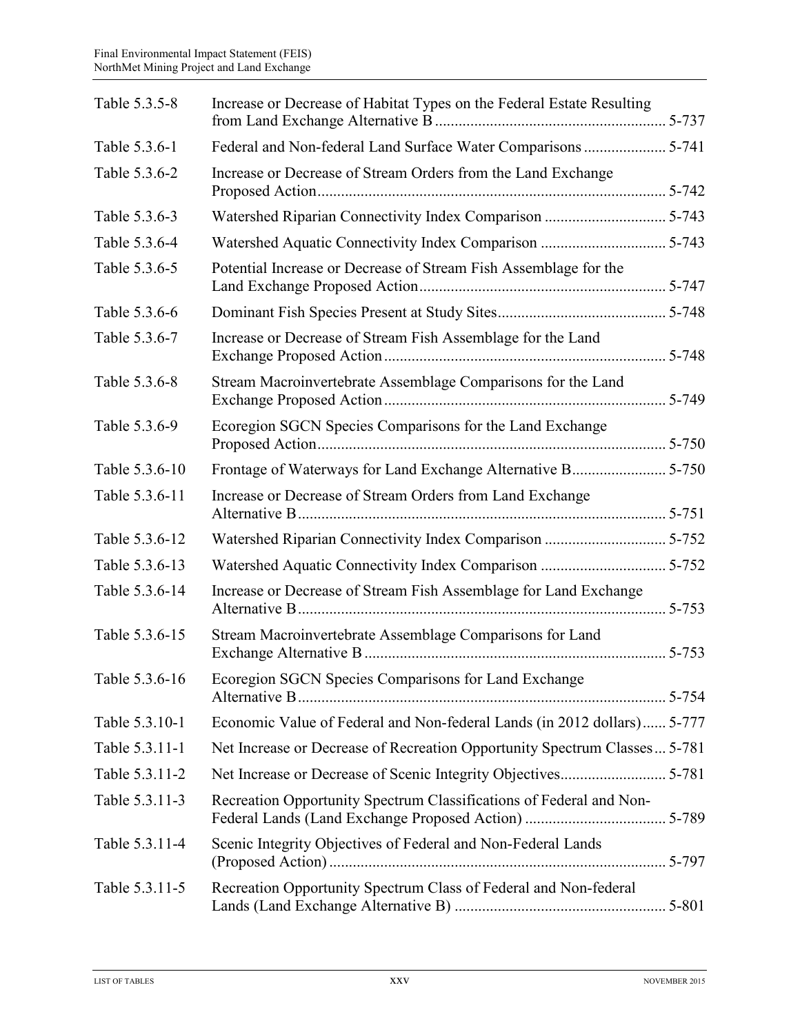| | | |
|---|---|---|
| Table 5.3.5-8 | Increase or Decrease of Habitat Types on the Federal Estate Resulting from Land Exchange Alternative B | 5-737 |
| Table 5.3.6-1 | Federal and Non-federal Land Surface Water Comparisons | 5-741 |
| Table 5.3.6-2 | Increase or Decrease of Stream Orders from the Land Exchange Proposed Action | 5-742 |
| Table 5.3.6-3 | Watershed Riparian Connectivity Index Comparison | 5-743 |
| Table 5.3.6-4 | Watershed Aquatic Connectivity Index Comparison | 5-743 |
| Table 5.3.6-5 | Potential Increase or Decrease of Stream Fish Assemblage for the Land Exchange Proposed Action | 5-747 |
| Table 5.3.6-6 | Dominant Fish Species Present at Study Sites | 5-748 |
| Table 5.3.6-7 | Increase or Decrease of Stream Fish Assemblage for the Land Exchange Proposed Action | 5-748 |
| Table 5.3.6-8 | Stream Macroinvertebrate Assemblage Comparisons for the Land Exchange Proposed Action | 5-749 |
| Table 5.3.6-9 | Ecoregion SGCN Species Comparisons for the Land Exchange Proposed Action | 5-750 |
| Table 5.3.6-10 | Frontage of Waterways for Land Exchange Alternative B | 5-750 |
| Table 5.3.6-11 | Increase or Decrease of Stream Orders from Land Exchange Alternative B | 5-751 |
| Table 5.3.6-12 | Watershed Riparian Connectivity Index Comparison | 5-752 |
| Table 5.3.6-13 | Watershed Aquatic Connectivity Index Comparison | 5-752 |
| Table 5.3.6-14 | Increase or Decrease of Stream Fish Assemblage for Land Exchange Alternative B | 5-753 |
| Table 5.3.6-15 | Stream Macroinvertebrate Assemblage Comparisons for Land Exchange Alternative B | 5-753 |
| Table 5.3.6-16 | Ecoregion SGCN Species Comparisons for Land Exchange Alternative B | 5-754 |
| Table 5.3.10-1 | Economic Value of Federal and Non-federal Lands (in 2012 dollars) | 5-777 |
| Table 5.3.11-1 | Net Increase or Decrease of Recreation Opportunity Spectrum Classes | 5-781 |
| Table 5.3.11-2 | Net Increase or Decrease of Scenic Integrity Objectives | 5-781 |
| Table 5.3.11-3 | Recreation Opportunity Spectrum Classifications of Federal and Non-Federal Lands (Land Exchange Proposed Action) | 5-789 |
| Table 5.3.11-4 | Scenic Integrity Objectives of Federal and Non-Federal Lands (Proposed Action) | 5-797 |
| Table 5.3.11-5 | Recreation Opportunity Spectrum Class of Federal and Non-federal Lands (Land Exchange Alternative B) | 5-801 |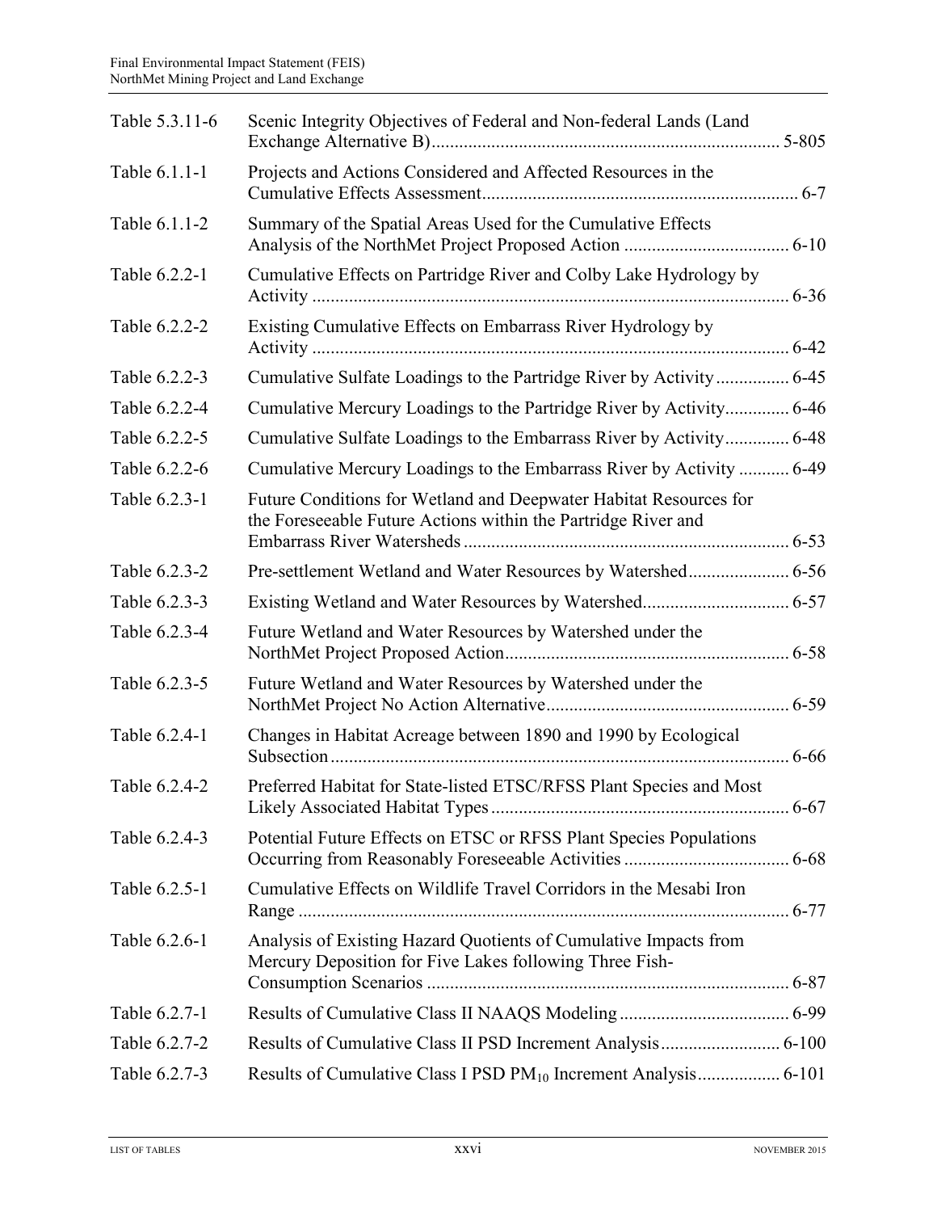| | | |
|---|---|---|
| Table 5.3.11-6 | Scenic Integrity Objectives of Federal and Non-federal Lands (Land Exchange Alternative B) | 5-805 |
| Table 6.1.1-1 | Projects and Actions Considered and Affected Resources in the Cumulative Effects Assessment | 6-7 |
| Table 6.1.1-2 | Summary of the Spatial Areas Used for the Cumulative Effects Analysis of the NorthMet Project Proposed Action | 6-10 |
| Table 6.2.2-1 | Cumulative Effects on Partridge River and Colby Lake Hydrology by Activity | 6-36 |
| Table 6.2.2-2 | Existing Cumulative Effects on Embarrass River Hydrology by Activity | 6-42 |
| Table 6.2.2-3 | Cumulative Sulfate Loadings to the Partridge River by Activity | 6-45 |
| Table 6.2.2-4 | Cumulative Mercury Loadings to the Partridge River by Activity | 6-46 |
| Table 6.2.2-5 | Cumulative Sulfate Loadings to the Embarrass River by Activity | 6-48 |
| Table 6.2.2-6 | Cumulative Mercury Loadings to the Embarrass River by Activity | 6-49 |
| Table 6.2.3-1 | Future Conditions for Wetland and Deepwater Habitat Resources for the Foreseeable Future Actions within the Partridge River and Embarrass River Watersheds | 6-53 |
| Table 6.2.3-2 | Pre-settlement Wetland and Water Resources by Watershed | 6-56 |
| Table 6.2.3-3 | Existing Wetland and Water Resources by Watershed | 6-57 |
| Table 6.2.3-4 | Future Wetland and Water Resources by Watershed under the NorthMet Project Proposed Action | 6-58 |
| Table 6.2.3-5 | Future Wetland and Water Resources by Watershed under the NorthMet Project No Action Alternative | 6-59 |
| Table 6.2.4-1 | Changes in Habitat Acreage between 1890 and 1990 by Ecological Subsection | 6-66 |
| Table 6.2.4-2 | Preferred Habitat for State-listed ETSC/RFSS Plant Species and Most Likely Associated Habitat Types | 6-67 |
| Table 6.2.4-3 | Potential Future Effects on ETSC or RFSS Plant Species Populations Occurring from Reasonably Foreseeable Activities | 6-68 |
| Table 6.2.5-1 | Cumulative Effects on Wildlife Travel Corridors in the Mesabi Iron Range | 6-77 |
| Table 6.2.6-1 | Analysis of Existing Hazard Quotients of Cumulative Impacts from Mercury Deposition for Five Lakes following Three Fish-Consumption Scenarios | 6-87 |
| Table 6.2.7-1 | Results of Cumulative Class II NAAQS Modeling | 6-99 |
| Table 6.2.7-2 | Results of Cumulative Class II PSD Increment Analysis | 6-100 |
| Table 6.2.7-3 | Results of Cumulative Class I PSD $PM_{10}$ Increment Analysis | 6-101 |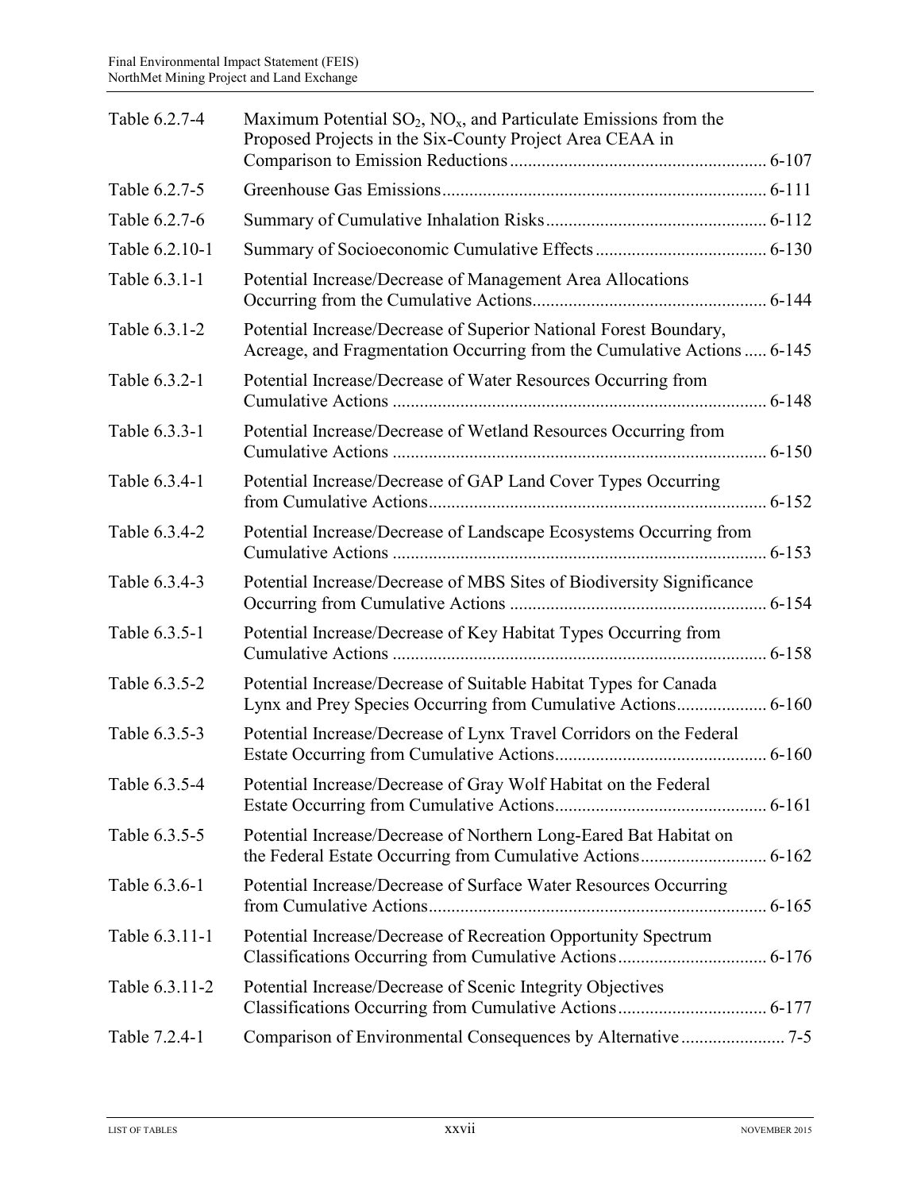| | | |
|---|---|---|
| Table 6.2.7-4 | Maximum Potential $SO_2$, $NO_x$, and Particulate Emissions from the Proposed Projects in the Six-County Project Area CEAA in Comparison to Emission Reductions | 6-107 |
| Table 6.2.7-5 | Greenhouse Gas Emissions | 6-111 |
| Table 6.2.7-6 | Summary of Cumulative Inhalation Risks | 6-112 |
| Table 6.2.10-1 | Summary of Socioeconomic Cumulative Effects | 6-130 |
| Table 6.3.1-1 | Potential Increase/Decrease of Management Area Allocations Occurring from the Cumulative Actions | 6-144 |
| Table 6.3.1-2 | Potential Increase/Decrease of Superior National Forest Boundary, Acreage, and Fragmentation Occurring from the Cumulative Actions | 6-145 |
| Table 6.3.2-1 | Potential Increase/Decrease of Water Resources Occurring from Cumulative Actions | 6-148 |
| Table 6.3.3-1 | Potential Increase/Decrease of Wetland Resources Occurring from Cumulative Actions | 6-150 |
| Table 6.3.4-1 | Potential Increase/Decrease of GAP Land Cover Types Occurring from Cumulative Actions | 6-152 |
| Table 6.3.4-2 | Potential Increase/Decrease of Landscape Ecosystems Occurring from Cumulative Actions | 6-153 |
| Table 6.3.4-3 | Potential Increase/Decrease of MBS Sites of Biodiversity Significance Occurring from Cumulative Actions | 6-154 |
| Table 6.3.5-1 | Potential Increase/Decrease of Key Habitat Types Occurring from Cumulative Actions | 6-158 |
| Table 6.3.5-2 | Potential Increase/Decrease of Suitable Habitat Types for Canada Lynx and Prey Species Occurring from Cumulative Actions | 6-160 |
| Table 6.3.5-3 | Potential Increase/Decrease of Lynx Travel Corridors on the Federal Estate Occurring from Cumulative Actions | 6-160 |
| Table 6.3.5-4 | Potential Increase/Decrease of Gray Wolf Habitat on the Federal Estate Occurring from Cumulative Actions | 6-161 |
| Table 6.3.5-5 | Potential Increase/Decrease of Northern Long-Eared Bat Habitat on the Federal Estate Occurring from Cumulative Actions | 6-162 |
| Table 6.3.6-1 | Potential Increase/Decrease of Surface Water Resources Occurring from Cumulative Actions | 6-165 |
| Table 6.3.11-1 | Potential Increase/Decrease of Recreation Opportunity Spectrum Classifications Occurring from Cumulative Actions | 6-176 |
| Table 6.3.11-2 | Potential Increase/Decrease of Scenic Integrity Objectives Classifications Occurring from Cumulative Actions | 6-177 |
| Table 7.2.4-1 | Comparison of Environmental Consequences by Alternative | 7-5 |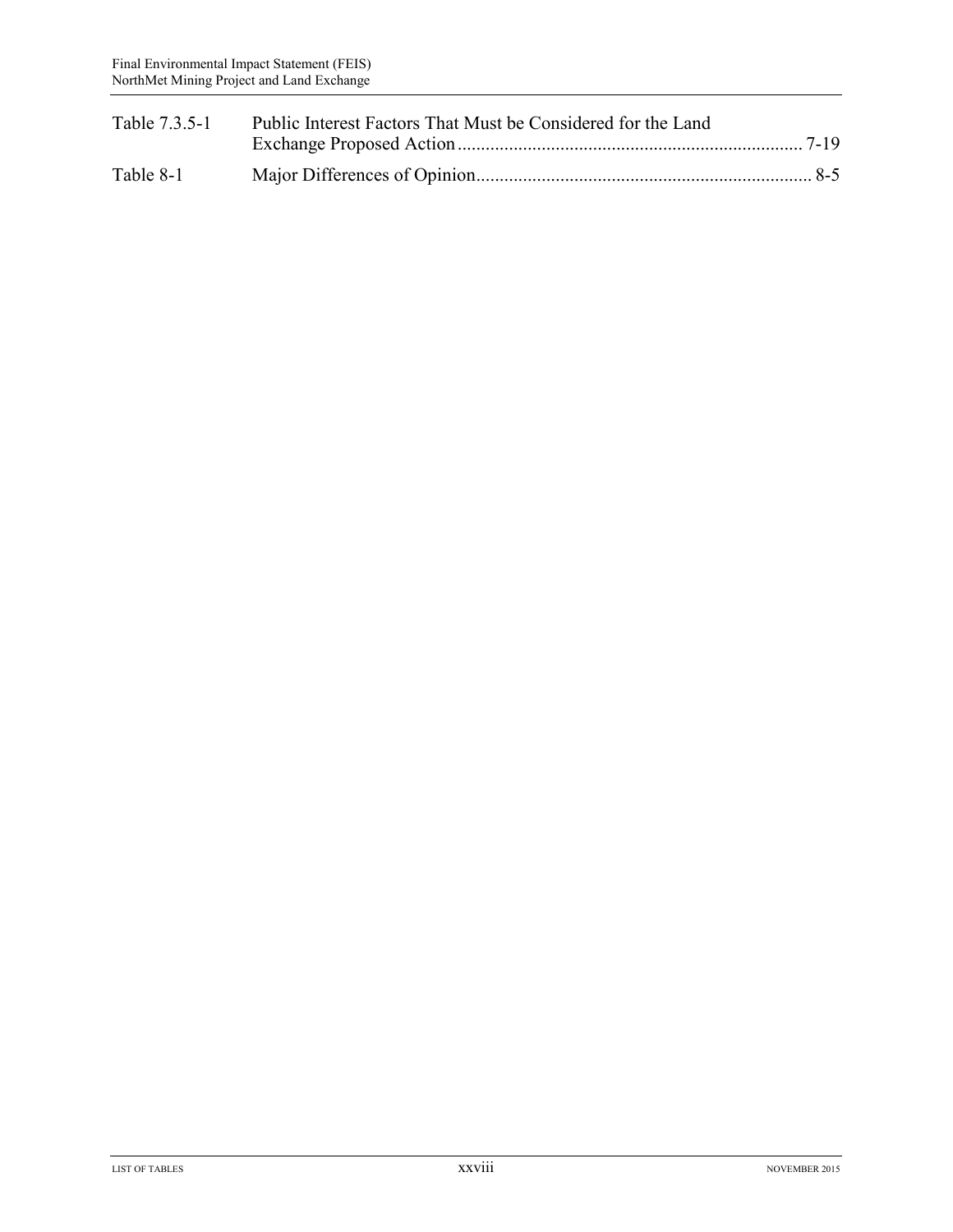| | | |
|---|---|---|
| Table 7.3.5-1 | Public Interest Factors That Must be Considered for the Land Exchange Proposed Action | 7-19 |
| Table 8-1 | Major Differences of Opinion | 8-5 |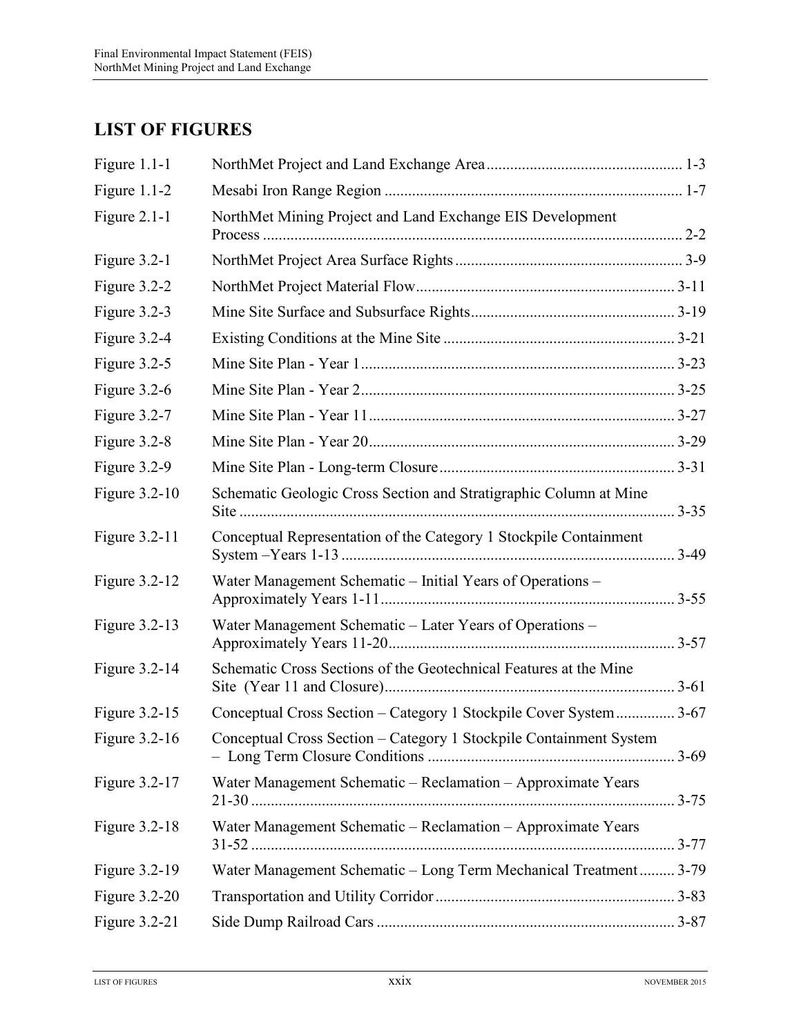## LIST OF FIGURES

| | | |
|---|---|---|
| Figure 1.1-1 | NorthMet Project and Land Exchange Area | 1-3 |
| Figure 1.1-2 | Mesabi Iron Range Region | 1-7 |
| Figure 2.1-1 | NorthMet Mining Project and Land Exchange EIS Development Process | 2-2 |
| Figure 3.2-1 | NorthMet Project Area Surface Rights | 3-9 |
| Figure 3.2-2 | NorthMet Project Material Flow | 3-11 |
| Figure 3.2-3 | Mine Site Surface and Subsurface Rights | 3-19 |
| Figure 3.2-4 | Existing Conditions at the Mine Site | 3-21 |
| Figure 3.2-5 | Mine Site Plan - Year 1 | 3-23 |
| Figure 3.2-6 | Mine Site Plan - Year 2 | 3-25 |
| Figure 3.2-7 | Mine Site Plan - Year 11 | 3-27 |
| Figure 3.2-8 | Mine Site Plan - Year 20 | 3-29 |
| Figure 3.2-9 | Mine Site Plan - Long-term Closure | 3-31 |
| Figure 3.2-10 | Schematic Geologic Cross Section and Stratigraphic Column at Mine Site | 3-35 |
| Figure 3.2-11 | Conceptual Representation of the Category 1 Stockpile Containment System –Years 1-13 | 3-49 |
| Figure 3.2-12 | Water Management Schematic – Initial Years of Operations – Approximately Years 1-11 | 3-55 |
| Figure 3.2-13 | Water Management Schematic – Later Years of Operations – Approximately Years 11-20 | 3-57 |
| Figure 3.2-14 | Schematic Cross Sections of the Geotechnical Features at the Mine Site (Year 11 and Closure) | 3-61 |
| Figure 3.2-15 | Conceptual Cross Section – Category 1 Stockpile Cover System | 3-67 |
| Figure 3.2-16 | Conceptual Cross Section – Category 1 Stockpile Containment System – Long Term Closure Conditions | 3-69 |
| Figure 3.2-17 | Water Management Schematic – Reclamation – Approximate Years 21-30 | 3-75 |
| Figure 3.2-18 | Water Management Schematic – Reclamation – Approximate Years 31-52 | 3-77 |
| Figure 3.2-19 | Water Management Schematic – Long Term Mechanical Treatment | 3-79 |
| Figure 3.2-20 | Transportation and Utility Corridor | 3-83 |
| Figure 3.2-21 | Side Dump Railroad Cars | 3-87 |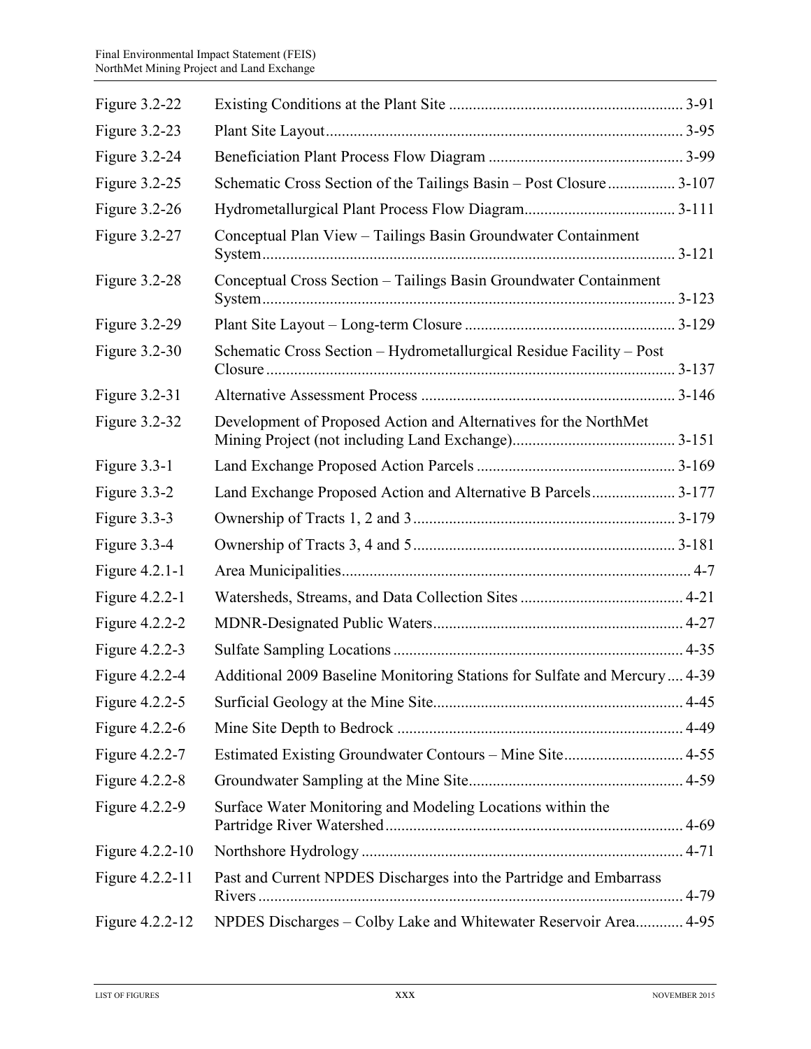| | | |
|---|---|---|
| Figure 3.2-22 | Existing Conditions at the Plant Site | 3-91 |
| Figure 3.2-23 | Plant Site Layout | 3-95 |
| Figure 3.2-24 | Beneficiation Plant Process Flow Diagram | 3-99 |
| Figure 3.2-25 | Schematic Cross Section of the Tailings Basin – Post Closure | 3-107 |
| Figure 3.2-26 | Hydrometallurgical Plant Process Flow Diagram | 3-111 |
| Figure 3.2-27 | Conceptual Plan View – Tailings Basin Groundwater Containment System | 3-121 |
| Figure 3.2-28 | Conceptual Cross Section – Tailings Basin Groundwater Containment System | 3-123 |
| Figure 3.2-29 | Plant Site Layout – Long-term Closure | 3-129 |
| Figure 3.2-30 | Schematic Cross Section – Hydrometallurgical Residue Facility – Post Closure | 3-137 |
| Figure 3.2-31 | Alternative Assessment Process | 3-146 |
| Figure 3.2-32 | Development of Proposed Action and Alternatives for the NorthMet Mining Project (not including Land Exchange) | 3-151 |
| Figure 3.3-1 | Land Exchange Proposed Action Parcels | 3-169 |
| Figure 3.3-2 | Land Exchange Proposed Action and Alternative B Parcels | 3-177 |
| Figure 3.3-3 | Ownership of Tracts 1, 2 and 3 | 3-179 |
| Figure 3.3-4 | Ownership of Tracts 3, 4 and 5 | 3-181 |
| Figure 4.2.1-1 | Area Municipalities | 4-7 |
| Figure 4.2.2-1 | Watersheds, Streams, and Data Collection Sites | 4-21 |
| Figure 4.2.2-2 | MDNR-Designated Public Waters | 4-27 |
| Figure 4.2.2-3 | Sulfate Sampling Locations | 4-35 |
| Figure 4.2.2-4 | Additional 2009 Baseline Monitoring Stations for Sulfate and Mercury | 4-39 |
| Figure 4.2.2-5 | Surficial Geology at the Mine Site | 4-45 |
| Figure 4.2.2-6 | Mine Site Depth to Bedrock | 4-49 |
| Figure 4.2.2-7 | Estimated Existing Groundwater Contours – Mine Site | 4-55 |
| Figure 4.2.2-8 | Groundwater Sampling at the Mine Site | 4-59 |
| Figure 4.2.2-9 | Surface Water Monitoring and Modeling Locations within the Partridge River Watershed | 4-69 |
| Figure 4.2.2-10 | Northshore Hydrology | 4-71 |
| Figure 4.2.2-11 | Past and Current NPDES Discharges into the Partridge and Embarrass Rivers | 4-79 |
| Figure 4.2.2-12 | NPDES Discharges – Colby Lake and Whitewater Reservoir Area | 4-95 |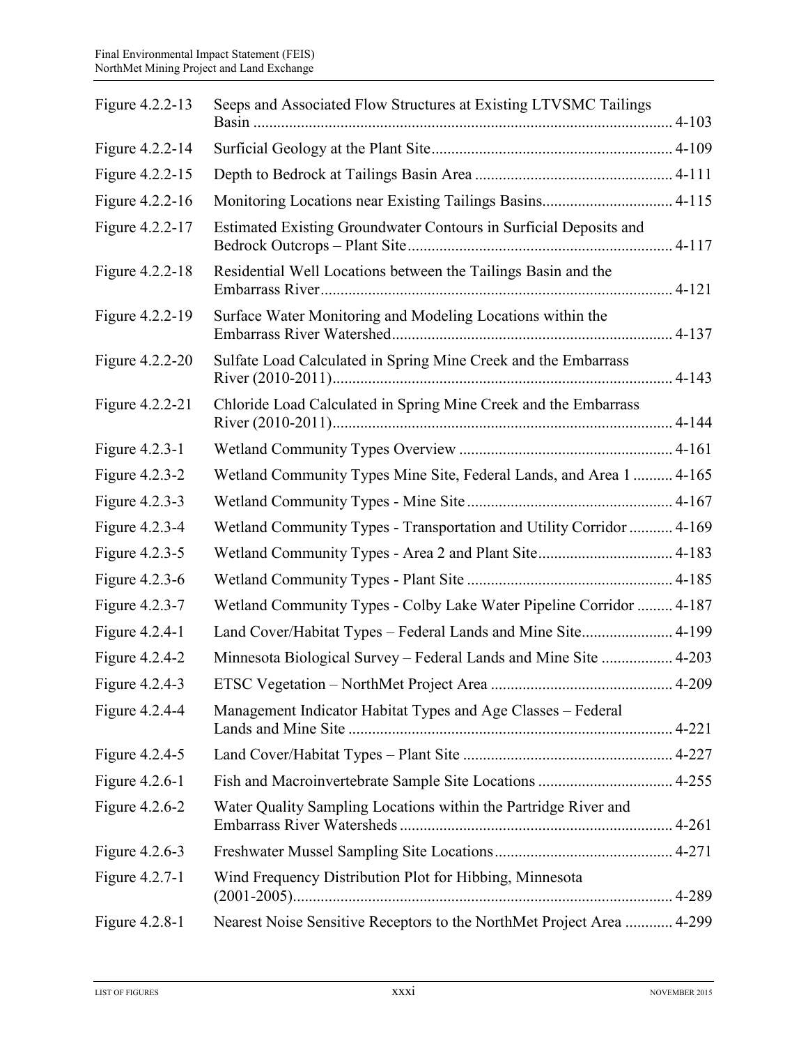| | | |
|---|---|---|
| Figure 4.2.2-13 | Seeps and Associated Flow Structures at Existing LTVSMC Tailings Basin | 4-103 |
| Figure 4.2.2-14 | Surficial Geology at the Plant Site | 4-109 |
| Figure 4.2.2-15 | Depth to Bedrock at Tailings Basin Area | 4-111 |
| Figure 4.2.2-16 | Monitoring Locations near Existing Tailings Basins | 4-115 |
| Figure 4.2.2-17 | Estimated Existing Groundwater Contours in Surficial Deposits and Bedrock Outcrops – Plant Site | 4-117 |
| Figure 4.2.2-18 | Residential Well Locations between the Tailings Basin and the Embarrass River | 4-121 |
| Figure 4.2.2-19 | Surface Water Monitoring and Modeling Locations within the Embarrass River Watershed | 4-137 |
| Figure 4.2.2-20 | Sulfate Load Calculated in Spring Mine Creek and the Embarrass River (2010-2011) | 4-143 |
| Figure 4.2.2-21 | Chloride Load Calculated in Spring Mine Creek and the Embarrass River (2010-2011) | 4-144 |
| Figure 4.2.3-1 | Wetland Community Types Overview | 4-161 |
| Figure 4.2.3-2 | Wetland Community Types Mine Site, Federal Lands, and Area 1 | 4-165 |
| Figure 4.2.3-3 | Wetland Community Types - Mine Site | 4-167 |
| Figure 4.2.3-4 | Wetland Community Types - Transportation and Utility Corridor | 4-169 |
| Figure 4.2.3-5 | Wetland Community Types - Area 2 and Plant Site | 4-183 |
| Figure 4.2.3-6 | Wetland Community Types - Plant Site | 4-185 |
| Figure 4.2.3-7 | Wetland Community Types - Colby Lake Water Pipeline Corridor | 4-187 |
| Figure 4.2.4-1 | Land Cover/Habitat Types – Federal Lands and Mine Site | 4-199 |
| Figure 4.2.4-2 | Minnesota Biological Survey – Federal Lands and Mine Site | 4-203 |
| Figure 4.2.4-3 | ETSC Vegetation – NorthMet Project Area | 4-209 |
| Figure 4.2.4-4 | Management Indicator Habitat Types and Age Classes – Federal Lands and Mine Site | 4-221 |
| Figure 4.2.4-5 | Land Cover/Habitat Types – Plant Site | 4-227 |
| Figure 4.2.6-1 | Fish and Macroinvertebrate Sample Site Locations | 4-255 |
| Figure 4.2.6-2 | Water Quality Sampling Locations within the Partridge River and Embarrass River Watersheds | 4-261 |
| Figure 4.2.6-3 | Freshwater Mussel Sampling Site Locations | 4-271 |
| Figure 4.2.7-1 | Wind Frequency Distribution Plot for Hibbing, Minnesota (2001-2005) | 4-289 |
| Figure 4.2.8-1 | Nearest Noise Sensitive Receptors to the NorthMet Project Area | 4-299 |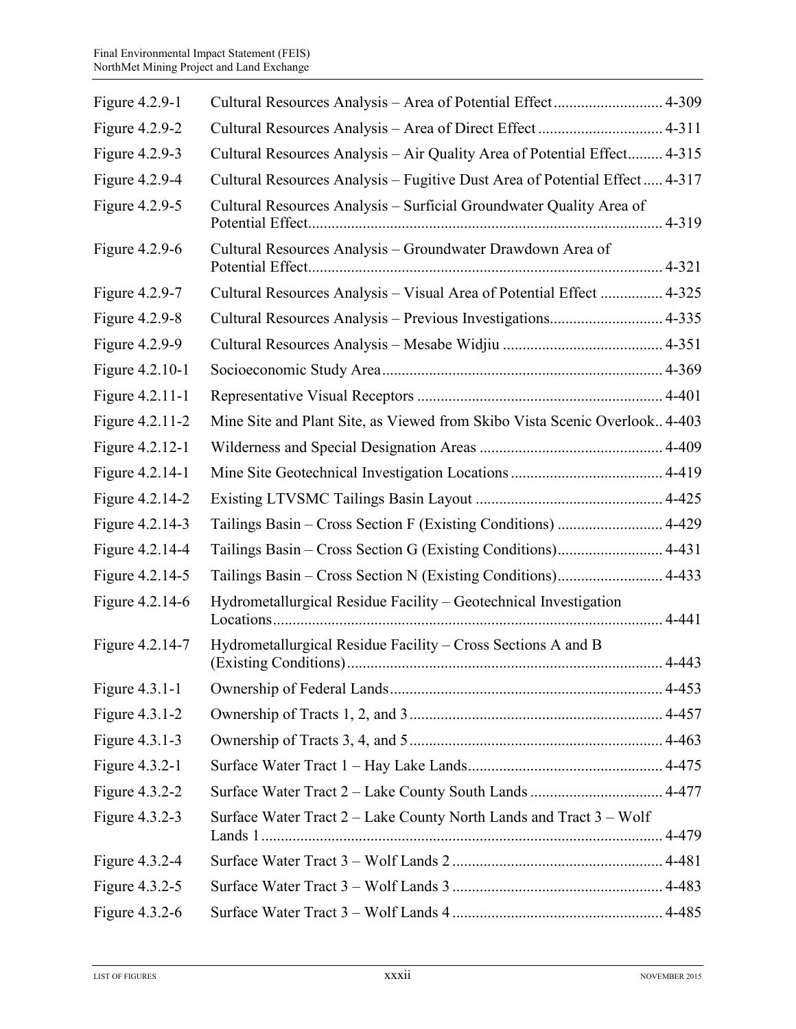| | | |
|---|---|---|
| Figure 4.2.9-1 | Cultural Resources Analysis – Area of Potential Effect | 4-309 |
| Figure 4.2.9-2 | Cultural Resources Analysis – Area of Direct Effect | 4-311 |
| Figure 4.2.9-3 | Cultural Resources Analysis – Air Quality Area of Potential Effect | 4-315 |
| Figure 4.2.9-4 | Cultural Resources Analysis – Fugitive Dust Area of Potential Effect | 4-317 |
| Figure 4.2.9-5 | Cultural Resources Analysis – Surficial Groundwater Quality Area of Potential Effect | 4-319 |
| Figure 4.2.9-6 | Cultural Resources Analysis – Groundwater Drawdown Area of Potential Effect | 4-321 |
| Figure 4.2.9-7 | Cultural Resources Analysis – Visual Area of Potential Effect | 4-325 |
| Figure 4.2.9-8 | Cultural Resources Analysis – Previous Investigations | 4-335 |
| Figure 4.2.9-9 | Cultural Resources Analysis – Mesabe Widjiu | 4-351 |
| Figure 4.2.10-1 | Socioeconomic Study Area | 4-369 |
| Figure 4.2.11-1 | Representative Visual Receptors | 4-401 |
| Figure 4.2.11-2 | Mine Site and Plant Site, as Viewed from Skibo Vista Scenic Overlook | 4-403 |
| Figure 4.2.12-1 | Wilderness and Special Designation Areas | 4-409 |
| Figure 4.2.14-1 | Mine Site Geotechnical Investigation Locations | 4-419 |
| Figure 4.2.14-2 | Existing LTVSMC Tailings Basin Layout | 4-425 |
| Figure 4.2.14-3 | Tailings Basin – Cross Section F (Existing Conditions) | 4-429 |
| Figure 4.2.14-4 | Tailings Basin – Cross Section G (Existing Conditions) | 4-431 |
| Figure 4.2.14-5 | Tailings Basin – Cross Section N (Existing Conditions) | 4-433 |
| Figure 4.2.14-6 | Hydrometallurgical Residue Facility – Geotechnical Investigation Locations | 4-441 |
| Figure 4.2.14-7 | Hydrometallurgical Residue Facility – Cross Sections A and B (Existing Conditions) | 4-443 |
| Figure 4.3.1-1 | Ownership of Federal Lands | 4-453 |
| Figure 4.3.1-2 | Ownership of Tracts 1, 2, and 3 | 4-457 |
| Figure 4.3.1-3 | Ownership of Tracts 3, 4, and 5 | 4-463 |
| Figure 4.3.2-1 | Surface Water Tract 1 – Hay Lake Lands | 4-475 |
| Figure 4.3.2-2 | Surface Water Tract 2 – Lake County South Lands | 4-477 |
| Figure 4.3.2-3 | Surface Water Tract 2 – Lake County North Lands and Tract 3 – Wolf Lands 1 | 4-479 |
| Figure 4.3.2-4 | Surface Water Tract 3 – Wolf Lands 2 | 4-481 |
| Figure 4.3.2-5 | Surface Water Tract 3 – Wolf Lands 3 | 4-483 |
| Figure 4.3.2-6 | Surface Water Tract 3 – Wolf Lands 4 | 4-485 |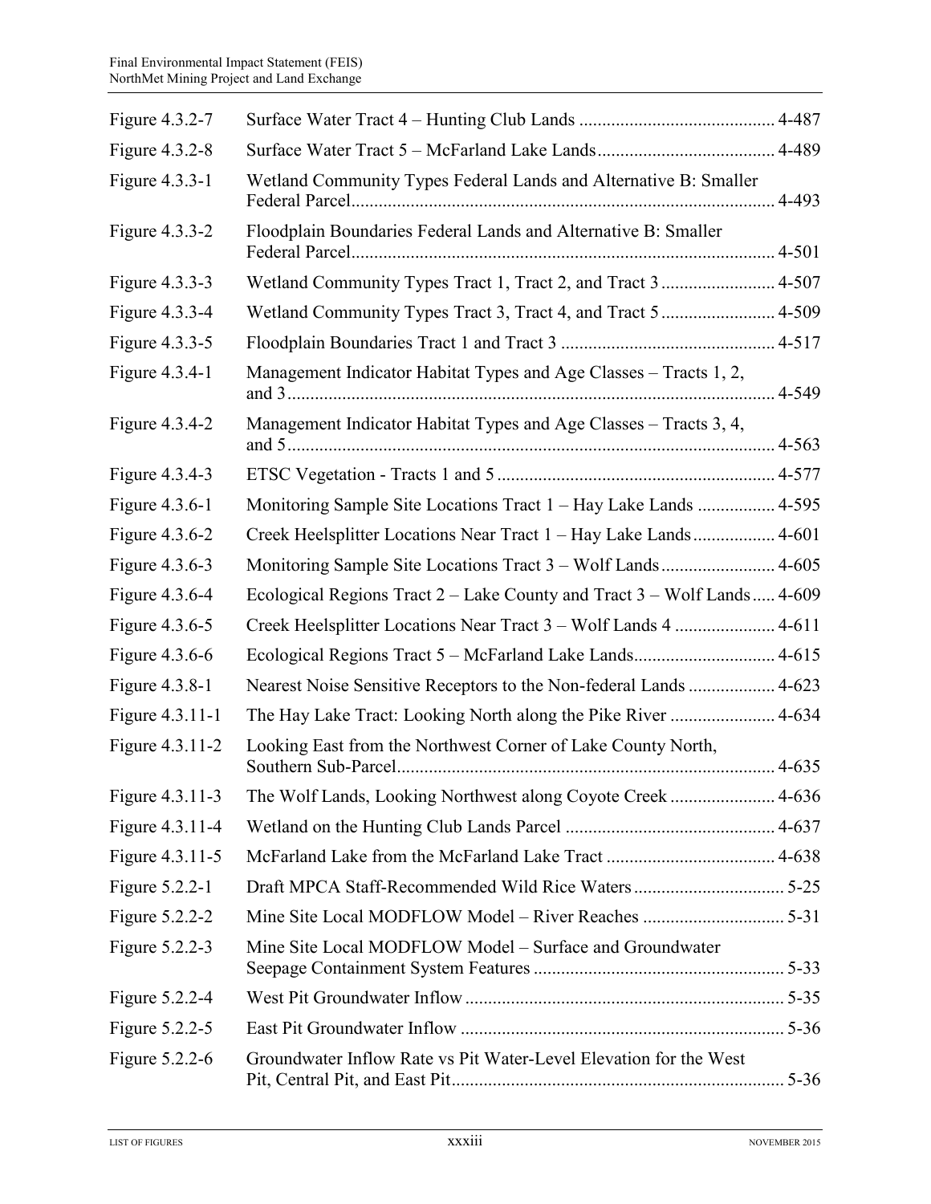| | | |
|---|---|---|
| Figure 4.3.2-7 | Surface Water Tract 4 – Hunting Club Lands | 4-487 |
| Figure 4.3.2-8 | Surface Water Tract 5 – McFarland Lake Lands | 4-489 |
| Figure 4.3.3-1 | Wetland Community Types Federal Lands and Alternative B: Smaller Federal Parcel | 4-493 |
| Figure 4.3.3-2 | Floodplain Boundaries Federal Lands and Alternative B: Smaller Federal Parcel | 4-501 |
| Figure 4.3.3-3 | Wetland Community Types Tract 1, Tract 2, and Tract 3 | 4-507 |
| Figure 4.3.3-4 | Wetland Community Types Tract 3, Tract 4, and Tract 5 | 4-509 |
| Figure 4.3.3-5 | Floodplain Boundaries Tract 1 and Tract 3 | 4-517 |
| Figure 4.3.4-1 | Management Indicator Habitat Types and Age Classes – Tracts 1, 2, and 3 | 4-549 |
| Figure 4.3.4-2 | Management Indicator Habitat Types and Age Classes – Tracts 3, 4, and 5 | 4-563 |
| Figure 4.3.4-3 | ETSC Vegetation - Tracts 1 and 5 | 4-577 |
| Figure 4.3.6-1 | Monitoring Sample Site Locations Tract 1 – Hay Lake Lands | 4-595 |
| Figure 4.3.6-2 | Creek Heelsplitter Locations Near Tract 1 – Hay Lake Lands | 4-601 |
| Figure 4.3.6-3 | Monitoring Sample Site Locations Tract 3 – Wolf Lands | 4-605 |
| Figure 4.3.6-4 | Ecological Regions Tract 2 – Lake County and Tract 3 – Wolf Lands | 4-609 |
| Figure 4.3.6-5 | Creek Heelsplitter Locations Near Tract 3 – Wolf Lands 4 | 4-611 |
| Figure 4.3.6-6 | Ecological Regions Tract 5 – McFarland Lake Lands | 4-615 |
| Figure 4.3.8-1 | Nearest Noise Sensitive Receptors to the Non-federal Lands | 4-623 |
| Figure 4.3.11-1 | The Hay Lake Tract: Looking North along the Pike River | 4-634 |
| Figure 4.3.11-2 | Looking East from the Northwest Corner of Lake County North, Southern Sub-Parcel | 4-635 |
| Figure 4.3.11-3 | The Wolf Lands, Looking Northwest along Coyote Creek | 4-636 |
| Figure 4.3.11-4 | Wetland on the Hunting Club Lands Parcel | 4-637 |
| Figure 4.3.11-5 | McFarland Lake from the McFarland Lake Tract | 4-638 |
| Figure 5.2.2-1 | Draft MPCA Staff-Recommended Wild Rice Waters | 5-25 |
| Figure 5.2.2-2 | Mine Site Local MODFLOW Model – River Reaches | 5-31 |
| Figure 5.2.2-3 | Mine Site Local MODFLOW Model – Surface and Groundwater Seepage Containment System Features | 5-33 |
| Figure 5.2.2-4 | West Pit Groundwater Inflow | 5-35 |
| Figure 5.2.2-5 | East Pit Groundwater Inflow | 5-36 |
| Figure 5.2.2-6 | Groundwater Inflow Rate vs Pit Water-Level Elevation for the West Pit, Central Pit, and East Pit | 5-36 |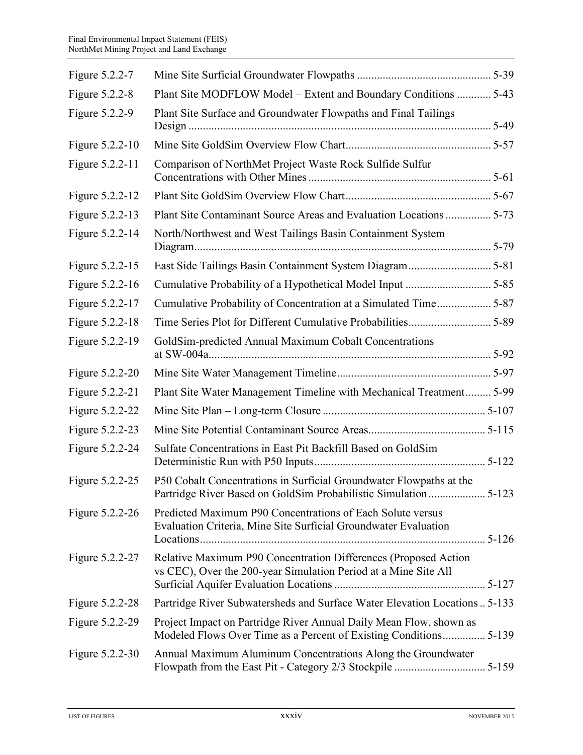| | | |
|---|---|---|
| Figure 5.2.2-7 | Mine Site Surficial Groundwater Flowpaths | 5-39 |
| Figure 5.2.2-8 | Plant Site MODFLOW Model – Extent and Boundary Conditions | 5-43 |
| Figure 5.2.2-9 | Plant Site Surface and Groundwater Flowpaths and Final Tailings Design | 5-49 |
| Figure 5.2.2-10 | Mine Site GoldSim Overview Flow Chart | 5-57 |
| Figure 5.2.2-11 | Comparison of NorthMet Project Waste Rock Sulfide Sulfur Concentrations with Other Mines | 5-61 |
| Figure 5.2.2-12 | Plant Site GoldSim Overview Flow Chart | 5-67 |
| Figure 5.2.2-13 | Plant Site Contaminant Source Areas and Evaluation Locations | 5-73 |
| Figure 5.2.2-14 | North/Northwest and West Tailings Basin Containment System Diagram | 5-79 |
| Figure 5.2.2-15 | East Side Tailings Basin Containment System Diagram | 5-81 |
| Figure 5.2.2-16 | Cumulative Probability of a Hypothetical Model Input | 5-85 |
| Figure 5.2.2-17 | Cumulative Probability of Concentration at a Simulated Time | 5-87 |
| Figure 5.2.2-18 | Time Series Plot for Different Cumulative Probabilities | 5-89 |
| Figure 5.2.2-19 | GoldSim-predicted Annual Maximum Cobalt Concentrations at SW-004a | 5-92 |
| Figure 5.2.2-20 | Mine Site Water Management Timeline | 5-97 |
| Figure 5.2.2-21 | Plant Site Water Management Timeline with Mechanical Treatment | 5-99 |
| Figure 5.2.2-22 | Mine Site Plan – Long-term Closure | 5-107 |
| Figure 5.2.2-23 | Mine Site Potential Contaminant Source Areas | 5-115 |
| Figure 5.2.2-24 | Sulfate Concentrations in East Pit Backfill Based on GoldSim Deterministic Run with P50 Inputs | 5-122 |
| Figure 5.2.2-25 | P50 Cobalt Concentrations in Surficial Groundwater Flowpaths at the Partridge River Based on GoldSim Probabilistic Simulation | 5-123 |
| Figure 5.2.2-26 | Predicted Maximum P90 Concentrations of Each Solute versus Evaluation Criteria, Mine Site Surficial Groundwater Evaluation Locations | 5-126 |
| Figure 5.2.2-27 | Relative Maximum P90 Concentration Differences (Proposed Action vs CEC), Over the 200-year Simulation Period at a Mine Site All Surficial Aquifer Evaluation Locations | 5-127 |
| Figure 5.2.2-28 | Partridge River Subwatersheds and Surface Water Elevation Locations | 5-133 |
| Figure 5.2.2-29 | Project Impact on Partridge River Annual Daily Mean Flow, shown as Modeled Flows Over Time as a Percent of Existing Conditions | 5-139 |
| Figure 5.2.2-30 | Annual Maximum Aluminum Concentrations Along the Groundwater Flowpath from the East Pit - Category 2/3 Stockpile | 5-159 |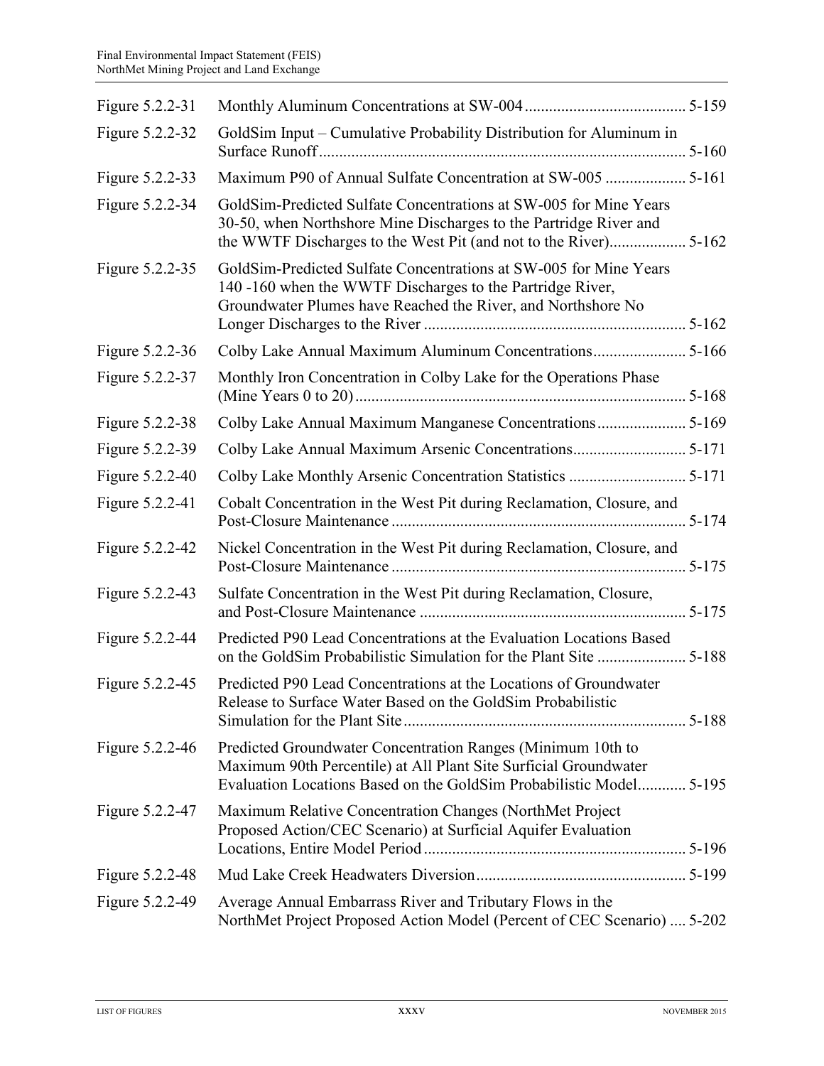| | | |
|---|---|---|
| Figure 5.2.2-31 | Monthly Aluminum Concentrations at SW-004 | 5-159 |
| Figure 5.2.2-32 | GoldSim Input – Cumulative Probability Distribution for Aluminum in Surface Runoff | 5-160 |
| Figure 5.2.2-33 | Maximum P90 of Annual Sulfate Concentration at SW-005 | 5-161 |
| Figure 5.2.2-34 | GoldSim-Predicted Sulfate Concentrations at SW-005 for Mine Years 30-50, when Northshore Mine Discharges to the Partridge River and the WWTF Discharges to the West Pit (and not to the River) | 5-162 |
| Figure 5.2.2-35 | GoldSim-Predicted Sulfate Concentrations at SW-005 for Mine Years 140 -160 when the WWTF Discharges to the Partridge River, Groundwater Plumes have Reached the River, and Northshore No Longer Discharges to the River | 5-162 |
| Figure 5.2.2-36 | Colby Lake Annual Maximum Aluminum Concentrations | 5-166 |
| Figure 5.2.2-37 | Monthly Iron Concentration in Colby Lake for the Operations Phase (Mine Years 0 to 20) | 5-168 |
| Figure 5.2.2-38 | Colby Lake Annual Maximum Manganese Concentrations | 5-169 |
| Figure 5.2.2-39 | Colby Lake Annual Maximum Arsenic Concentrations | 5-171 |
| Figure 5.2.2-40 | Colby Lake Monthly Arsenic Concentration Statistics | 5-171 |
| Figure 5.2.2-41 | Cobalt Concentration in the West Pit during Reclamation, Closure, and Post-Closure Maintenance | 5-174 |
| Figure 5.2.2-42 | Nickel Concentration in the West Pit during Reclamation, Closure, and Post-Closure Maintenance | 5-175 |
| Figure 5.2.2-43 | Sulfate Concentration in the West Pit during Reclamation, Closure, and Post-Closure Maintenance | 5-175 |
| Figure 5.2.2-44 | Predicted P90 Lead Concentrations at the Evaluation Locations Based on the GoldSim Probabilistic Simulation for the Plant Site | 5-188 |
| Figure 5.2.2-45 | Predicted P90 Lead Concentrations at the Locations of Groundwater Release to Surface Water Based on the GoldSim Probabilistic Simulation for the Plant Site | 5-188 |
| Figure 5.2.2-46 | Predicted Groundwater Concentration Ranges (Minimum 10th to Maximum 90th Percentile) at All Plant Site Surficial Groundwater Evaluation Locations Based on the GoldSim Probabilistic Model | 5-195 |
| Figure 5.2.2-47 | Maximum Relative Concentration Changes (NorthMet Project Proposed Action/CEC Scenario) at Surficial Aquifer Evaluation Locations, Entire Model Period | 5-196 |
| Figure 5.2.2-48 | Mud Lake Creek Headwaters Diversion | 5-199 |
| Figure 5.2.2-49 | Average Annual Embarrass River and Tributary Flows in the NorthMet Project Proposed Action Model (Percent of CEC Scenario) | 5-202 |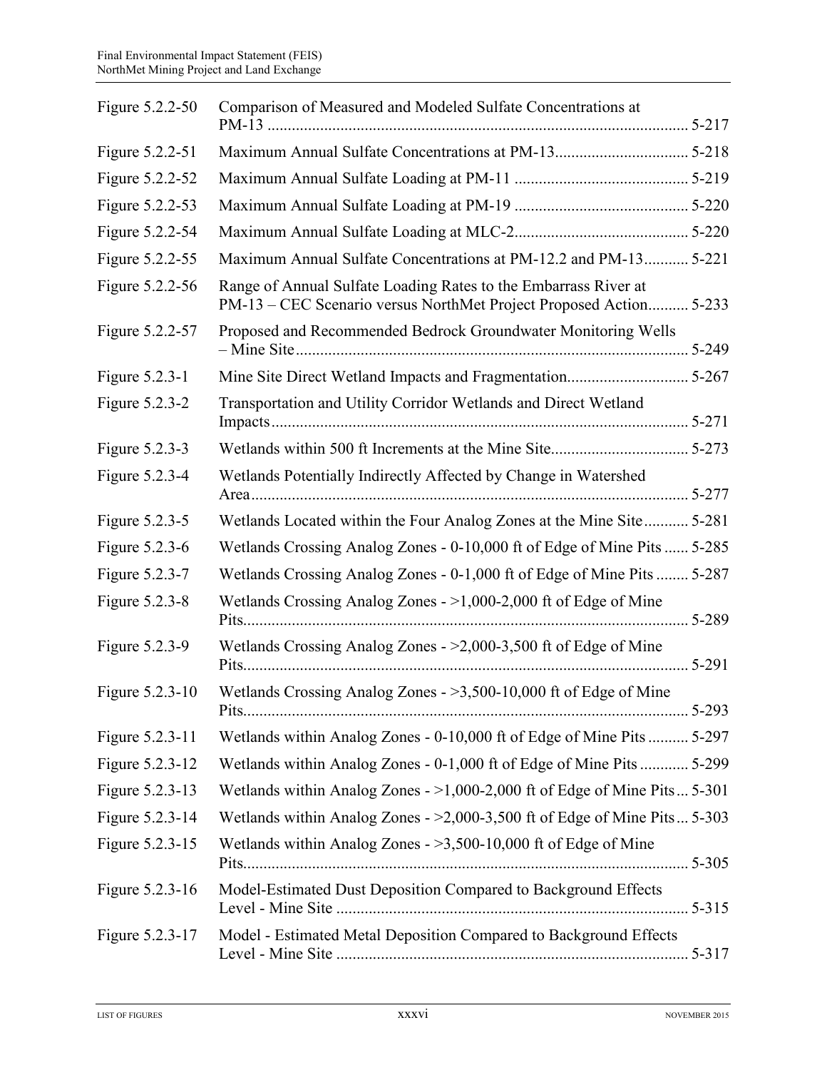| | | |
|---|---|---|
| Figure 5.2.2-50 | Comparison of Measured and Modeled Sulfate Concentrations at PM-13 | 5-217 |
| Figure 5.2.2-51 | Maximum Annual Sulfate Concentrations at PM-13 | 5-218 |
| Figure 5.2.2-52 | Maximum Annual Sulfate Loading at PM-11 | 5-219 |
| Figure 5.2.2-53 | Maximum Annual Sulfate Loading at PM-19 | 5-220 |
| Figure 5.2.2-54 | Maximum Annual Sulfate Loading at MLC-2 | 5-220 |
| Figure 5.2.2-55 | Maximum Annual Sulfate Concentrations at PM-12.2 and PM-13 | 5-221 |
| Figure 5.2.2-56 | Range of Annual Sulfate Loading Rates to the Embarrass River at PM-13 – CEC Scenario versus NorthMet Project Proposed Action | 5-233 |
| Figure 5.2.2-57 | Proposed and Recommended Bedrock Groundwater Monitoring Wells – Mine Site | 5-249 |
| Figure 5.2.3-1 | Mine Site Direct Wetland Impacts and Fragmentation | 5-267 |
| Figure 5.2.3-2 | Transportation and Utility Corridor Wetlands and Direct Wetland Impacts | 5-271 |
| Figure 5.2.3-3 | Wetlands within 500 ft Increments at the Mine Site | 5-273 |
| Figure 5.2.3-4 | Wetlands Potentially Indirectly Affected by Change in Watershed Area | 5-277 |
| Figure 5.2.3-5 | Wetlands Located within the Four Analog Zones at the Mine Site | 5-281 |
| Figure 5.2.3-6 | Wetlands Crossing Analog Zones - 0-10,000 ft of Edge of Mine Pits | 5-285 |
| Figure 5.2.3-7 | Wetlands Crossing Analog Zones - 0-1,000 ft of Edge of Mine Pits | 5-287 |
| Figure 5.2.3-8 | Wetlands Crossing Analog Zones - >1,000-2,000 ft of Edge of Mine Pits | 5-289 |
| Figure 5.2.3-9 | Wetlands Crossing Analog Zones - >2,000-3,500 ft of Edge of Mine Pits | 5-291 |
| Figure 5.2.3-10 | Wetlands Crossing Analog Zones - >3,500-10,000 ft of Edge of Mine Pits | 5-293 |
| Figure 5.2.3-11 | Wetlands within Analog Zones - 0-10,000 ft of Edge of Mine Pits | 5-297 |
| Figure 5.2.3-12 | Wetlands within Analog Zones - 0-1,000 ft of Edge of Mine Pits | 5-299 |
| Figure 5.2.3-13 | Wetlands within Analog Zones - >1,000-2,000 ft of Edge of Mine Pits | 5-301 |
| Figure 5.2.3-14 | Wetlands within Analog Zones - >2,000-3,500 ft of Edge of Mine Pits | 5-303 |
| Figure 5.2.3-15 | Wetlands within Analog Zones - >3,500-10,000 ft of Edge of Mine Pits | 5-305 |
| Figure 5.2.3-16 | Model-Estimated Dust Deposition Compared to Background Effects Level - Mine Site | 5-315 |
| Figure 5.2.3-17 | Model - Estimated Metal Deposition Compared to Background Effects Level - Mine Site | 5-317 |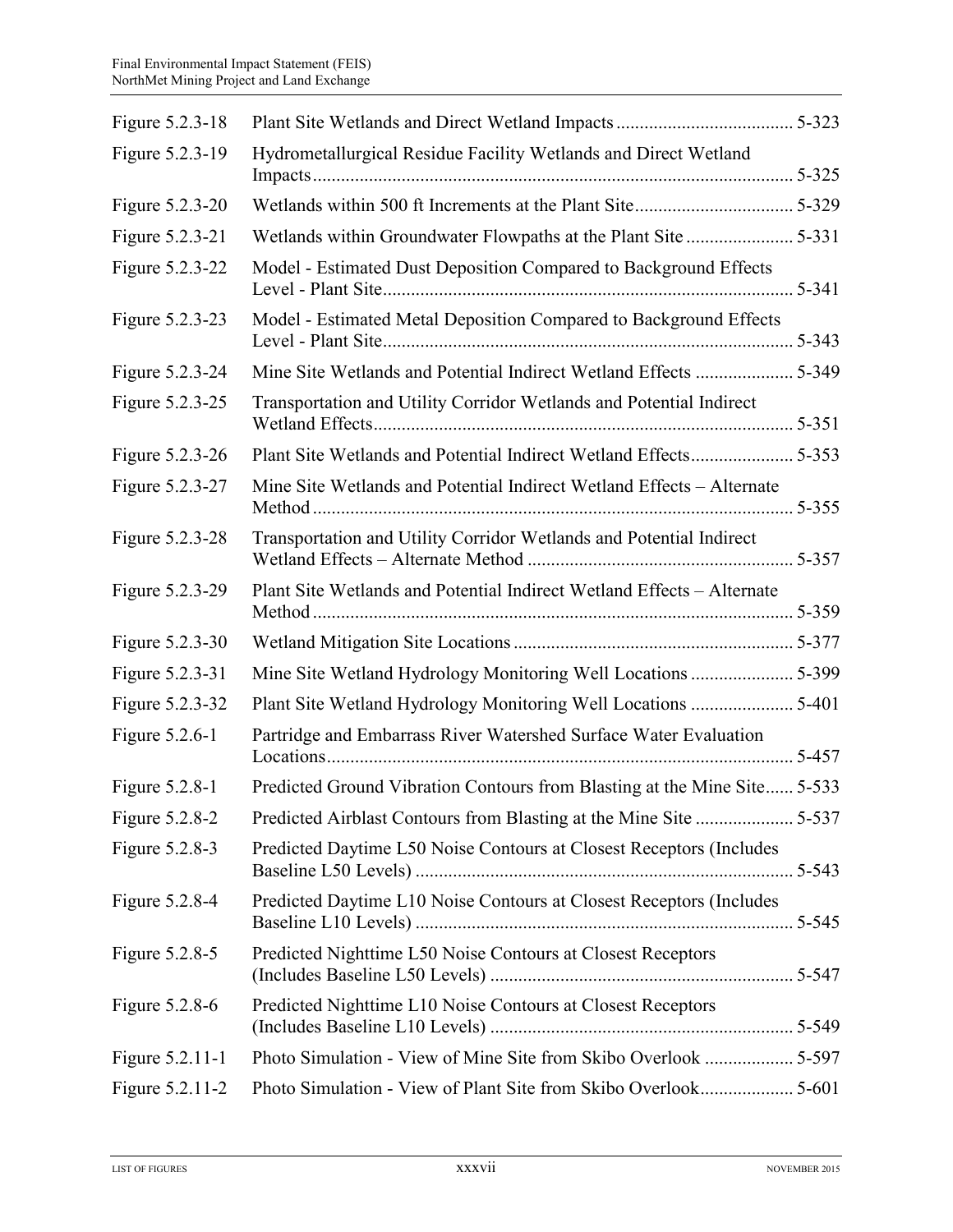| | | |
|---|---|---|
| Figure 5.2.3-18 | Plant Site Wetlands and Direct Wetland Impacts | 5-323 |
| Figure 5.2.3-19 | Hydrometallurgical Residue Facility Wetlands and Direct Wetland Impacts | 5-325 |
| Figure 5.2.3-20 | Wetlands within 500 ft Increments at the Plant Site | 5-329 |
| Figure 5.2.3-21 | Wetlands within Groundwater Flowpaths at the Plant Site | 5-331 |
| Figure 5.2.3-22 | Model - Estimated Dust Deposition Compared to Background Effects Level - Plant Site | 5-341 |
| Figure 5.2.3-23 | Model - Estimated Metal Deposition Compared to Background Effects Level - Plant Site | 5-343 |
| Figure 5.2.3-24 | Mine Site Wetlands and Potential Indirect Wetland Effects | 5-349 |
| Figure 5.2.3-25 | Transportation and Utility Corridor Wetlands and Potential Indirect Wetland Effects | 5-351 |
| Figure 5.2.3-26 | Plant Site Wetlands and Potential Indirect Wetland Effects | 5-353 |
| Figure 5.2.3-27 | Mine Site Wetlands and Potential Indirect Wetland Effects – Alternate Method | 5-355 |
| Figure 5.2.3-28 | Transportation and Utility Corridor Wetlands and Potential Indirect Wetland Effects – Alternate Method | 5-357 |
| Figure 5.2.3-29 | Plant Site Wetlands and Potential Indirect Wetland Effects – Alternate Method | 5-359 |
| Figure 5.2.3-30 | Wetland Mitigation Site Locations | 5-377 |
| Figure 5.2.3-31 | Mine Site Wetland Hydrology Monitoring Well Locations | 5-399 |
| Figure 5.2.3-32 | Plant Site Wetland Hydrology Monitoring Well Locations | 5-401 |
| Figure 5.2.6-1 | Partridge and Embarrass River Watershed Surface Water Evaluation Locations | 5-457 |
| Figure 5.2.8-1 | Predicted Ground Vibration Contours from Blasting at the Mine Site | 5-533 |
| Figure 5.2.8-2 | Predicted Airblast Contours from Blasting at the Mine Site | 5-537 |
| Figure 5.2.8-3 | Predicted Daytime L50 Noise Contours at Closest Receptors (Includes Baseline L50 Levels) | 5-543 |
| Figure 5.2.8-4 | Predicted Daytime L10 Noise Contours at Closest Receptors (Includes Baseline L10 Levels) | 5-545 |
| Figure 5.2.8-5 | Predicted Nighttime L50 Noise Contours at Closest Receptors (Includes Baseline L50 Levels) | 5-547 |
| Figure 5.2.8-6 | Predicted Nighttime L10 Noise Contours at Closest Receptors (Includes Baseline L10 Levels) | 5-549 |
| Figure 5.2.11-1 | Photo Simulation - View of Mine Site from Skibo Overlook | 5-597 |
| Figure 5.2.11-2 | Photo Simulation - View of Plant Site from Skibo Overlook | 5-601 |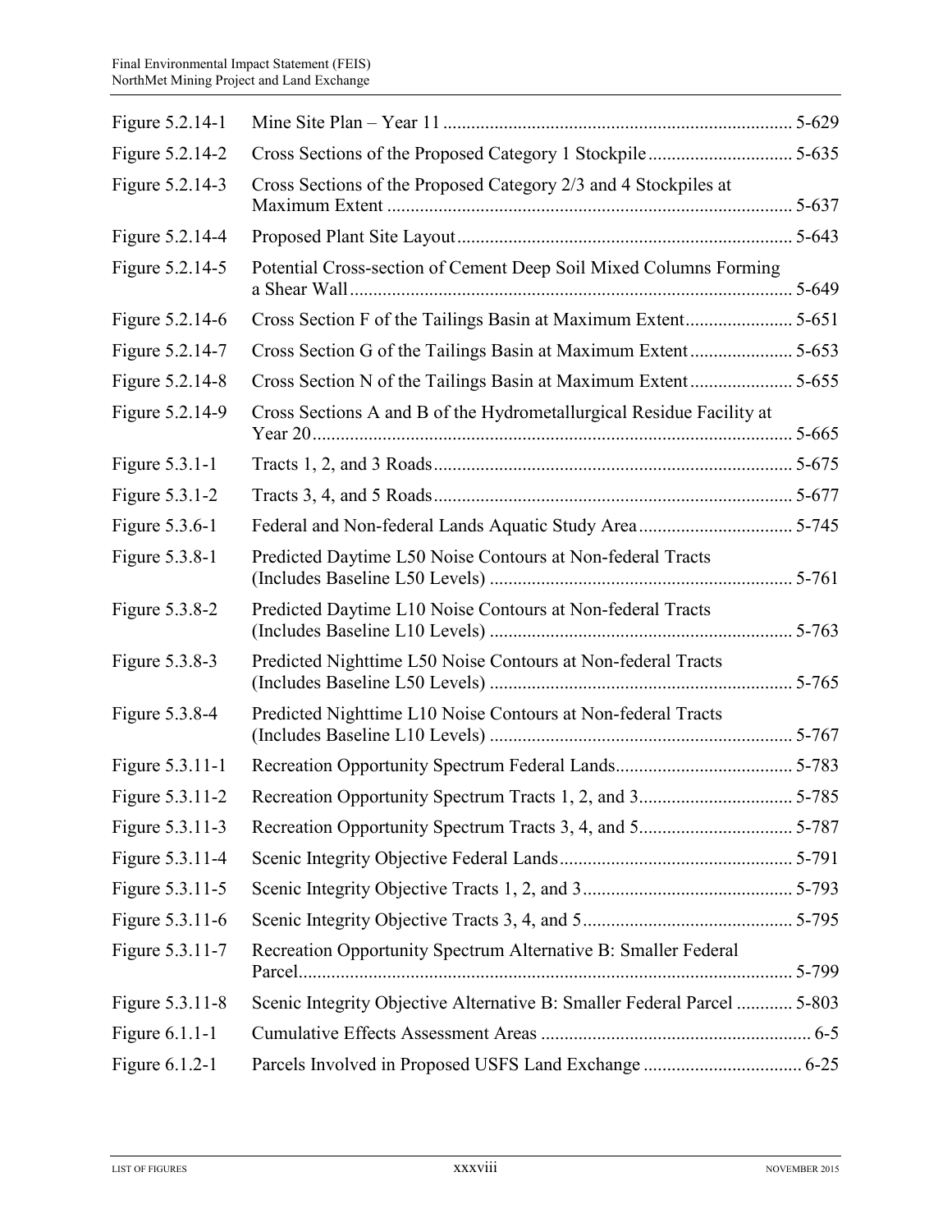| | | |
|---|---|---|
| Figure 5.2.14-1 | Mine Site Plan – Year 11 | 5-629 |
| Figure 5.2.14-2 | Cross Sections of the Proposed Category 1 Stockpile | 5-635 |
| Figure 5.2.14-3 | Cross Sections of the Proposed Category 2/3 and 4 Stockpiles at Maximum Extent | 5-637 |
| Figure 5.2.14-4 | Proposed Plant Site Layout | 5-643 |
| Figure 5.2.14-5 | Potential Cross-section of Cement Deep Soil Mixed Columns Forming a Shear Wall | 5-649 |
| Figure 5.2.14-6 | Cross Section F of the Tailings Basin at Maximum Extent | 5-651 |
| Figure 5.2.14-7 | Cross Section G of the Tailings Basin at Maximum Extent | 5-653 |
| Figure 5.2.14-8 | Cross Section N of the Tailings Basin at Maximum Extent | 5-655 |
| Figure 5.2.14-9 | Cross Sections A and B of the Hydrometallurgical Residue Facility at Year 20 | 5-665 |
| Figure 5.3.1-1 | Tracts 1, 2, and 3 Roads | 5-675 |
| Figure 5.3.1-2 | Tracts 3, 4, and 5 Roads | 5-677 |
| Figure 5.3.6-1 | Federal and Non-federal Lands Aquatic Study Area | 5-745 |
| Figure 5.3.8-1 | Predicted Daytime L50 Noise Contours at Non-federal Tracts (Includes Baseline L50 Levels) | 5-761 |
| Figure 5.3.8-2 | Predicted Daytime L10 Noise Contours at Non-federal Tracts (Includes Baseline L10 Levels) | 5-763 |
| Figure 5.3.8-3 | Predicted Nighttime L50 Noise Contours at Non-federal Tracts (Includes Baseline L50 Levels) | 5-765 |
| Figure 5.3.8-4 | Predicted Nighttime L10 Noise Contours at Non-federal Tracts (Includes Baseline L10 Levels) | 5-767 |
| Figure 5.3.11-1 | Recreation Opportunity Spectrum Federal Lands | 5-783 |
| Figure 5.3.11-2 | Recreation Opportunity Spectrum Tracts 1, 2, and 3 | 5-785 |
| Figure 5.3.11-3 | Recreation Opportunity Spectrum Tracts 3, 4, and 5 | 5-787 |
| Figure 5.3.11-4 | Scenic Integrity Objective Federal Lands | 5-791 |
| Figure 5.3.11-5 | Scenic Integrity Objective Tracts 1, 2, and 3 | 5-793 |
| Figure 5.3.11-6 | Scenic Integrity Objective Tracts 3, 4, and 5 | 5-795 |
| Figure 5.3.11-7 | Recreation Opportunity Spectrum Alternative B: Smaller Federal Parcel | 5-799 |
| Figure 5.3.11-8 | Scenic Integrity Objective Alternative B: Smaller Federal Parcel | 5-803 |
| Figure 6.1.1-1 | Cumulative Effects Assessment Areas | 6-5 |
| Figure 6.1.2-1 | Parcels Involved in Proposed USFS Land Exchange | 6-25 |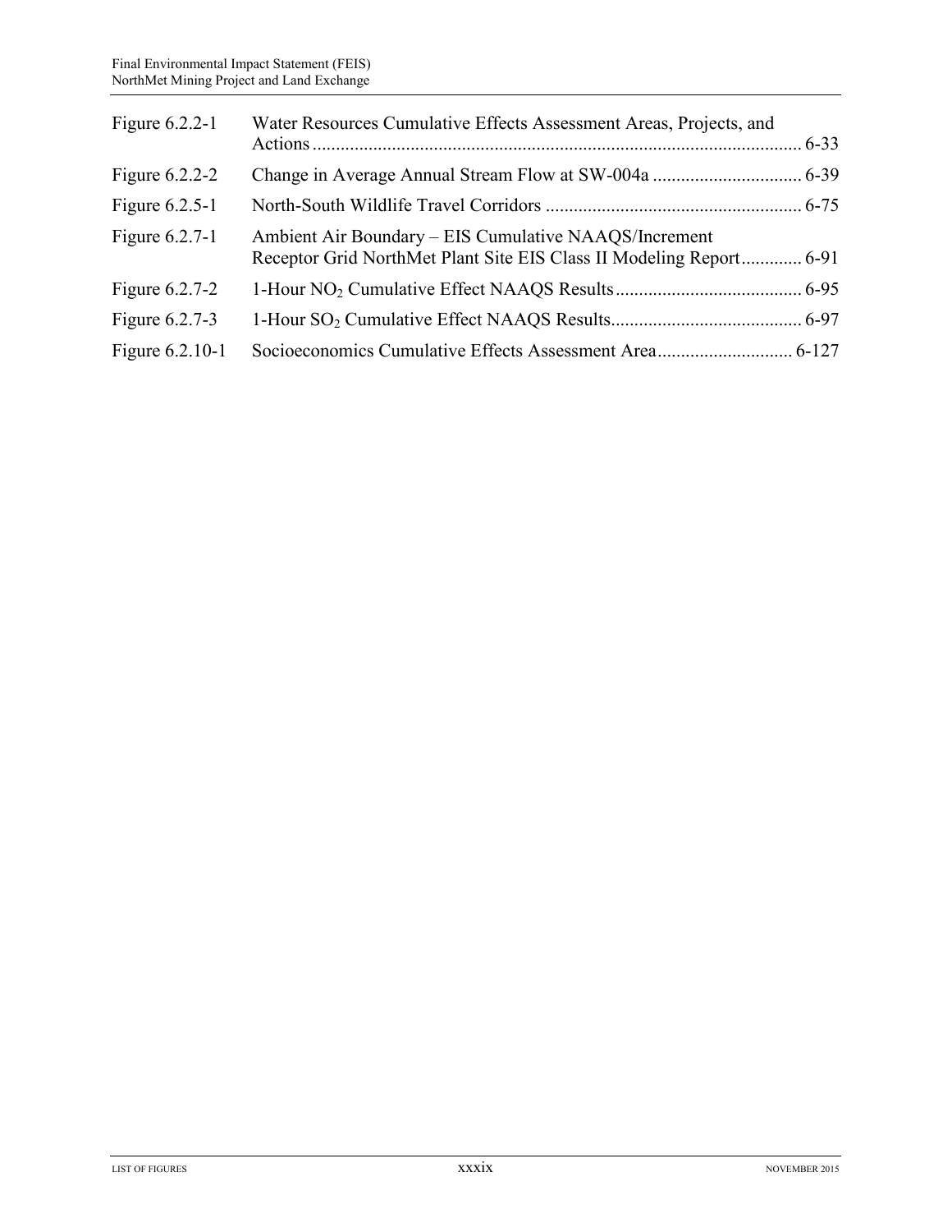| | | |
|---|---|---|
| Figure 6.2.2-1 | Water Resources Cumulative Effects Assessment Areas, Projects, and Actions | 6-33 |
| Figure 6.2.2-2 | Change in Average Annual Stream Flow at SW-004a | 6-39 |
| Figure 6.2.5-1 | North-South Wildlife Travel Corridors | 6-75 |
| Figure 6.2.7-1 | Ambient Air Boundary – EIS Cumulative NAAQS/Increment Receptor Grid NorthMet Plant Site EIS Class II Modeling Report | 6-91 |
| Figure 6.2.7-2 | 1-Hour $NO_2$ Cumulative Effect NAAQS Results | 6-95 |
| Figure 6.2.7-3 | 1-Hour $SO_2$ Cumulative Effect NAAQS Results | 6-97 |
| Figure 6.2.10-1 | Socioeconomics Cumulative Effects Assessment Area | 6-127 |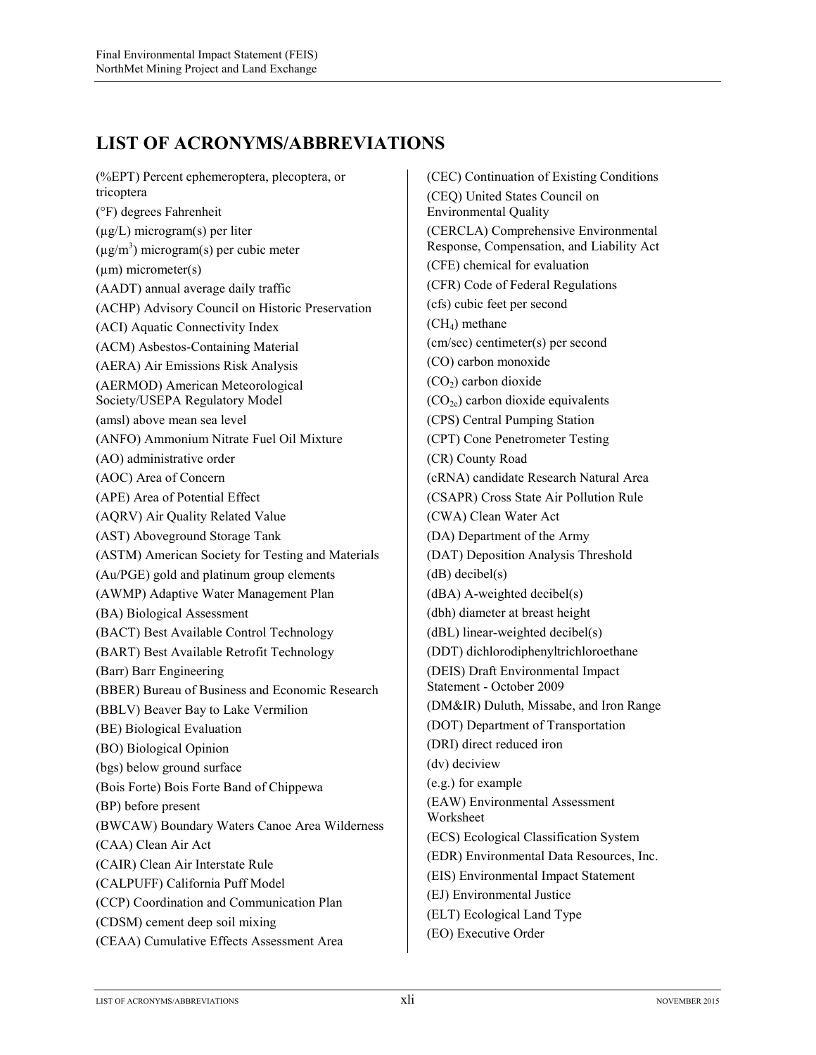# LIST OF ACRONYMS/ABBREVIATIONS

(%EPT) Percent ephemeroptera, plecoptera, or tricoptera

(°F) degrees Fahrenheit

(µg/L) microgram(s) per liter

(µg/m$^3$) microgram(s) per cubic meter

(µm) micrometer(s)

(AADT) annual average daily traffic

(ACHP) Advisory Council on Historic Preservation

(ACI) Aquatic Connectivity Index

(ACM) Asbestos-Containing Material

(AERA) Air Emissions Risk Analysis

(AERMOD) American Meteorological Society/USEPA Regulatory Model

(amsl) above mean sea level

(ANFO) Ammonium Nitrate Fuel Oil Mixture

(AO) administrative order

(AOC) Area of Concern

(APE) Area of Potential Effect

(AQRV) Air Quality Related Value

(AST) Aboveground Storage Tank

(ASTM) American Society for Testing and Materials

(Au/PGE) gold and platinum group elements

(AWMP) Adaptive Water Management Plan

(BA) Biological Assessment

(BACT) Best Available Control Technology

(BART) Best Available Retrofit Technology

(Barr) Barr Engineering

(BBER) Bureau of Business and Economic Research

(BBLV) Beaver Bay to Lake Vermilion

(BE) Biological Evaluation

(BO) Biological Opinion

(bgs) below ground surface

(Bois Forte) Bois Forte Band of Chippewa

(BP) before present

(BWCAW) Boundary Waters Canoe Area Wilderness

(CAA) Clean Air Act

(CAIR) Clean Air Interstate Rule

(CALPUFF) California Puff Model

(CCP) Coordination and Communication Plan

(CDSM) cement deep soil mixing

(CEAA) Cumulative Effects Assessment Area

(CEC) Continuation of Existing Conditions

(CEQ) United States Council on Environmental Quality

(CERCLA) Comprehensive Environmental Response, Compensation, and Liability Act

(CFE) chemical for evaluation

(CFR) Code of Federal Regulations

(cfs) cubic feet per second

($CH_4$) methane

(cm/sec) centimeter(s) per second

(CO) carbon monoxide

($CO_2$) carbon dioxide

($CO_{2e}$) carbon dioxide equivalents

(CPS) Central Pumping Station

(CPT) Cone Penetrometer Testing

(CR) County Road

(cRNA) candidate Research Natural Area

(CSAPR) Cross State Air Pollution Rule

(CWA) Clean Water Act

(DA) Department of the Army

(DAT) Deposition Analysis Threshold

(dB) decibel(s)

(dBA) A-weighted decibel(s)

(dbh) diameter at breast height

(dBL) linear-weighted decibel(s)

(DDT) dichlorodiphenyltrichloroethane

(DEIS) Draft Environmental Impact Statement - October 2009

(DM&IR) Duluth, Missabe, and Iron Range

(DOT) Department of Transportation

(DRI) direct reduced iron

(dv) deciview

(e.g.) for example

(EAW) Environmental Assessment Worksheet

(ECS) Ecological Classification System

(EDR) Environmental Data Resources, Inc.

(EIS) Environmental Impact Statement

(EJ) Environmental Justice

(ELT) Ecological Land Type

(EO) Executive Order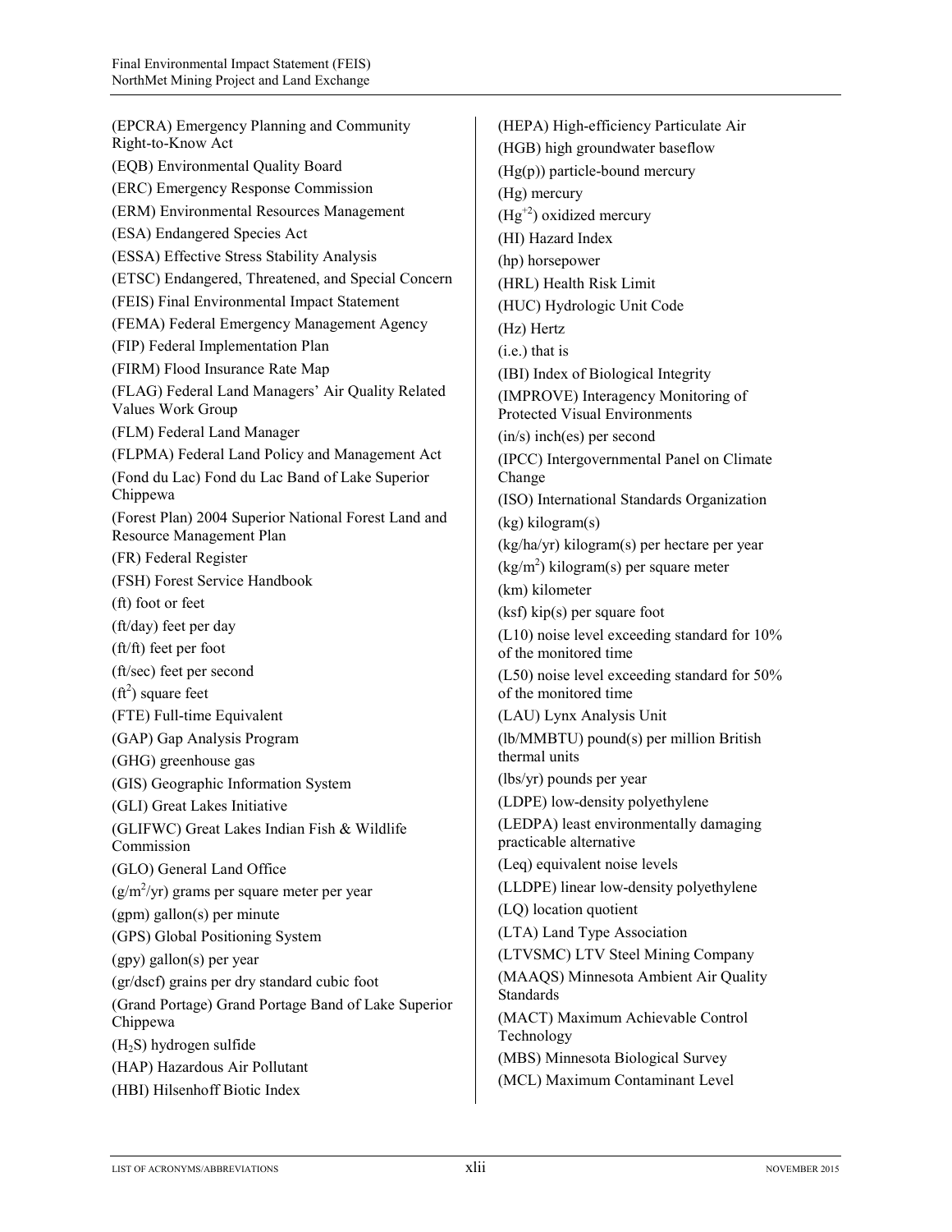(EPCRA) Emergency Planning and Community Right-to-Know Act

(EQB) Environmental Quality Board

(ERC) Emergency Response Commission

(ERM) Environmental Resources Management

(ESA) Endangered Species Act

(ESSA) Effective Stress Stability Analysis

(ETSC) Endangered, Threatened, and Special Concern

(FEIS) Final Environmental Impact Statement

(FEMA) Federal Emergency Management Agency

(FIP) Federal Implementation Plan

(FIRM) Flood Insurance Rate Map

(FLAG) Federal Land Managers' Air Quality Related Values Work Group

(FLM) Federal Land Manager

(FLPMA) Federal Land Policy and Management Act

(Fond du Lac) Fond du Lac Band of Lake Superior Chippewa

(Forest Plan) 2004 Superior National Forest Land and Resource Management Plan

(FR) Federal Register

(FSH) Forest Service Handbook

(ft) foot or feet

(ft/day) feet per day

(ft/ft) feet per foot

(ft/sec) feet per second

($ft^2$) square feet

(FTE) Full-time Equivalent

(GAP) Gap Analysis Program

(GHG) greenhouse gas

(GIS) Geographic Information System

(GLI) Great Lakes Initiative

(GLIFWC) Great Lakes Indian Fish & Wildlife Commission

(GLO) General Land Office

($g/m^2/yr$) grams per square meter per year

(gpm) gallon(s) per minute

(GPS) Global Positioning System

(gpy) gallon(s) per year

(gr/dscf) grains per dry standard cubic foot

(Grand Portage) Grand Portage Band of Lake Superior Chippewa

($H_2S$) hydrogen sulfide

(HAP) Hazardous Air Pollutant

(HBI) Hilsenhoff Biotic Index

(HEPA) High-efficiency Particulate Air

(HGB) high groundwater baseflow

(Hg(p)) particle-bound mercury

(Hg) mercury

($Hg^{+2}$) oxidized mercury

(HI) Hazard Index

(hp) horsepower

(HRL) Health Risk Limit

(HUC) Hydrologic Unit Code

(Hz) Hertz

(i.e.) that is

(IBI) Index of Biological Integrity

(IMPROVE) Interagency Monitoring of Protected Visual Environments

(in/s) inch(es) per second

(IPCC) Intergovernmental Panel on Climate Change

(ISO) International Standards Organization

(kg) kilogram(s)

(kg/ha/yr) kilogram(s) per hectare per year

($kg/m^2$) kilogram(s) per square meter

(km) kilometer

(ksf) kip(s) per square foot

(L10) noise level exceeding standard for 10% of the monitored time

(L50) noise level exceeding standard for 50% of the monitored time

(LAU) Lynx Analysis Unit

(lb/MMBTU) pound(s) per million British thermal units

(lbs/yr) pounds per year

(LDPE) low-density polyethylene

(LEDPA) least environmentally damaging practicable alternative

(Leq) equivalent noise levels

(LLDPE) linear low-density polyethylene

(LQ) location quotient

(LTA) Land Type Association

(LTVSMC) LTV Steel Mining Company

(MAAQS) Minnesota Ambient Air Quality Standards

(MACT) Maximum Achievable Control Technology

(MBS) Minnesota Biological Survey

(MCL) Maximum Contaminant Level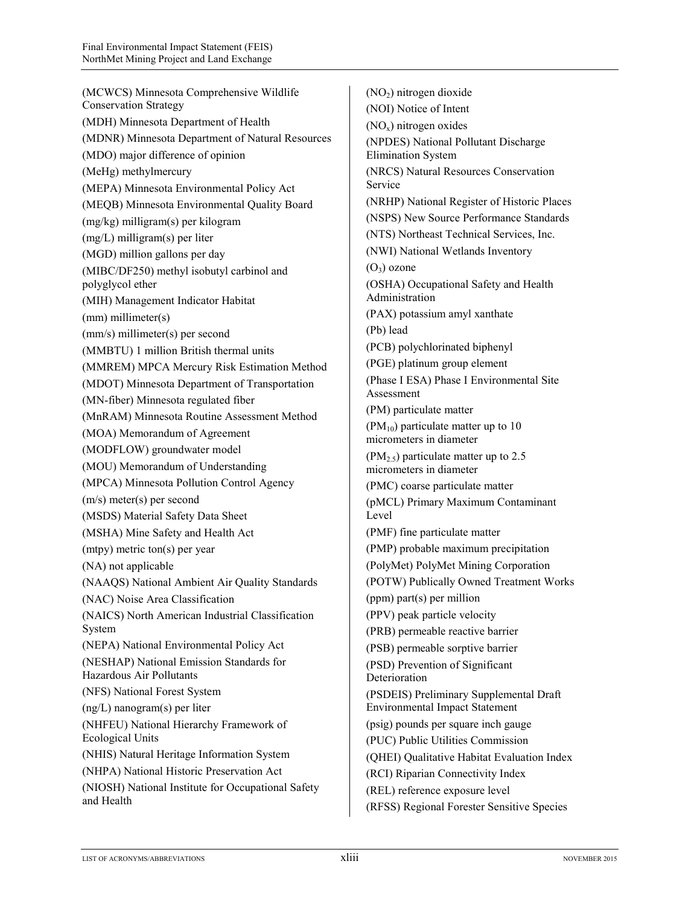(MCWCS) Minnesota Comprehensive Wildlife Conservation Strategy

(MDH) Minnesota Department of Health

(MDNR) Minnesota Department of Natural Resources

(MDO) major difference of opinion

(MeHg) methylmercury

(MEPA) Minnesota Environmental Policy Act

(MEQB) Minnesota Environmental Quality Board

(mg/kg) milligram(s) per kilogram

(mg/L) milligram(s) per liter

(MGD) million gallons per day

(MIBC/DF250) methyl isobutyl carbinol and polyglycol ether

(MIH) Management Indicator Habitat

(mm) millimeter(s)

(mm/s) millimeter(s) per second

(MMBTU) 1 million British thermal units

(MMREM) MPCA Mercury Risk Estimation Method

(MDOT) Minnesota Department of Transportation

(MN-fiber) Minnesota regulated fiber

(MnRAM) Minnesota Routine Assessment Method

(MOA) Memorandum of Agreement

(MODFLOW) groundwater model

(MOU) Memorandum of Understanding

(MPCA) Minnesota Pollution Control Agency

(m/s) meter(s) per second

(MSDS) Material Safety Data Sheet

(MSHA) Mine Safety and Health Act

(mtpy) metric ton(s) per year

(NA) not applicable

(NAAQS) National Ambient Air Quality Standards

(NAC) Noise Area Classification

(NAICS) North American Industrial Classification System

(NEPA) National Environmental Policy Act

(NESHAP) National Emission Standards for Hazardous Air Pollutants

(NFS) National Forest System

(ng/L) nanogram(s) per liter

(NHFEU) National Hierarchy Framework of Ecological Units

(NHIS) Natural Heritage Information System

(NHPA) National Historic Preservation Act

(NIOSH) National Institute for Occupational Safety and Health

($NO_2$) nitrogen dioxide

(NOI) Notice of Intent

($NO_x$) nitrogen oxides

(NPDES) National Pollutant Discharge Elimination System

(NRCS) Natural Resources Conservation Service

(NRHP) National Register of Historic Places

(NSPS) New Source Performance Standards

(NTS) Northeast Technical Services, Inc.

(NWI) National Wetlands Inventory

($O_3$) ozone

(OSHA) Occupational Safety and Health Administration

(PAX) potassium amyl xanthate

(Pb) lead

(PCB) polychlorinated biphenyl

(PGE) platinum group element

(Phase I ESA) Phase I Environmental Site Assessment

(PM) particulate matter

($PM_{10}$) particulate matter up to 10 micrometers in diameter

($PM_{2.5}$) particulate matter up to 2.5 micrometers in diameter

(PMC) coarse particulate matter

(pMCL) Primary Maximum Contaminant Level

(PMF) fine particulate matter

(PMP) probable maximum precipitation

(PolyMet) PolyMet Mining Corporation

(POTW) Publically Owned Treatment Works

(ppm) part(s) per million

(PPV) peak particle velocity

(PRB) permeable reactive barrier

(PSB) permeable sorptive barrier

(PSD) Prevention of Significant Deterioration

(PSDEIS) Preliminary Supplemental Draft Environmental Impact Statement

(psig) pounds per square inch gauge

(PUC) Public Utilities Commission

(QHEI) Qualitative Habitat Evaluation Index

(RCI) Riparian Connectivity Index

(REL) reference exposure level

(RFSS) Regional Forester Sensitive Species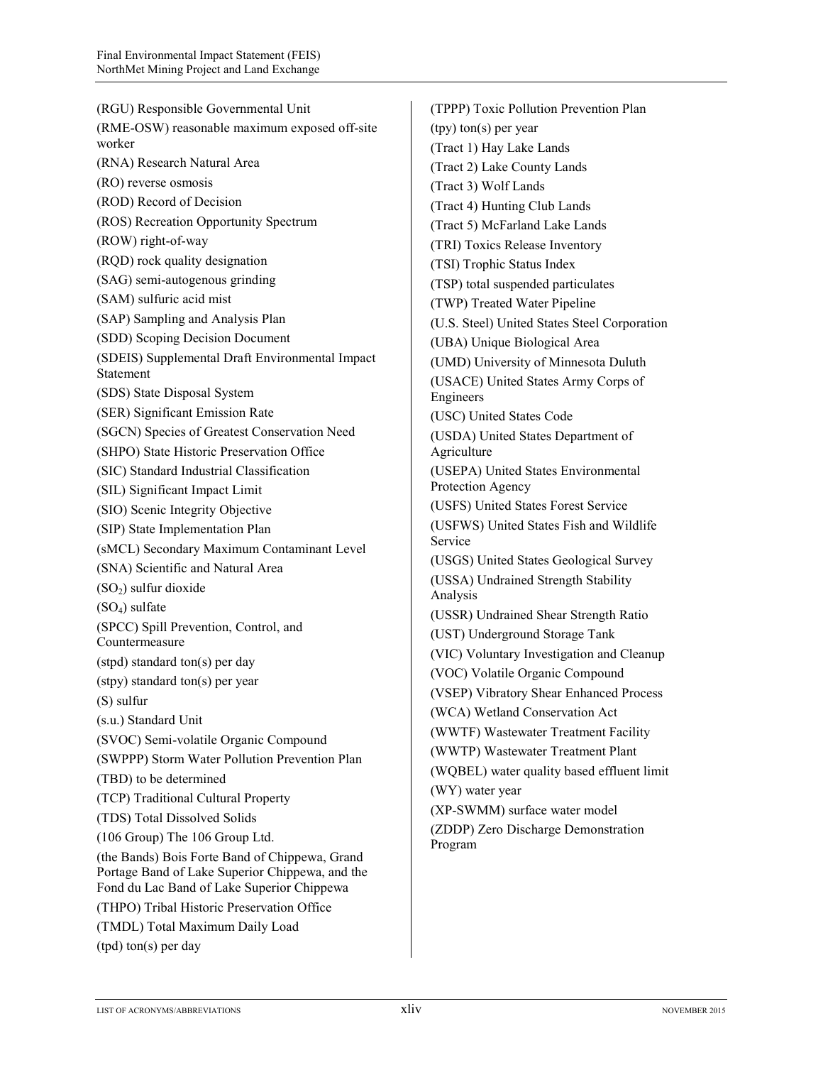(RGU) Responsible Governmental Unit

(RME-OSW) reasonable maximum exposed off-site worker

(RNA) Research Natural Area

(RO) reverse osmosis

(ROD) Record of Decision

(ROS) Recreation Opportunity Spectrum

(ROW) right-of-way

(RQD) rock quality designation

(SAG) semi-autogenous grinding

(SAM) sulfuric acid mist

(SAP) Sampling and Analysis Plan

(SDD) Scoping Decision Document

(SDEIS) Supplemental Draft Environmental Impact Statement

(SDS) State Disposal System

(SER) Significant Emission Rate

(SGCN) Species of Greatest Conservation Need

(SHPO) State Historic Preservation Office

(SIC) Standard Industrial Classification

(SIL) Significant Impact Limit

(SIO) Scenic Integrity Objective

(SIP) State Implementation Plan

(sMCL) Secondary Maximum Contaminant Level

(SNA) Scientific and Natural Area

($SO_2$) sulfur dioxide

($SO_4$) sulfate

(SPCC) Spill Prevention, Control, and Countermeasure

(stpd) standard ton(s) per day

(stpy) standard ton(s) per year

(S) sulfur

(s.u.) Standard Unit

(SVOC) Semi-volatile Organic Compound

(SWPPP) Storm Water Pollution Prevention Plan

(TBD) to be determined

(TCP) Traditional Cultural Property

(TDS) Total Dissolved Solids

(106 Group) The 106 Group Ltd.

(the Bands) Bois Forte Band of Chippewa, Grand Portage Band of Lake Superior Chippewa, and the Fond du Lac Band of Lake Superior Chippewa

(THPO) Tribal Historic Preservation Office

(TMDL) Total Maximum Daily Load

(tpd) ton(s) per day

(TPPP) Toxic Pollution Prevention Plan

(tpy) ton(s) per year

(Tract 1) Hay Lake Lands

(Tract 2) Lake County Lands

(Tract 3) Wolf Lands

(Tract 4) Hunting Club Lands

(Tract 5) McFarland Lake Lands

(TRI) Toxics Release Inventory

(TSI) Trophic Status Index

(TSP) total suspended particulates

(TWP) Treated Water Pipeline

(U.S. Steel) United States Steel Corporation

(UBA) Unique Biological Area

(UMD) University of Minnesota Duluth

(USACE) United States Army Corps of Engineers

(USC) United States Code

(USDA) United States Department of Agriculture

(USEPA) United States Environmental Protection Agency

(USFS) United States Forest Service

(USFWS) United States Fish and Wildlife Service

(USGS) United States Geological Survey

(USSA) Undrained Strength Stability Analysis

(USSR) Undrained Shear Strength Ratio

(UST) Underground Storage Tank

(VIC) Voluntary Investigation and Cleanup

(VOC) Volatile Organic Compound

(VSEP) Vibratory Shear Enhanced Process

(WCA) Wetland Conservation Act

(WWTF) Wastewater Treatment Facility

(WWTP) Wastewater Treatment Plant

(WQBEL) water quality based effluent limit

(WY) water year

(XP-SWMM) surface water model

(ZDDP) Zero Discharge Demonstration Program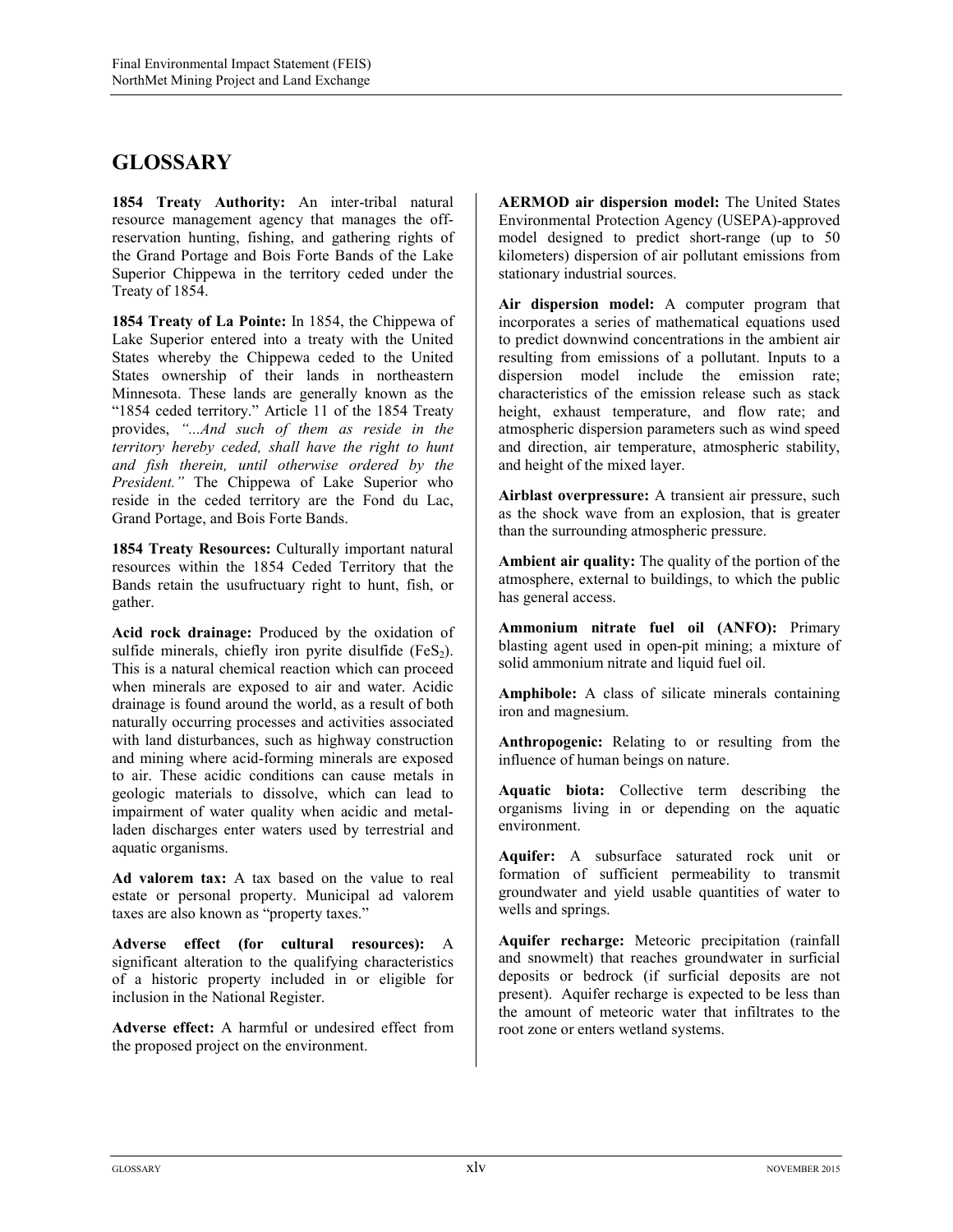# GLOSSARY

**1854 Treaty Authority:** An inter-tribal natural resource management agency that manages the off-reservation hunting, fishing, and gathering rights of the Grand Portage and Bois Forte Bands of the Lake Superior Chippewa in the territory ceded under the Treaty of 1854.

**1854 Treaty of La Pointe:** In 1854, the Chippewa of Lake Superior entered into a treaty with the United States whereby the Chippewa ceded to the United States ownership of their lands in northeastern Minnesota. These lands are generally known as the "1854 ceded territory." Article 11 of the 1854 Treaty provides, *"...And such of them as reside in the territory hereby ceded, shall have the right to hunt and fish therein, until otherwise ordered by the President."* The Chippewa of Lake Superior who reside in the ceded territory are the Fond du Lac, Grand Portage, and Bois Forte Bands.

**1854 Treaty Resources:** Culturally important natural resources within the 1854 Ceded Territory that the Bands retain the usufructuary right to hunt, fish, or gather.

**Acid rock drainage:** Produced by the oxidation of sulfide minerals, chiefly iron pyrite disulfide ($FeS_2$). This is a natural chemical reaction which can proceed when minerals are exposed to air and water. Acidic drainage is found around the world, as a result of both naturally occurring processes and activities associated with land disturbances, such as highway construction and mining where acid-forming minerals are exposed to air. These acidic conditions can cause metals in geologic materials to dissolve, which can lead to impairment of water quality when acidic and metal-laden discharges enter waters used by terrestrial and aquatic organisms.

**Ad valorem tax:** A tax based on the value to real estate or personal property. Municipal ad valorem taxes are also known as "property taxes."

**Adverse effect (for cultural resources):** A significant alteration to the qualifying characteristics of a historic property included in or eligible for inclusion in the National Register.

**Adverse effect:** A harmful or undesired effect from the proposed project on the environment.

**AERMOD air dispersion model:** The United States Environmental Protection Agency (USEPA)-approved model designed to predict short-range (up to 50 kilometers) dispersion of air pollutant emissions from stationary industrial sources.

**Air dispersion model:** A computer program that incorporates a series of mathematical equations used to predict downwind concentrations in the ambient air resulting from emissions of a pollutant. Inputs to a dispersion model include the emission rate; characteristics of the emission release such as stack height, exhaust temperature, and flow rate; and atmospheric dispersion parameters such as wind speed and direction, air temperature, atmospheric stability, and height of the mixed layer.

**Airblast overpressure:** A transient air pressure, such as the shock wave from an explosion, that is greater than the surrounding atmospheric pressure.

**Ambient air quality:** The quality of the portion of the atmosphere, external to buildings, to which the public has general access.

**Ammonium nitrate fuel oil (ANFO):** Primary blasting agent used in open-pit mining; a mixture of solid ammonium nitrate and liquid fuel oil.

**Amphibole:** A class of silicate minerals containing iron and magnesium.

**Anthropogenic:** Relating to or resulting from the influence of human beings on nature.

**Aquatic biota:** Collective term describing the organisms living in or depending on the aquatic environment.

**Aquifer:** A subsurface saturated rock unit or formation of sufficient permeability to transmit groundwater and yield usable quantities of water to wells and springs.

**Aquifer recharge:** Meteoric precipitation (rainfall and snowmelt) that reaches groundwater in surficial deposits or bedrock (if surficial deposits are not present). Aquifer recharge is expected to be less than the amount of meteoric water that infiltrates to the root zone or enters wetland systems.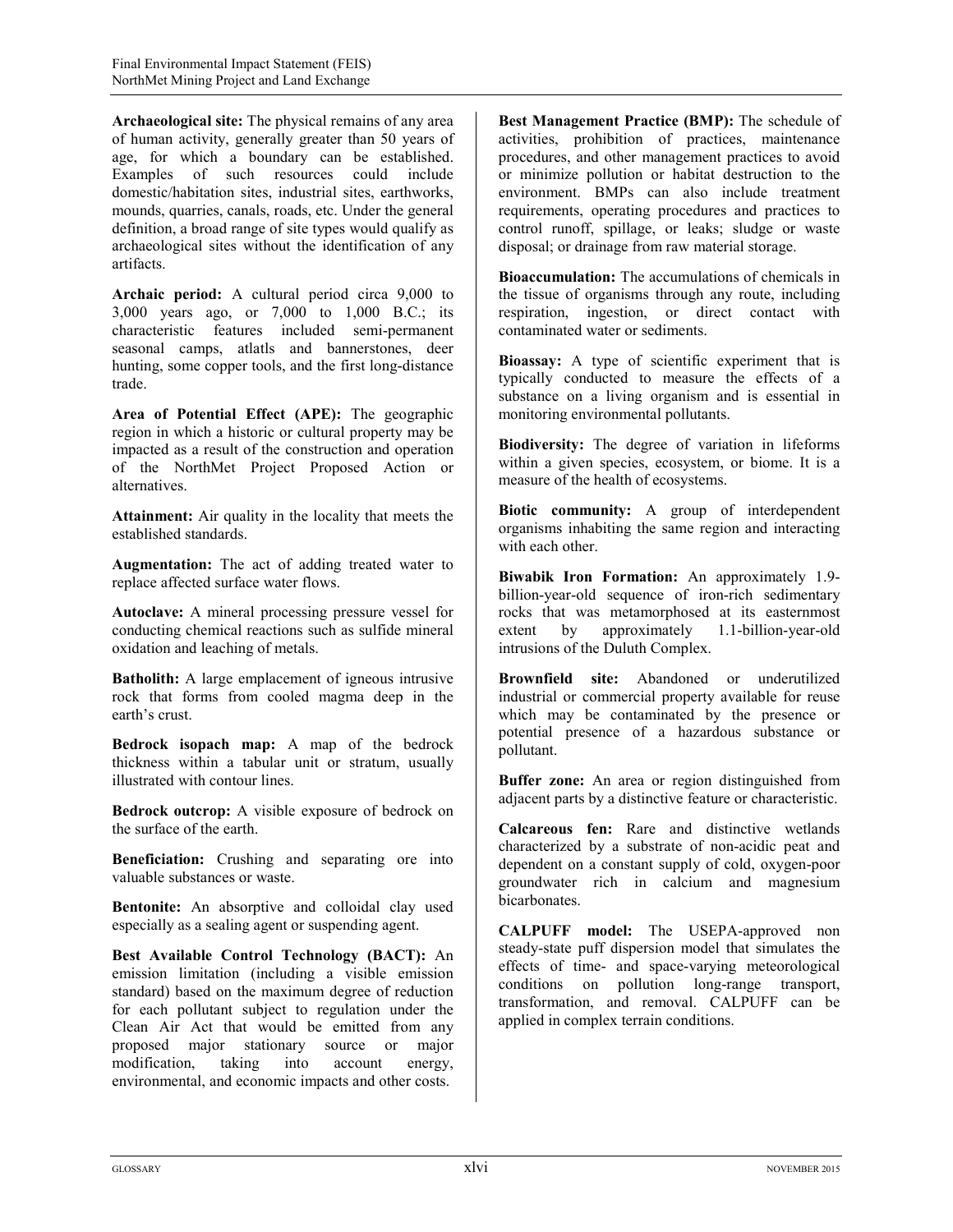**Archaeological site:** The physical remains of any area of human activity, generally greater than 50 years of age, for which a boundary can be established. Examples of such resources could include domestic/habitation sites, industrial sites, earthworks, mounds, quarries, canals, roads, etc. Under the general definition, a broad range of site types would qualify as archaeological sites without the identification of any artifacts.

**Archaic period:** A cultural period circa 9,000 to 3,000 years ago, or 7,000 to 1,000 B.C.; its characteristic features included semi-permanent seasonal camps, atlatls and bannerstones, deer hunting, some copper tools, and the first long-distance trade.

**Area of Potential Effect (APE):** The geographic region in which a historic or cultural property may be impacted as a result of the construction and operation of the NorthMet Project Proposed Action or alternatives.

**Attainment:** Air quality in the locality that meets the established standards.

**Augmentation:** The act of adding treated water to replace affected surface water flows.

**Autoclave:** A mineral processing pressure vessel for conducting chemical reactions such as sulfide mineral oxidation and leaching of metals.

**Batholith:** A large emplacement of igneous intrusive rock that forms from cooled magma deep in the earth's crust.

**Bedrock isopach map:** A map of the bedrock thickness within a tabular unit or stratum, usually illustrated with contour lines.

**Bedrock outcrop:** A visible exposure of bedrock on the surface of the earth.

**Beneficiation:** Crushing and separating ore into valuable substances or waste.

**Bentonite:** An absorptive and colloidal clay used especially as a sealing agent or suspending agent.

**Best Available Control Technology (BACT):** An emission limitation (including a visible emission standard) based on the maximum degree of reduction for each pollutant subject to regulation under the Clean Air Act that would be emitted from any proposed major stationary source or major modification, taking into account energy, environmental, and economic impacts and other costs.

**Best Management Practice (BMP):** The schedule of activities, prohibition of practices, maintenance procedures, and other management practices to avoid or minimize pollution or habitat destruction to the environment. BMPs can also include treatment requirements, operating procedures and practices to control runoff, spillage, or leaks; sludge or waste disposal; or drainage from raw material storage.

**Bioaccumulation:** The accumulations of chemicals in the tissue of organisms through any route, including respiration, ingestion, or direct contact with contaminated water or sediments.

**Bioassay:** A type of scientific experiment that is typically conducted to measure the effects of a substance on a living organism and is essential in monitoring environmental pollutants.

**Biodiversity:** The degree of variation in lifeforms within a given species, ecosystem, or biome. It is a measure of the health of ecosystems.

**Biotic community:** A group of interdependent organisms inhabiting the same region and interacting with each other.

**Biwabik Iron Formation:** An approximately 1.9-billion-year-old sequence of iron-rich sedimentary rocks that was metamorphosed at its easternmost extent by approximately 1.1-billion-year-old intrusions of the Duluth Complex.

**Brownfield site:** Abandoned or underutilized industrial or commercial property available for reuse which may be contaminated by the presence or potential presence of a hazardous substance or pollutant.

**Buffer zone:** An area or region distinguished from adjacent parts by a distinctive feature or characteristic.

**Calcareous fen:** Rare and distinctive wetlands characterized by a substrate of non-acidic peat and dependent on a constant supply of cold, oxygen-poor groundwater rich in calcium and magnesium bicarbonates.

**CALPUFF model:** The USEPA-approved non steady-state puff dispersion model that simulates the effects of time- and space-varying meteorological conditions on pollution long-range transport, transformation, and removal. CALPUFF can be applied in complex terrain conditions.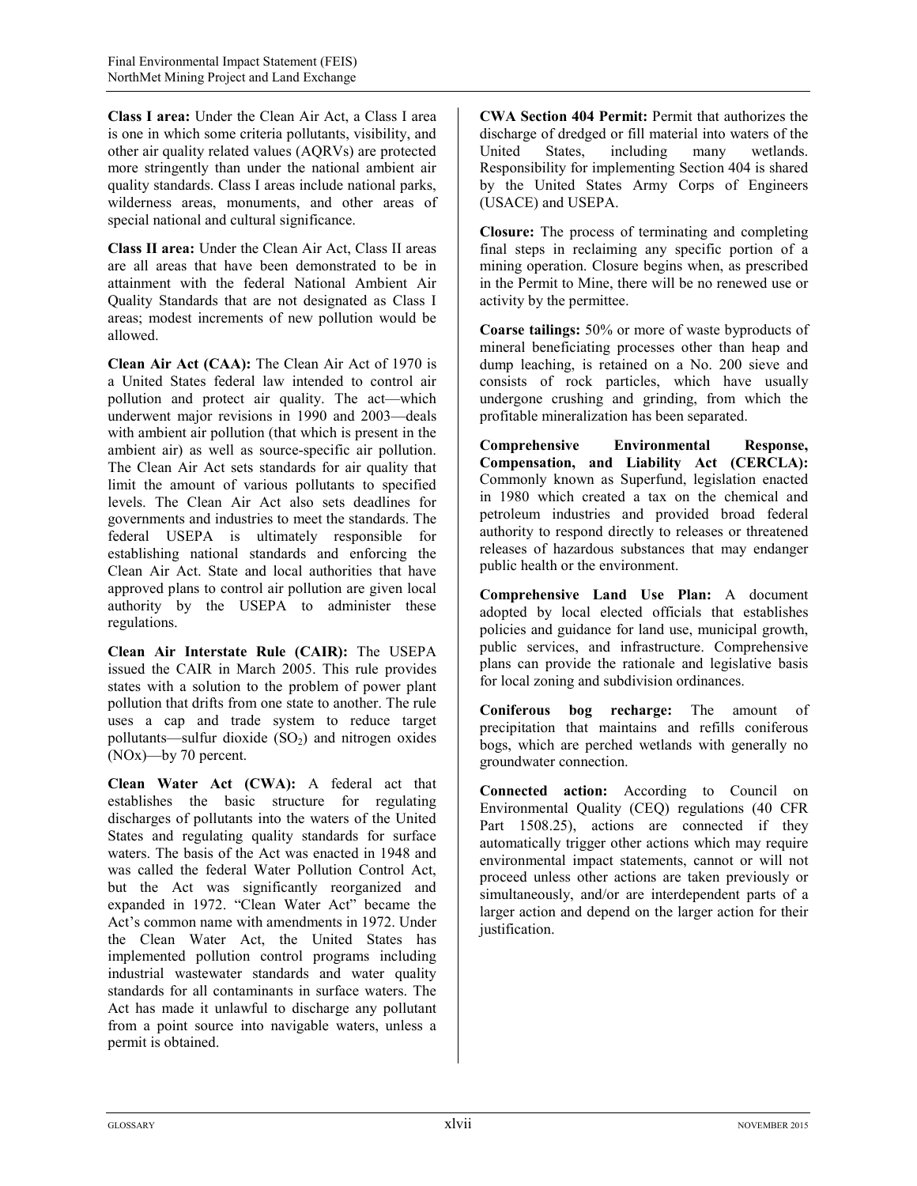**Class I area:** Under the Clean Air Act, a Class I area is one in which some criteria pollutants, visibility, and other air quality related values (AQRVs) are protected more stringently than under the national ambient air quality standards. Class I areas include national parks, wilderness areas, monuments, and other areas of special national and cultural significance.

**Class II area:** Under the Clean Air Act, Class II areas are all areas that have been demonstrated to be in attainment with the federal National Ambient Air Quality Standards that are not designated as Class I areas; modest increments of new pollution would be allowed.

**Clean Air Act (CAA):** The Clean Air Act of 1970 is a United States federal law intended to control air pollution and protect air quality. The act—which underwent major revisions in 1990 and 2003—deals with ambient air pollution (that which is present in the ambient air) as well as source-specific air pollution. The Clean Air Act sets standards for air quality that limit the amount of various pollutants to specified levels. The Clean Air Act also sets deadlines for governments and industries to meet the standards. The federal USEPA is ultimately responsible for establishing national standards and enforcing the Clean Air Act. State and local authorities that have approved plans to control air pollution are given local authority by the USEPA to administer these regulations.

**Clean Air Interstate Rule (CAIR):** The USEPA issued the CAIR in March 2005. This rule provides states with a solution to the problem of power plant pollution that drifts from one state to another. The rule uses a cap and trade system to reduce target pollutants—sulfur dioxide ($SO_2$) and nitrogen oxides (NOx)—by 70 percent.

**Clean Water Act (CWA):** A federal act that establishes the basic structure for regulating discharges of pollutants into the waters of the United States and regulating quality standards for surface waters. The basis of the Act was enacted in 1948 and was called the federal Water Pollution Control Act, but the Act was significantly reorganized and expanded in 1972. "Clean Water Act" became the Act's common name with amendments in 1972. Under the Clean Water Act, the United States has implemented pollution control programs including industrial wastewater standards and water quality standards for all contaminants in surface waters. The Act has made it unlawful to discharge any pollutant from a point source into navigable waters, unless a permit is obtained.

**CWA Section 404 Permit:** Permit that authorizes the discharge of dredged or fill material into waters of the United States, including many wetlands. Responsibility for implementing Section 404 is shared by the United States Army Corps of Engineers (USACE) and USEPA.

**Closure:** The process of terminating and completing final steps in reclaiming any specific portion of a mining operation. Closure begins when, as prescribed in the Permit to Mine, there will be no renewed use or activity by the permittee.

**Coarse tailings:** 50% or more of waste byproducts of mineral beneficiating processes other than heap and dump leaching, is retained on a No. 200 sieve and consists of rock particles, which have usually undergone crushing and grinding, from which the profitable mineralization has been separated.

**Comprehensive Environmental Response, Compensation, and Liability Act (CERCLA):** Commonly known as Superfund, legislation enacted in 1980 which created a tax on the chemical and petroleum industries and provided broad federal authority to respond directly to releases or threatened releases of hazardous substances that may endanger public health or the environment.

**Comprehensive Land Use Plan:** A document adopted by local elected officials that establishes policies and guidance for land use, municipal growth, public services, and infrastructure. Comprehensive plans can provide the rationale and legislative basis for local zoning and subdivision ordinances.

**Coniferous bog recharge:** The amount of precipitation that maintains and refills coniferous bogs, which are perched wetlands with generally no groundwater connection.

**Connected action:** According to Council on Environmental Quality (CEQ) regulations (40 CFR Part 1508.25), actions are connected if they automatically trigger other actions which may require environmental impact statements, cannot or will not proceed unless other actions are taken previously or simultaneously, and/or are interdependent parts of a larger action and depend on the larger action for their justification.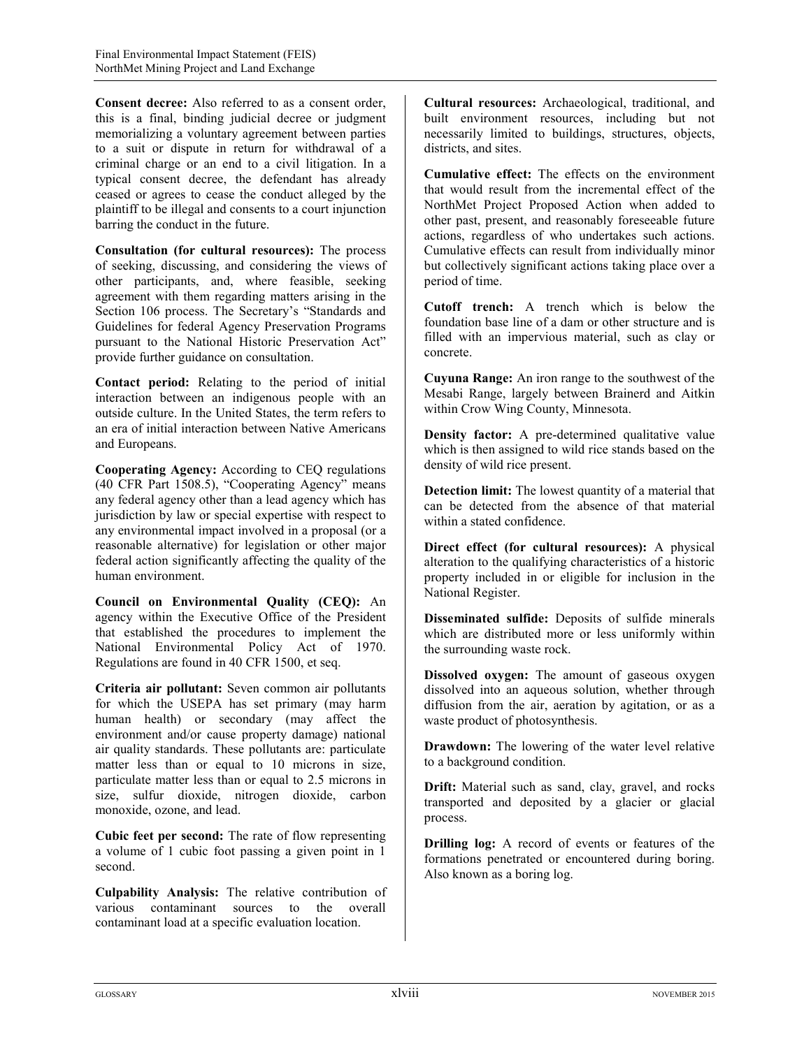**Consent decree:** Also referred to as a consent order, this is a final, binding judicial decree or judgment memorializing a voluntary agreement between parties to a suit or dispute in return for withdrawal of a criminal charge or an end to a civil litigation. In a typical consent decree, the defendant has already ceased or agrees to cease the conduct alleged by the plaintiff to be illegal and consents to a court injunction barring the conduct in the future.

**Consultation (for cultural resources):** The process of seeking, discussing, and considering the views of other participants, and, where feasible, seeking agreement with them regarding matters arising in the Section 106 process. The Secretary's "Standards and Guidelines for federal Agency Preservation Programs pursuant to the National Historic Preservation Act" provide further guidance on consultation.

**Contact period:** Relating to the period of initial interaction between an indigenous people with an outside culture. In the United States, the term refers to an era of initial interaction between Native Americans and Europeans.

**Cooperating Agency:** According to CEQ regulations (40 CFR Part 1508.5), "Cooperating Agency" means any federal agency other than a lead agency which has jurisdiction by law or special expertise with respect to any environmental impact involved in a proposal (or a reasonable alternative) for legislation or other major federal action significantly affecting the quality of the human environment.

**Council on Environmental Quality (CEQ):** An agency within the Executive Office of the President that established the procedures to implement the National Environmental Policy Act of 1970. Regulations are found in 40 CFR 1500, et seq.

**Criteria air pollutant:** Seven common air pollutants for which the USEPA has set primary (may harm human health) or secondary (may affect the environment and/or cause property damage) national air quality standards. These pollutants are: particulate matter less than or equal to 10 microns in size, particulate matter less than or equal to 2.5 microns in size, sulfur dioxide, nitrogen dioxide, carbon monoxide, ozone, and lead.

**Cubic feet per second:** The rate of flow representing a volume of 1 cubic foot passing a given point in 1 second.

**Culpability Analysis:** The relative contribution of various contaminant sources to the overall contaminant load at a specific evaluation location.

**Cultural resources:** Archaeological, traditional, and built environment resources, including but not necessarily limited to buildings, structures, objects, districts, and sites.

**Cumulative effect:** The effects on the environment that would result from the incremental effect of the NorthMet Project Proposed Action when added to other past, present, and reasonably foreseeable future actions, regardless of who undertakes such actions. Cumulative effects can result from individually minor but collectively significant actions taking place over a period of time.

**Cutoff trench:** A trench which is below the foundation base line of a dam or other structure and is filled with an impervious material, such as clay or concrete.

**Cuyuna Range:** An iron range to the southwest of the Mesabi Range, largely between Brainerd and Aitkin within Crow Wing County, Minnesota.

**Density factor:** A pre-determined qualitative value which is then assigned to wild rice stands based on the density of wild rice present.

**Detection limit:** The lowest quantity of a material that can be detected from the absence of that material within a stated confidence.

**Direct effect (for cultural resources):** A physical alteration to the qualifying characteristics of a historic property included in or eligible for inclusion in the National Register.

**Disseminated sulfide:** Deposits of sulfide minerals which are distributed more or less uniformly within the surrounding waste rock.

**Dissolved oxygen:** The amount of gaseous oxygen dissolved into an aqueous solution, whether through diffusion from the air, aeration by agitation, or as a waste product of photosynthesis.

**Drawdown:** The lowering of the water level relative to a background condition.

**Drift:** Material such as sand, clay, gravel, and rocks transported and deposited by a glacier or glacial process.

**Drilling log:** A record of events or features of the formations penetrated or encountered during boring. Also known as a boring log.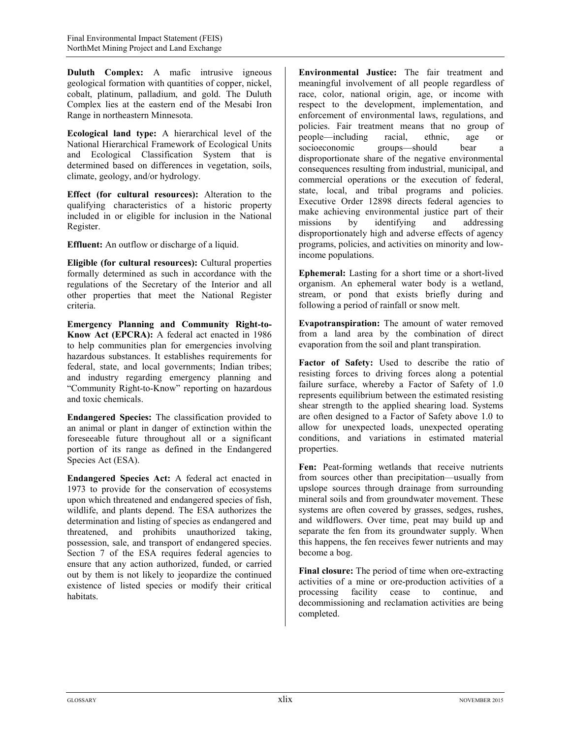**Duluth Complex:** A mafic intrusive igneous geological formation with quantities of copper, nickel, cobalt, platinum, palladium, and gold. The Duluth Complex lies at the eastern end of the Mesabi Iron Range in northeastern Minnesota.

**Ecological land type:** A hierarchical level of the National Hierarchical Framework of Ecological Units and Ecological Classification System that is determined based on differences in vegetation, soils, climate, geology, and/or hydrology.

**Effect (for cultural resources):** Alteration to the qualifying characteristics of a historic property included in or eligible for inclusion in the National Register.

**Effluent:** An outflow or discharge of a liquid.

**Eligible (for cultural resources):** Cultural properties formally determined as such in accordance with the regulations of the Secretary of the Interior and all other properties that meet the National Register criteria.

**Emergency Planning and Community Right-to-Know Act (EPCRA):** A federal act enacted in 1986 to help communities plan for emergencies involving hazardous substances. It establishes requirements for federal, state, and local governments; Indian tribes; and industry regarding emergency planning and "Community Right-to-Know" reporting on hazardous and toxic chemicals.

**Endangered Species:** The classification provided to an animal or plant in danger of extinction within the foreseeable future throughout all or a significant portion of its range as defined in the Endangered Species Act (ESA).

**Endangered Species Act:** A federal act enacted in 1973 to provide for the conservation of ecosystems upon which threatened and endangered species of fish, wildlife, and plants depend. The ESA authorizes the determination and listing of species as endangered and threatened, and prohibits unauthorized taking, possession, sale, and transport of endangered species. Section 7 of the ESA requires federal agencies to ensure that any action authorized, funded, or carried out by them is not likely to jeopardize the continued existence of listed species or modify their critical habitats.

**Environmental Justice:** The fair treatment and meaningful involvement of all people regardless of race, color, national origin, age, or income with respect to the development, implementation, and enforcement of environmental laws, regulations, and policies. Fair treatment means that no group of people—including racial, ethnic, age or socioeconomic groups—should bear a disproportionate share of the negative environmental consequences resulting from industrial, municipal, and commercial operations or the execution of federal, state, local, and tribal programs and policies. Executive Order 12898 directs federal agencies to make achieving environmental justice part of their missions by identifying and addressing disproportionately high and adverse effects of agency programs, policies, and activities on minority and low-income populations.

**Ephemeral:** Lasting for a short time or a short-lived organism. An ephemeral water body is a wetland, stream, or pond that exists briefly during and following a period of rainfall or snow melt.

**Evapotranspiration:** The amount of water removed from a land area by the combination of direct evaporation from the soil and plant transpiration.

**Factor of Safety:** Used to describe the ratio of resisting forces to driving forces along a potential failure surface, whereby a Factor of Safety of 1.0 represents equilibrium between the estimated resisting shear strength to the applied shearing load. Systems are often designed to a Factor of Safety above 1.0 to allow for unexpected loads, unexpected operating conditions, and variations in estimated material properties.

**Fen:** Peat-forming wetlands that receive nutrients from sources other than precipitation—usually from upslope sources through drainage from surrounding mineral soils and from groundwater movement. These systems are often covered by grasses, sedges, rushes, and wildflowers. Over time, peat may build up and separate the fen from its groundwater supply. When this happens, the fen receives fewer nutrients and may become a bog.

**Final closure:** The period of time when ore-extracting activities of a mine or ore-production activities of a processing facility cease to continue, and decommissioning and reclamation activities are being completed.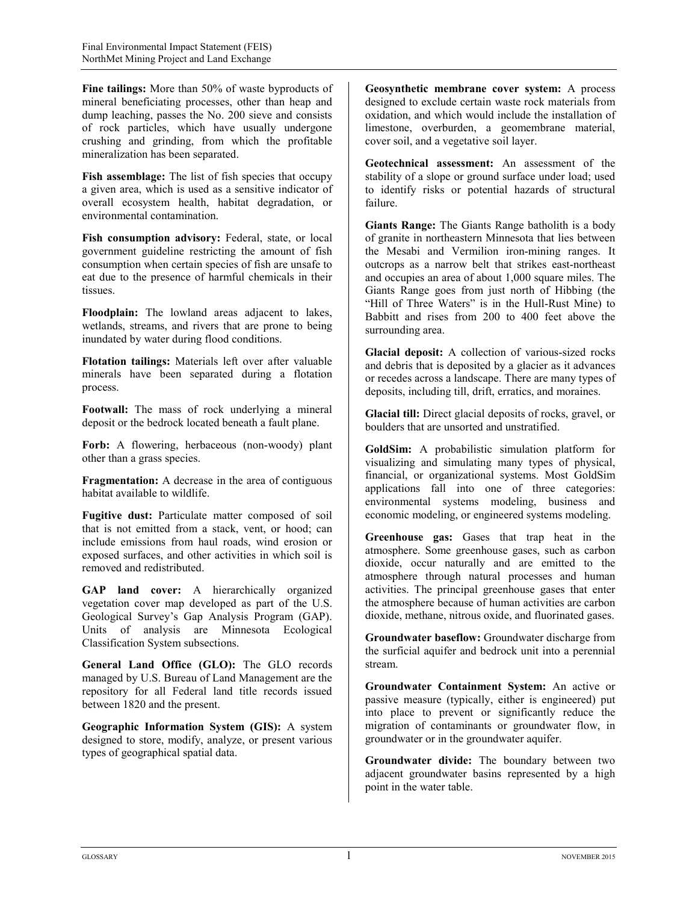**Fine tailings:** More than 50% of waste byproducts of mineral beneficiating processes, other than heap and dump leaching, passes the No. 200 sieve and consists of rock particles, which have usually undergone crushing and grinding, from which the profitable mineralization has been separated.

**Fish assemblage:** The list of fish species that occupy a given area, which is used as a sensitive indicator of overall ecosystem health, habitat degradation, or environmental contamination.

**Fish consumption advisory:** Federal, state, or local government guideline restricting the amount of fish consumption when certain species of fish are unsafe to eat due to the presence of harmful chemicals in their tissues.

**Floodplain:** The lowland areas adjacent to lakes, wetlands, streams, and rivers that are prone to being inundated by water during flood conditions.

**Flotation tailings:** Materials left over after valuable minerals have been separated during a flotation process.

**Footwall:** The mass of rock underlying a mineral deposit or the bedrock located beneath a fault plane.

**Forb:** A flowering, herbaceous (non-woody) plant other than a grass species.

**Fragmentation:** A decrease in the area of contiguous habitat available to wildlife.

**Fugitive dust:** Particulate matter composed of soil that is not emitted from a stack, vent, or hood; can include emissions from haul roads, wind erosion or exposed surfaces, and other activities in which soil is removed and redistributed.

**GAP land cover:** A hierarchically organized vegetation cover map developed as part of the U.S. Geological Survey's Gap Analysis Program (GAP). Units of analysis are Minnesota Ecological Classification System subsections.

**General Land Office (GLO):** The GLO records managed by U.S. Bureau of Land Management are the repository for all Federal land title records issued between 1820 and the present.

**Geographic Information System (GIS):** A system designed to store, modify, analyze, or present various types of geographical spatial data.

**Geosynthetic membrane cover system:** A process designed to exclude certain waste rock materials from oxidation, and which would include the installation of limestone, overburden, a geomembrane material, cover soil, and a vegetative soil layer.

**Geotechnical assessment:** An assessment of the stability of a slope or ground surface under load; used to identify risks or potential hazards of structural failure.

**Giants Range:** The Giants Range batholith is a body of granite in northeastern Minnesota that lies between the Mesabi and Vermilion iron-mining ranges. It outcrops as a narrow belt that strikes east-northeast and occupies an area of about 1,000 square miles. The Giants Range goes from just north of Hibbing (the "Hill of Three Waters" is in the Hull-Rust Mine) to Babbitt and rises from 200 to 400 feet above the surrounding area.

**Glacial deposit:** A collection of various-sized rocks and debris that is deposited by a glacier as it advances or recedes across a landscape. There are many types of deposits, including till, drift, erratics, and moraines.

**Glacial till:** Direct glacial deposits of rocks, gravel, or boulders that are unsorted and unstratified.

**GoldSim:** A probabilistic simulation platform for visualizing and simulating many types of physical, financial, or organizational systems. Most GoldSim applications fall into one of three categories: environmental systems modeling, business and economic modeling, or engineered systems modeling.

**Greenhouse gas:** Gases that trap heat in the atmosphere. Some greenhouse gases, such as carbon dioxide, occur naturally and are emitted to the atmosphere through natural processes and human activities. The principal greenhouse gases that enter the atmosphere because of human activities are carbon dioxide, methane, nitrous oxide, and fluorinated gases.

**Groundwater baseflow:** Groundwater discharge from the surficial aquifer and bedrock unit into a perennial stream.

**Groundwater Containment System:** An active or passive measure (typically, either is engineered) put into place to prevent or significantly reduce the migration of contaminants or groundwater flow, in groundwater or in the groundwater aquifer.

**Groundwater divide:** The boundary between two adjacent groundwater basins represented by a high point in the water table.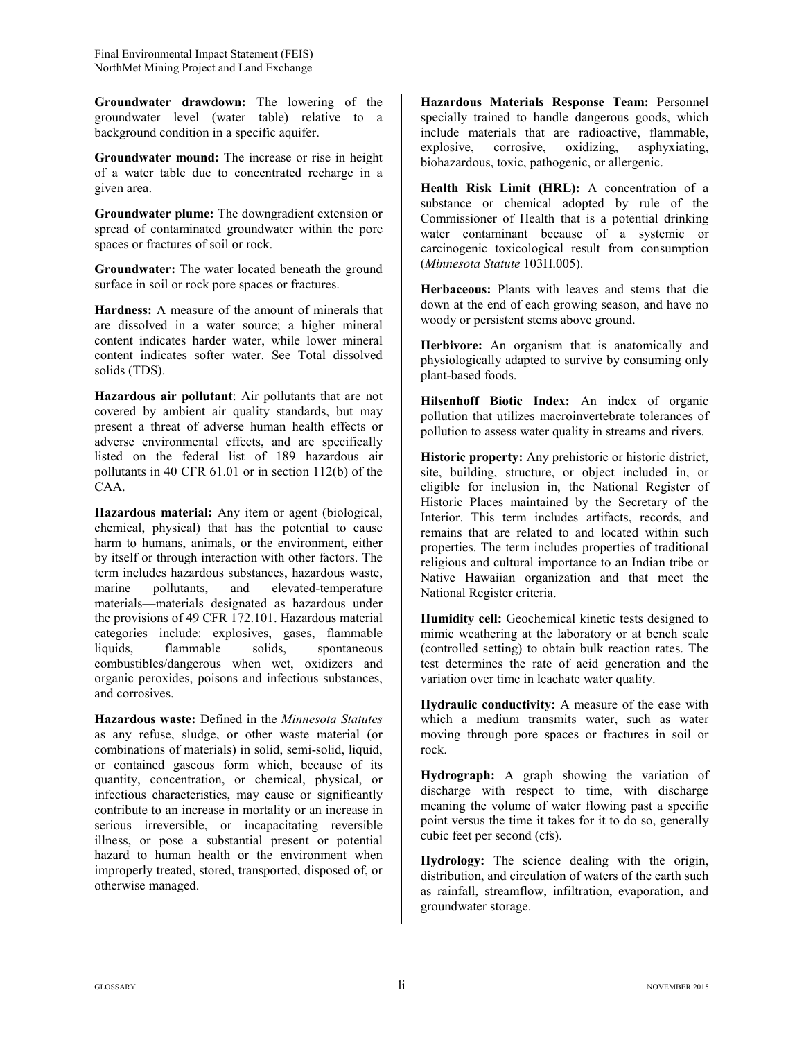**Groundwater drawdown:** The lowering of the groundwater level (water table) relative to a background condition in a specific aquifer.

**Groundwater mound:** The increase or rise in height of a water table due to concentrated recharge in a given area.

**Groundwater plume:** The downgradient extension or spread of contaminated groundwater within the pore spaces or fractures of soil or rock.

**Groundwater:** The water located beneath the ground surface in soil or rock pore spaces or fractures.

**Hardness:** A measure of the amount of minerals that are dissolved in a water source; a higher mineral content indicates harder water, while lower mineral content indicates softer water. See Total dissolved solids (TDS).

**Hazardous air pollutant**: Air pollutants that are not covered by ambient air quality standards, but may present a threat of adverse human health effects or adverse environmental effects, and are specifically listed on the federal list of 189 hazardous air pollutants in 40 CFR 61.01 or in section 112(b) of the CAA.

**Hazardous material:** Any item or agent (biological, chemical, physical) that has the potential to cause harm to humans, animals, or the environment, either by itself or through interaction with other factors. The term includes hazardous substances, hazardous waste, marine pollutants, and elevated-temperature materials—materials designated as hazardous under the provisions of 49 CFR 172.101. Hazardous material categories include: explosives, gases, flammable liquids, flammable solids, spontaneous combustibles/dangerous when wet, oxidizers and organic peroxides, poisons and infectious substances, and corrosives.

**Hazardous waste:** Defined in the *Minnesota Statutes* as any refuse, sludge, or other waste material (or combinations of materials) in solid, semi-solid, liquid, or contained gaseous form which, because of its quantity, concentration, or chemical, physical, or infectious characteristics, may cause or significantly contribute to an increase in mortality or an increase in serious irreversible, or incapacitating reversible illness, or pose a substantial present or potential hazard to human health or the environment when improperly treated, stored, transported, disposed of, or otherwise managed.

**Hazardous Materials Response Team:** Personnel specially trained to handle dangerous goods, which include materials that are radioactive, flammable, explosive, corrosive, oxidizing, asphyxiating, biohazardous, toxic, pathogenic, or allergenic.

**Health Risk Limit (HRL):** A concentration of a substance or chemical adopted by rule of the Commissioner of Health that is a potential drinking water contaminant because of a systemic or carcinogenic toxicological result from consumption (*Minnesota Statute* 103H.005).

**Herbaceous:** Plants with leaves and stems that die down at the end of each growing season, and have no woody or persistent stems above ground.

**Herbivore:** An organism that is anatomically and physiologically adapted to survive by consuming only plant-based foods.

**Hilsenhoff Biotic Index:** An index of organic pollution that utilizes macroinvertebrate tolerances of pollution to assess water quality in streams and rivers.

**Historic property:** Any prehistoric or historic district, site, building, structure, or object included in, or eligible for inclusion in, the National Register of Historic Places maintained by the Secretary of the Interior. This term includes artifacts, records, and remains that are related to and located within such properties. The term includes properties of traditional religious and cultural importance to an Indian tribe or Native Hawaiian organization and that meet the National Register criteria.

**Humidity cell:** Geochemical kinetic tests designed to mimic weathering at the laboratory or at bench scale (controlled setting) to obtain bulk reaction rates. The test determines the rate of acid generation and the variation over time in leachate water quality.

**Hydraulic conductivity:** A measure of the ease with which a medium transmits water, such as water moving through pore spaces or fractures in soil or rock.

**Hydrograph:** A graph showing the variation of discharge with respect to time, with discharge meaning the volume of water flowing past a specific point versus the time it takes for it to do so, generally cubic feet per second (cfs).

**Hydrology:** The science dealing with the origin, distribution, and circulation of waters of the earth such as rainfall, streamflow, infiltration, evaporation, and groundwater storage.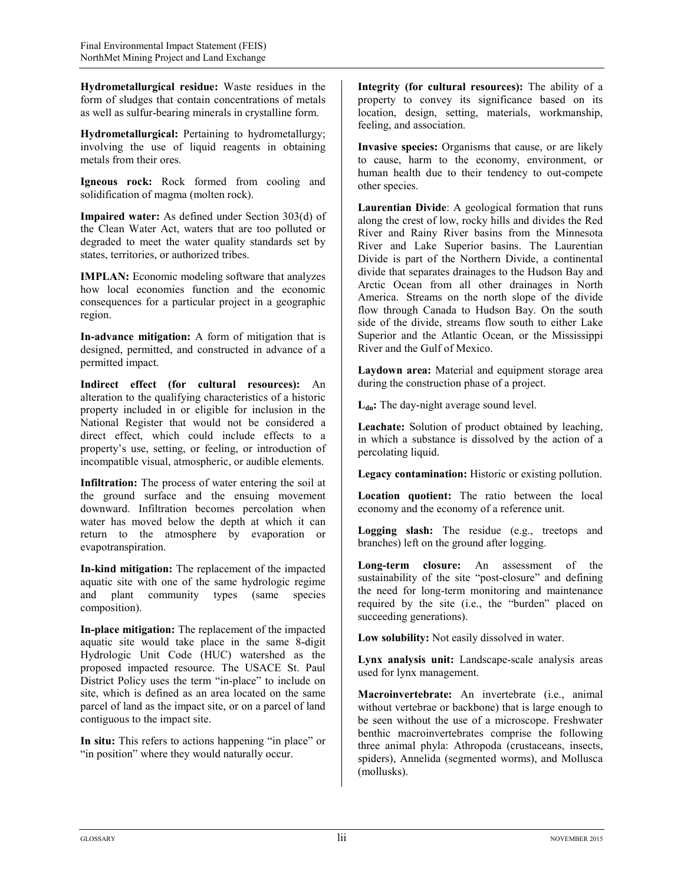**Hydrometallurgical residue:** Waste residues in the form of sludges that contain concentrations of metals as well as sulfur-bearing minerals in crystalline form.

**Hydrometallurgical:** Pertaining to hydrometallurgy; involving the use of liquid reagents in obtaining metals from their ores.

**Igneous rock:** Rock formed from cooling and solidification of magma (molten rock).

**Impaired water:** As defined under Section 303(d) of the Clean Water Act, waters that are too polluted or degraded to meet the water quality standards set by states, territories, or authorized tribes.

**IMPLAN:** Economic modeling software that analyzes how local economies function and the economic consequences for a particular project in a geographic region.

**In-advance mitigation:** A form of mitigation that is designed, permitted, and constructed in advance of a permitted impact.

**Indirect effect (for cultural resources):** An alteration to the qualifying characteristics of a historic property included in or eligible for inclusion in the National Register that would not be considered a direct effect, which could include effects to a property's use, setting, or feeling, or introduction of incompatible visual, atmospheric, or audible elements.

**Infiltration:** The process of water entering the soil at the ground surface and the ensuing movement downward. Infiltration becomes percolation when water has moved below the depth at which it can return to the atmosphere by evaporation or evapotranspiration.

**In-kind mitigation:** The replacement of the impacted aquatic site with one of the same hydrologic regime and plant community types (same species composition).

**In-place mitigation:** The replacement of the impacted aquatic site would take place in the same 8-digit Hydrologic Unit Code (HUC) watershed as the proposed impacted resource. The USACE St. Paul District Policy uses the term "in-place" to include on site, which is defined as an area located on the same parcel of land as the impact site, or on a parcel of land contiguous to the impact site.

**In situ:** This refers to actions happening "in place" or "in position" where they would naturally occur.

**Integrity (for cultural resources):** The ability of a property to convey its significance based on its location, design, setting, materials, workmanship, feeling, and association.

**Invasive species:** Organisms that cause, or are likely to cause, harm to the economy, environment, or human health due to their tendency to out-compete other species.

**Laurentian Divide**: A geological formation that runs along the crest of low, rocky hills and divides the Red River and Rainy River basins from the Minnesota River and Lake Superior basins. The Laurentian Divide is part of the Northern Divide, a continental divide that separates drainages to the Hudson Bay and Arctic Ocean from all other drainages in North America. Streams on the north slope of the divide flow through Canada to Hudson Bay. On the south side of the divide, streams flow south to either Lake Superior and the Atlantic Ocean, or the Mississippi River and the Gulf of Mexico.

**Laydown area:** Material and equipment storage area during the construction phase of a project.

**$L_{dn}$:** The day-night average sound level.

**Leachate:** Solution of product obtained by leaching, in which a substance is dissolved by the action of a percolating liquid.

**Legacy contamination:** Historic or existing pollution.

**Location quotient:** The ratio between the local economy and the economy of a reference unit.

**Logging slash:** The residue (e.g., treetops and branches) left on the ground after logging.

**Long-term closure:** An assessment of the sustainability of the site "post-closure" and defining the need for long-term monitoring and maintenance required by the site (i.e., the "burden" placed on succeeding generations).

**Low solubility:** Not easily dissolved in water.

**Lynx analysis unit:** Landscape-scale analysis areas used for lynx management.

**Macroinvertebrate:** An invertebrate (i.e., animal without vertebrae or backbone) that is large enough to be seen without the use of a microscope. Freshwater benthic macroinvertebrates comprise the following three animal phyla: Athropoda (crustaceans, insects, spiders), Annelida (segmented worms), and Mollusca (mollusks).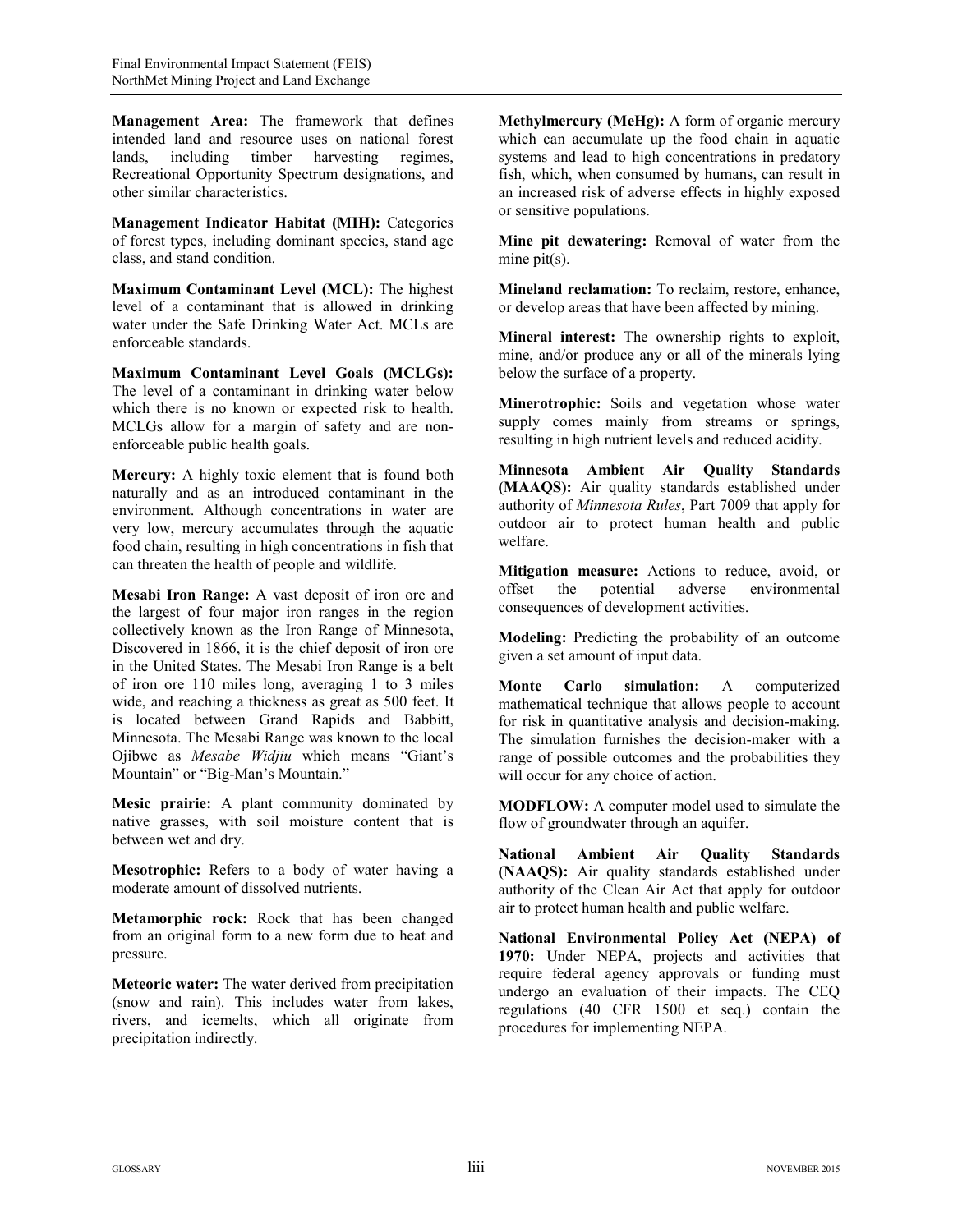**Management Area:** The framework that defines intended land and resource uses on national forest lands, including timber harvesting regimes, Recreational Opportunity Spectrum designations, and other similar characteristics.

**Management Indicator Habitat (MIH):** Categories of forest types, including dominant species, stand age class, and stand condition.

**Maximum Contaminant Level (MCL):** The highest level of a contaminant that is allowed in drinking water under the Safe Drinking Water Act. MCLs are enforceable standards.

**Maximum Contaminant Level Goals (MCLGs):** The level of a contaminant in drinking water below which there is no known or expected risk to health. MCLGs allow for a margin of safety and are non-enforceable public health goals.

**Mercury:** A highly toxic element that is found both naturally and as an introduced contaminant in the environment. Although concentrations in water are very low, mercury accumulates through the aquatic food chain, resulting in high concentrations in fish that can threaten the health of people and wildlife.

**Mesabi Iron Range:** A vast deposit of iron ore and the largest of four major iron ranges in the region collectively known as the Iron Range of Minnesota, Discovered in 1866, it is the chief deposit of iron ore in the United States. The Mesabi Iron Range is a belt of iron ore 110 miles long, averaging 1 to 3 miles wide, and reaching a thickness as great as 500 feet. It is located between Grand Rapids and Babbitt, Minnesota. The Mesabi Range was known to the local Ojibwe as *Mesabe Widjiu* which means "Giant's Mountain" or "Big-Man's Mountain."

**Mesic prairie:** A plant community dominated by native grasses, with soil moisture content that is between wet and dry.

**Mesotrophic:** Refers to a body of water having a moderate amount of dissolved nutrients.

**Metamorphic rock:** Rock that has been changed from an original form to a new form due to heat and pressure.

**Meteoric water:** The water derived from precipitation (snow and rain). This includes water from lakes, rivers, and icemelts, which all originate from precipitation indirectly.

**Methylmercury (MeHg):** A form of organic mercury which can accumulate up the food chain in aquatic systems and lead to high concentrations in predatory fish, which, when consumed by humans, can result in an increased risk of adverse effects in highly exposed or sensitive populations.

**Mine pit dewatering:** Removal of water from the mine pit(s).

**Mineland reclamation:** To reclaim, restore, enhance, or develop areas that have been affected by mining.

**Mineral interest:** The ownership rights to exploit, mine, and/or produce any or all of the minerals lying below the surface of a property.

**Minerotrophic:** Soils and vegetation whose water supply comes mainly from streams or springs, resulting in high nutrient levels and reduced acidity.

**Minnesota Ambient Air Quality Standards (MAAQS):** Air quality standards established under authority of *Minnesota Rules*, Part 7009 that apply for outdoor air to protect human health and public welfare.

**Mitigation measure:** Actions to reduce, avoid, or offset the potential adverse environmental consequences of development activities.

**Modeling:** Predicting the probability of an outcome given a set amount of input data.

**Monte Carlo simulation:** A computerized mathematical technique that allows people to account for risk in quantitative analysis and decision-making. The simulation furnishes the decision-maker with a range of possible outcomes and the probabilities they will occur for any choice of action.

**MODFLOW:** A computer model used to simulate the flow of groundwater through an aquifer.

**National Ambient Air Quality Standards (NAAQS):** Air quality standards established under authority of the Clean Air Act that apply for outdoor air to protect human health and public welfare.

**National Environmental Policy Act (NEPA) of 1970:** Under NEPA, projects and activities that require federal agency approvals or funding must undergo an evaluation of their impacts. The CEQ regulations (40 CFR 1500 et seq.) contain the procedures for implementing NEPA.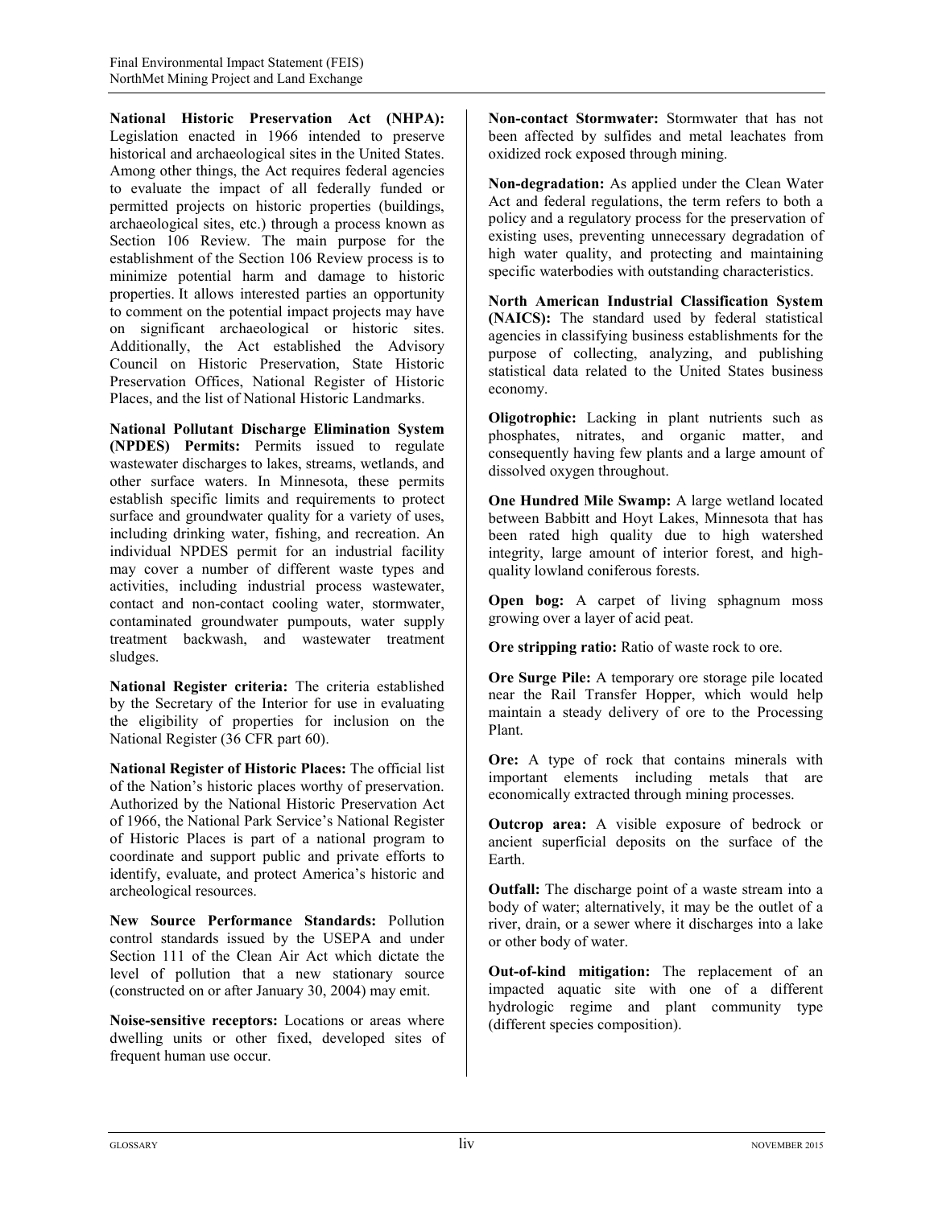**National Historic Preservation Act (NHPA):** Legislation enacted in 1966 intended to preserve historical and archaeological sites in the United States. Among other things, the Act requires federal agencies to evaluate the impact of all federally funded or permitted projects on historic properties (buildings, archaeological sites, etc.) through a process known as Section 106 Review. The main purpose for the establishment of the Section 106 Review process is to minimize potential harm and damage to historic properties. It allows interested parties an opportunity to comment on the potential impact projects may have on significant archaeological or historic sites. Additionally, the Act established the Advisory Council on Historic Preservation, State Historic Preservation Offices, National Register of Historic Places, and the list of National Historic Landmarks.

**National Pollutant Discharge Elimination System (NPDES) Permits:** Permits issued to regulate wastewater discharges to lakes, streams, wetlands, and other surface waters. In Minnesota, these permits establish specific limits and requirements to protect surface and groundwater quality for a variety of uses, including drinking water, fishing, and recreation. An individual NPDES permit for an industrial facility may cover a number of different waste types and activities, including industrial process wastewater, contact and non-contact cooling water, stormwater, contaminated groundwater pumpouts, water supply treatment backwash, and wastewater treatment sludges.

**National Register criteria:** The criteria established by the Secretary of the Interior for use in evaluating the eligibility of properties for inclusion on the National Register (36 CFR part 60).

**National Register of Historic Places:** The official list of the Nation's historic places worthy of preservation. Authorized by the National Historic Preservation Act of 1966, the National Park Service's National Register of Historic Places is part of a national program to coordinate and support public and private efforts to identify, evaluate, and protect America's historic and archeological resources.

**New Source Performance Standards:** Pollution control standards issued by the USEPA and under Section 111 of the Clean Air Act which dictate the level of pollution that a new stationary source (constructed on or after January 30, 2004) may emit.

**Noise-sensitive receptors:** Locations or areas where dwelling units or other fixed, developed sites of frequent human use occur.

**Non-contact Stormwater:** Stormwater that has not been affected by sulfides and metal leachates from oxidized rock exposed through mining.

**Non-degradation:** As applied under the Clean Water Act and federal regulations, the term refers to both a policy and a regulatory process for the preservation of existing uses, preventing unnecessary degradation of high water quality, and protecting and maintaining specific waterbodies with outstanding characteristics.

**North American Industrial Classification System (NAICS):** The standard used by federal statistical agencies in classifying business establishments for the purpose of collecting, analyzing, and publishing statistical data related to the United States business economy.

**Oligotrophic:** Lacking in plant nutrients such as phosphates, nitrates, and organic matter, and consequently having few plants and a large amount of dissolved oxygen throughout.

**One Hundred Mile Swamp:** A large wetland located between Babbitt and Hoyt Lakes, Minnesota that has been rated high quality due to high watershed integrity, large amount of interior forest, and high-quality lowland coniferous forests.

**Open bog:** A carpet of living sphagnum moss growing over a layer of acid peat.

**Ore stripping ratio:** Ratio of waste rock to ore.

**Ore Surge Pile:** A temporary ore storage pile located near the Rail Transfer Hopper, which would help maintain a steady delivery of ore to the Processing Plant.

**Ore:** A type of rock that contains minerals with important elements including metals that are economically extracted through mining processes.

**Outcrop area:** A visible exposure of bedrock or ancient superficial deposits on the surface of the Earth.

**Outfall:** The discharge point of a waste stream into a body of water; alternatively, it may be the outlet of a river, drain, or a sewer where it discharges into a lake or other body of water.

**Out-of-kind mitigation:** The replacement of an impacted aquatic site with one of a different hydrologic regime and plant community type (different species composition).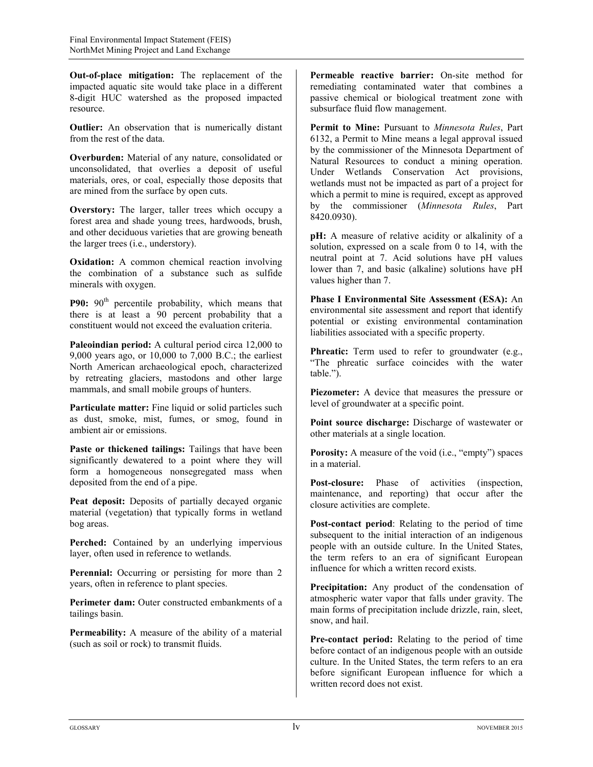**Out-of-place mitigation:** The replacement of the impacted aquatic site would take place in a different 8-digit HUC watershed as the proposed impacted resource.

**Outlier:** An observation that is numerically distant from the rest of the data.

**Overburden:** Material of any nature, consolidated or unconsolidated, that overlies a deposit of useful materials, ores, or coal, especially those deposits that are mined from the surface by open cuts.

**Overstory:** The larger, taller trees which occupy a forest area and shade young trees, hardwoods, brush, and other deciduous varieties that are growing beneath the larger trees (i.e., understory).

**Oxidation:** A common chemical reaction involving the combination of a substance such as sulfide minerals with oxygen.

**P90:** $90^{th}$ percentile probability, which means that there is at least a 90 percent probability that a constituent would not exceed the evaluation criteria.

**Paleoindian period:** A cultural period circa 12,000 to 9,000 years ago, or 10,000 to 7,000 B.C.; the earliest North American archaeological epoch, characterized by retreating glaciers, mastodons and other large mammals, and small mobile groups of hunters.

**Particulate matter:** Fine liquid or solid particles such as dust, smoke, mist, fumes, or smog, found in ambient air or emissions.

**Paste or thickened tailings:** Tailings that have been significantly dewatered to a point where they will form a homogeneous nonsegregated mass when deposited from the end of a pipe.

**Peat deposit:** Deposits of partially decayed organic material (vegetation) that typically forms in wetland bog areas.

**Perched:** Contained by an underlying impervious layer, often used in reference to wetlands.

**Perennial:** Occurring or persisting for more than 2 years, often in reference to plant species.

**Perimeter dam:** Outer constructed embankments of a tailings basin.

**Permeability:** A measure of the ability of a material (such as soil or rock) to transmit fluids.

**Permeable reactive barrier:** On-site method for remediating contaminated water that combines a passive chemical or biological treatment zone with subsurface fluid flow management.

**Permit to Mine:** Pursuant to *Minnesota Rules*, Part 6132, a Permit to Mine means a legal approval issued by the commissioner of the Minnesota Department of Natural Resources to conduct a mining operation. Under Wetlands Conservation Act provisions, wetlands must not be impacted as part of a project for which a permit to mine is required, except as approved by the commissioner (*Minnesota Rules*, Part 8420.0930).

**pH:** A measure of relative acidity or alkalinity of a solution, expressed on a scale from 0 to 14, with the neutral point at 7. Acid solutions have pH values lower than 7, and basic (alkaline) solutions have pH values higher than 7.

**Phase I Environmental Site Assessment (ESA):** An environmental site assessment and report that identify potential or existing environmental contamination liabilities associated with a specific property.

**Phreatic:** Term used to refer to groundwater (e.g., "The phreatic surface coincides with the water table.").

**Piezometer:** A device that measures the pressure or level of groundwater at a specific point.

**Point source discharge:** Discharge of wastewater or other materials at a single location.

**Porosity:** A measure of the void (i.e., "empty") spaces in a material.

**Post-closure:** Phase of activities (inspection, maintenance, and reporting) that occur after the closure activities are complete.

**Post-contact period**: Relating to the period of time subsequent to the initial interaction of an indigenous people with an outside culture. In the United States, the term refers to an era of significant European influence for which a written record exists.

**Precipitation:** Any product of the condensation of atmospheric water vapor that falls under gravity. The main forms of precipitation include drizzle, rain, sleet, snow, and hail.

**Pre-contact period:** Relating to the period of time before contact of an indigenous people with an outside culture. In the United States, the term refers to an era before significant European influence for which a written record does not exist.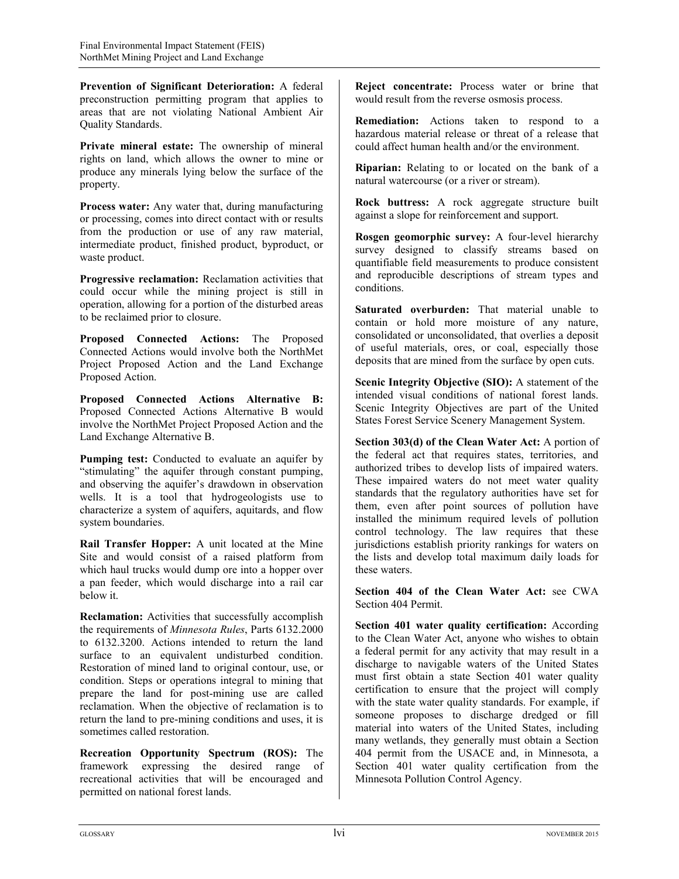**Prevention of Significant Deterioration:** A federal preconstruction permitting program that applies to areas that are not violating National Ambient Air Quality Standards.

**Private mineral estate:** The ownership of mineral rights on land, which allows the owner to mine or produce any minerals lying below the surface of the property.

**Process water:** Any water that, during manufacturing or processing, comes into direct contact with or results from the production or use of any raw material, intermediate product, finished product, byproduct, or waste product.

**Progressive reclamation:** Reclamation activities that could occur while the mining project is still in operation, allowing for a portion of the disturbed areas to be reclaimed prior to closure.

**Proposed Connected Actions:** The Proposed Connected Actions would involve both the NorthMet Project Proposed Action and the Land Exchange Proposed Action.

**Proposed Connected Actions Alternative B:** Proposed Connected Actions Alternative B would involve the NorthMet Project Proposed Action and the Land Exchange Alternative B.

**Pumping test:** Conducted to evaluate an aquifer by "stimulating" the aquifer through constant pumping, and observing the aquifer's drawdown in observation wells. It is a tool that hydrogeologists use to characterize a system of aquifers, aquitards, and flow system boundaries.

**Rail Transfer Hopper:** A unit located at the Mine Site and would consist of a raised platform from which haul trucks would dump ore into a hopper over a pan feeder, which would discharge into a rail car below it.

**Reclamation:** Activities that successfully accomplish the requirements of *Minnesota Rules*, Parts 6132.2000 to 6132.3200. Actions intended to return the land surface to an equivalent undisturbed condition. Restoration of mined land to original contour, use, or condition. Steps or operations integral to mining that prepare the land for post-mining use are called reclamation. When the objective of reclamation is to return the land to pre-mining conditions and uses, it is sometimes called restoration.

**Recreation Opportunity Spectrum (ROS):** The framework expressing the desired range of recreational activities that will be encouraged and permitted on national forest lands.

**Reject concentrate:** Process water or brine that would result from the reverse osmosis process.

**Remediation:** Actions taken to respond to a hazardous material release or threat of a release that could affect human health and/or the environment.

**Riparian:** Relating to or located on the bank of a natural watercourse (or a river or stream).

**Rock buttress:** A rock aggregate structure built against a slope for reinforcement and support.

**Rosgen geomorphic survey:** A four-level hierarchy survey designed to classify streams based on quantifiable field measurements to produce consistent and reproducible descriptions of stream types and conditions.

**Saturated overburden:** That material unable to contain or hold more moisture of any nature, consolidated or unconsolidated, that overlies a deposit of useful materials, ores, or coal, especially those deposits that are mined from the surface by open cuts.

**Scenic Integrity Objective (SIO):** A statement of the intended visual conditions of national forest lands. Scenic Integrity Objectives are part of the United States Forest Service Scenery Management System.

**Section 303(d) of the Clean Water Act:** A portion of the federal act that requires states, territories, and authorized tribes to develop lists of impaired waters. These impaired waters do not meet water quality standards that the regulatory authorities have set for them, even after point sources of pollution have installed the minimum required levels of pollution control technology. The law requires that these jurisdictions establish priority rankings for waters on the lists and develop total maximum daily loads for these waters.

**Section 404 of the Clean Water Act:** see CWA Section 404 Permit.

**Section 401 water quality certification:** According to the Clean Water Act, anyone who wishes to obtain a federal permit for any activity that may result in a discharge to navigable waters of the United States must first obtain a state Section 401 water quality certification to ensure that the project will comply with the state water quality standards. For example, if someone proposes to discharge dredged or fill material into waters of the United States, including many wetlands, they generally must obtain a Section 404 permit from the USACE and, in Minnesota, a Section 401 water quality certification from the Minnesota Pollution Control Agency.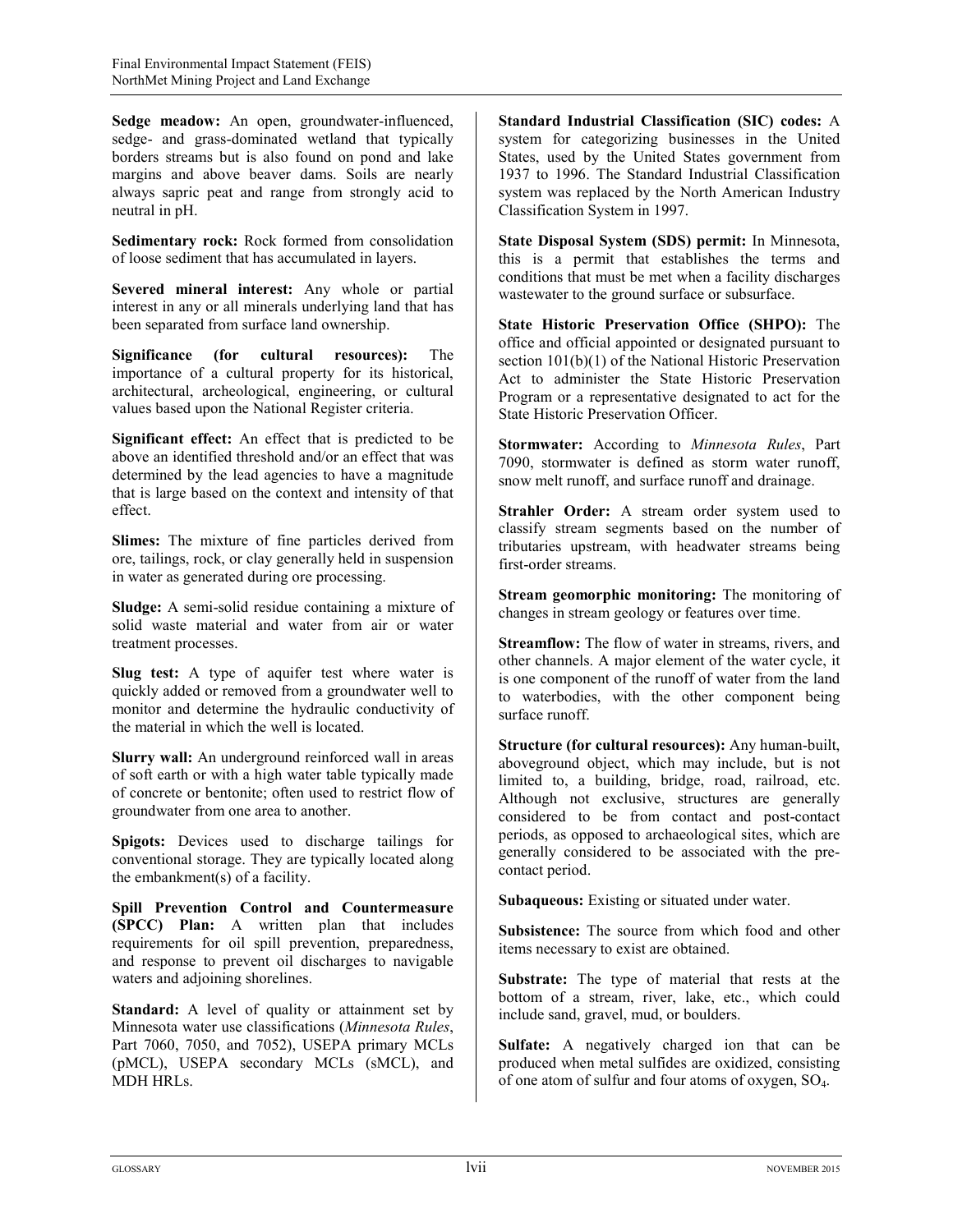**Sedge meadow:** An open, groundwater-influenced, sedge- and grass-dominated wetland that typically borders streams but is also found on pond and lake margins and above beaver dams. Soils are nearly always sapric peat and range from strongly acid to neutral in pH.

**Sedimentary rock:** Rock formed from consolidation of loose sediment that has accumulated in layers.

**Severed mineral interest:** Any whole or partial interest in any or all minerals underlying land that has been separated from surface land ownership.

**Significance (for cultural resources):** The importance of a cultural property for its historical, architectural, archeological, engineering, or cultural values based upon the National Register criteria.

**Significant effect:** An effect that is predicted to be above an identified threshold and/or an effect that was determined by the lead agencies to have a magnitude that is large based on the context and intensity of that effect.

**Slimes:** The mixture of fine particles derived from ore, tailings, rock, or clay generally held in suspension in water as generated during ore processing.

**Sludge:** A semi-solid residue containing a mixture of solid waste material and water from air or water treatment processes.

**Slug test:** A type of aquifer test where water is quickly added or removed from a groundwater well to monitor and determine the hydraulic conductivity of the material in which the well is located.

**Slurry wall:** An underground reinforced wall in areas of soft earth or with a high water table typically made of concrete or bentonite; often used to restrict flow of groundwater from one area to another.

**Spigots:** Devices used to discharge tailings for conventional storage. They are typically located along the embankment(s) of a facility.

**Spill Prevention Control and Countermeasure (SPCC) Plan:** A written plan that includes requirements for oil spill prevention, preparedness, and response to prevent oil discharges to navigable waters and adjoining shorelines.

**Standard:** A level of quality or attainment set by Minnesota water use classifications (*Minnesota Rules*, Part 7060, 7050, and 7052), USEPA primary MCLs (pMCL), USEPA secondary MCLs (sMCL), and MDH HRLs.

**Standard Industrial Classification (SIC) codes:** A system for categorizing businesses in the United States, used by the United States government from 1937 to 1996. The Standard Industrial Classification system was replaced by the North American Industry Classification System in 1997.

**State Disposal System (SDS) permit:** In Minnesota, this is a permit that establishes the terms and conditions that must be met when a facility discharges wastewater to the ground surface or subsurface.

**State Historic Preservation Office (SHPO):** The office and official appointed or designated pursuant to section 101(b)(1) of the National Historic Preservation Act to administer the State Historic Preservation Program or a representative designated to act for the State Historic Preservation Officer.

**Stormwater:** According to *Minnesota Rules*, Part 7090, stormwater is defined as storm water runoff, snow melt runoff, and surface runoff and drainage.

**Strahler Order:** A stream order system used to classify stream segments based on the number of tributaries upstream, with headwater streams being first-order streams.

**Stream geomorphic monitoring:** The monitoring of changes in stream geology or features over time.

**Streamflow:** The flow of water in streams, rivers, and other channels. A major element of the water cycle, it is one component of the runoff of water from the land to waterbodies, with the other component being surface runoff.

**Structure (for cultural resources):** Any human-built, aboveground object, which may include, but is not limited to, a building, bridge, road, railroad, etc. Although not exclusive, structures are generally considered to be from contact and post-contact periods, as opposed to archaeological sites, which are generally considered to be associated with the pre-contact period.

**Subaqueous:** Existing or situated under water.

**Subsistence:** The source from which food and other items necessary to exist are obtained.

**Substrate:** The type of material that rests at the bottom of a stream, river, lake, etc., which could include sand, gravel, mud, or boulders.

**Sulfate:** A negatively charged ion that can be produced when metal sulfides are oxidized, consisting of one atom of sulfur and four atoms of oxygen, $SO_4$.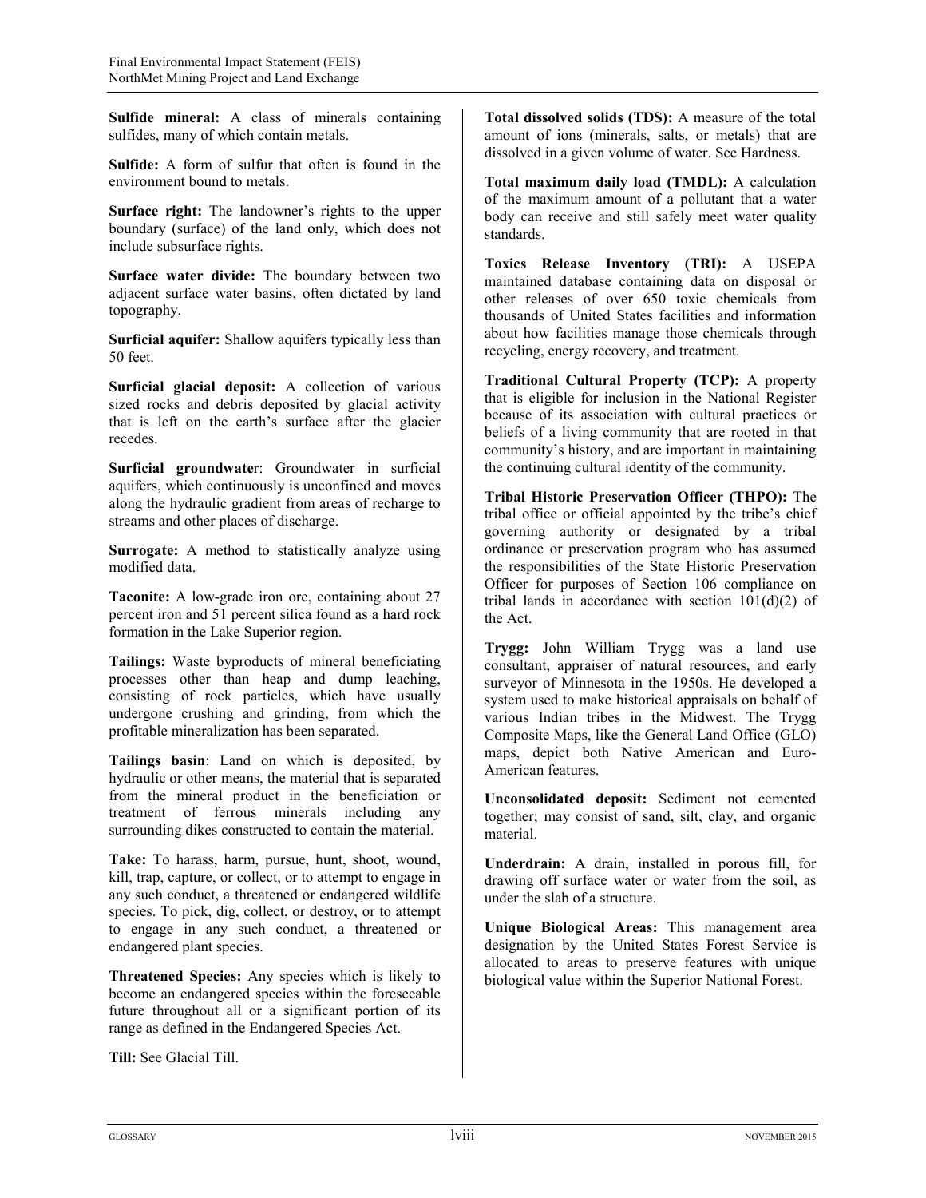**Sulfide mineral:** A class of minerals containing sulfides, many of which contain metals.

**Sulfide:** A form of sulfur that often is found in the environment bound to metals.

**Surface right:** The landowner's rights to the upper boundary (surface) of the land only, which does not include subsurface rights.

**Surface water divide:** The boundary between two adjacent surface water basins, often dictated by land topography.

**Surficial aquifer:** Shallow aquifers typically less than 50 feet.

**Surficial glacial deposit:** A collection of various sized rocks and debris deposited by glacial activity that is left on the earth's surface after the glacier recedes.

**Surficial groundwater**: Groundwater in surficial aquifers, which continuously is unconfined and moves along the hydraulic gradient from areas of recharge to streams and other places of discharge.

**Surrogate:** A method to statistically analyze using modified data.

**Taconite:** A low-grade iron ore, containing about 27 percent iron and 51 percent silica found as a hard rock formation in the Lake Superior region.

**Tailings:** Waste byproducts of mineral beneficiating processes other than heap and dump leaching, consisting of rock particles, which have usually undergone crushing and grinding, from which the profitable mineralization has been separated.

**Tailings basin**: Land on which is deposited, by hydraulic or other means, the material that is separated from the mineral product in the beneficiation or treatment of ferrous minerals including any surrounding dikes constructed to contain the material.

**Take:** To harass, harm, pursue, hunt, shoot, wound, kill, trap, capture, or collect, or to attempt to engage in any such conduct, a threatened or endangered wildlife species. To pick, dig, collect, or destroy, or to attempt to engage in any such conduct, a threatened or endangered plant species.

**Threatened Species:** Any species which is likely to become an endangered species within the foreseeable future throughout all or a significant portion of its range as defined in the Endangered Species Act.

**Till:** See Glacial Till.

**Total dissolved solids (TDS):** A measure of the total amount of ions (minerals, salts, or metals) that are dissolved in a given volume of water. See Hardness.

**Total maximum daily load (TMDL):** A calculation of the maximum amount of a pollutant that a water body can receive and still safely meet water quality standards.

**Toxics Release Inventory (TRI):** A USEPA maintained database containing data on disposal or other releases of over 650 toxic chemicals from thousands of United States facilities and information about how facilities manage those chemicals through recycling, energy recovery, and treatment.

**Traditional Cultural Property (TCP):** A property that is eligible for inclusion in the National Register because of its association with cultural practices or beliefs of a living community that are rooted in that community's history, and are important in maintaining the continuing cultural identity of the community.

**Tribal Historic Preservation Officer (THPO):** The tribal office or official appointed by the tribe's chief governing authority or designated by a tribal ordinance or preservation program who has assumed the responsibilities of the State Historic Preservation Officer for purposes of Section 106 compliance on tribal lands in accordance with section 101(d)(2) of the Act.

**Trygg:** John William Trygg was a land use consultant, appraiser of natural resources, and early surveyor of Minnesota in the 1950s. He developed a system used to make historical appraisals on behalf of various Indian tribes in the Midwest. The Trygg Composite Maps, like the General Land Office (GLO) maps, depict both Native American and Euro-American features.

**Unconsolidated deposit:** Sediment not cemented together; may consist of sand, silt, clay, and organic material.

**Underdrain:** A drain, installed in porous fill, for drawing off surface water or water from the soil, as under the slab of a structure.

**Unique Biological Areas:** This management area designation by the United States Forest Service is allocated to areas to preserve features with unique biological value within the Superior National Forest.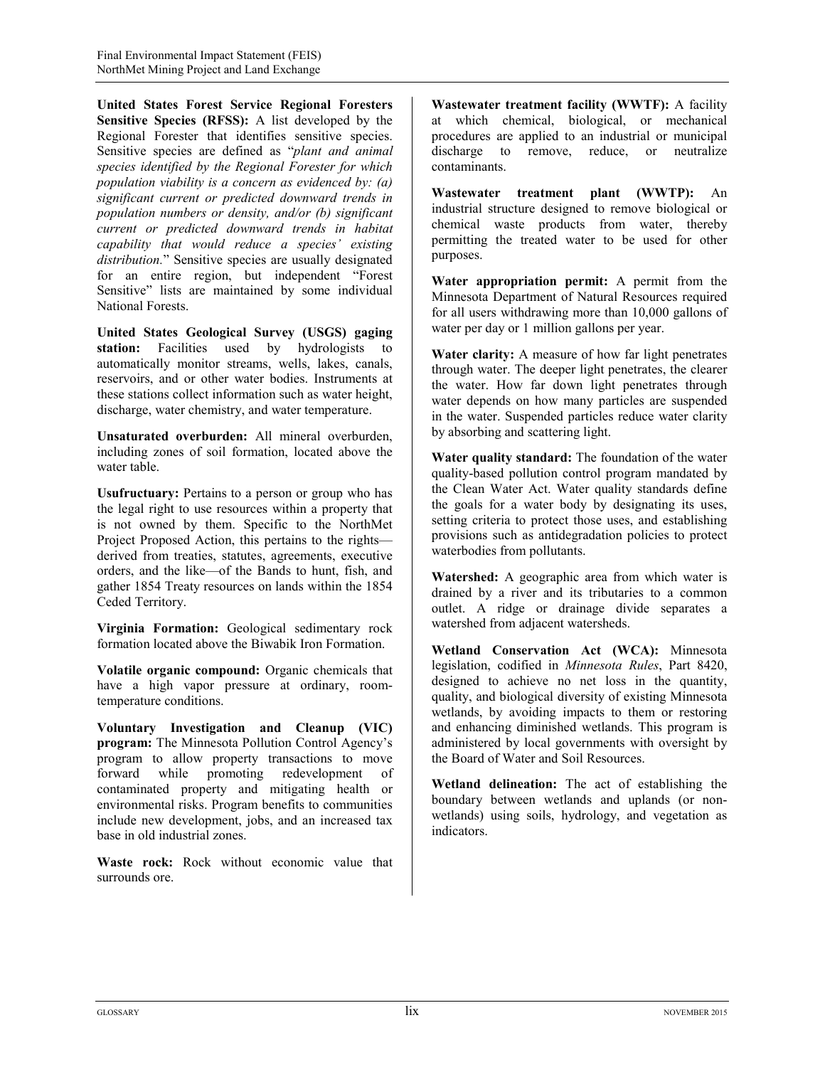**United States Forest Service Regional Foresters Sensitive Species (RFSS):** A list developed by the Regional Forester that identifies sensitive species. Sensitive species are defined as "*plant and animal species identified by the Regional Forester for which population viability is a concern as evidenced by: (a) significant current or predicted downward trends in population numbers or density, and/or (b) significant current or predicted downward trends in habitat capability that would reduce a species' existing distribution.*" Sensitive species are usually designated for an entire region, but independent "Forest Sensitive" lists are maintained by some individual National Forests.

**United States Geological Survey (USGS) gaging station:** Facilities used by hydrologists to automatically monitor streams, wells, lakes, canals, reservoirs, and or other water bodies. Instruments at these stations collect information such as water height, discharge, water chemistry, and water temperature.

**Unsaturated overburden:** All mineral overburden, including zones of soil formation, located above the water table.

**Usufructuary:** Pertains to a person or group who has the legal right to use resources within a property that is not owned by them. Specific to the NorthMet Project Proposed Action, this pertains to the rights—derived from treaties, statutes, agreements, executive orders, and the like—of the Bands to hunt, fish, and gather 1854 Treaty resources on lands within the 1854 Ceded Territory.

**Virginia Formation:** Geological sedimentary rock formation located above the Biwabik Iron Formation.

**Volatile organic compound:** Organic chemicals that have a high vapor pressure at ordinary, room-temperature conditions.

**Voluntary Investigation and Cleanup (VIC) program:** The Minnesota Pollution Control Agency's program to allow property transactions to move forward while promoting redevelopment of contaminated property and mitigating health or environmental risks. Program benefits to communities include new development, jobs, and an increased tax base in old industrial zones.

**Waste rock:** Rock without economic value that surrounds ore.

**Wastewater treatment facility (WWTF):** A facility at which chemical, biological, or mechanical procedures are applied to an industrial or municipal discharge to remove, reduce, or neutralize contaminants.

**Wastewater treatment plant (WWTP):** An industrial structure designed to remove biological or chemical waste products from water, thereby permitting the treated water to be used for other purposes.

**Water appropriation permit:** A permit from the Minnesota Department of Natural Resources required for all users withdrawing more than 10,000 gallons of water per day or 1 million gallons per year.

**Water clarity:** A measure of how far light penetrates through water. The deeper light penetrates, the clearer the water. How far down light penetrates through water depends on how many particles are suspended in the water. Suspended particles reduce water clarity by absorbing and scattering light.

**Water quality standard:** The foundation of the water quality-based pollution control program mandated by the Clean Water Act. Water quality standards define the goals for a water body by designating its uses, setting criteria to protect those uses, and establishing provisions such as antidegradation policies to protect waterbodies from pollutants.

**Watershed:** A geographic area from which water is drained by a river and its tributaries to a common outlet. A ridge or drainage divide separates a watershed from adjacent watersheds.

**Wetland Conservation Act (WCA):** Minnesota legislation, codified in *Minnesota Rules*, Part 8420, designed to achieve no net loss in the quantity, quality, and biological diversity of existing Minnesota wetlands, by avoiding impacts to them or restoring and enhancing diminished wetlands. This program is administered by local governments with oversight by the Board of Water and Soil Resources.

**Wetland delineation:** The act of establishing the boundary between wetlands and uplands (or non-wetlands) using soils, hydrology, and vegetation as indicators.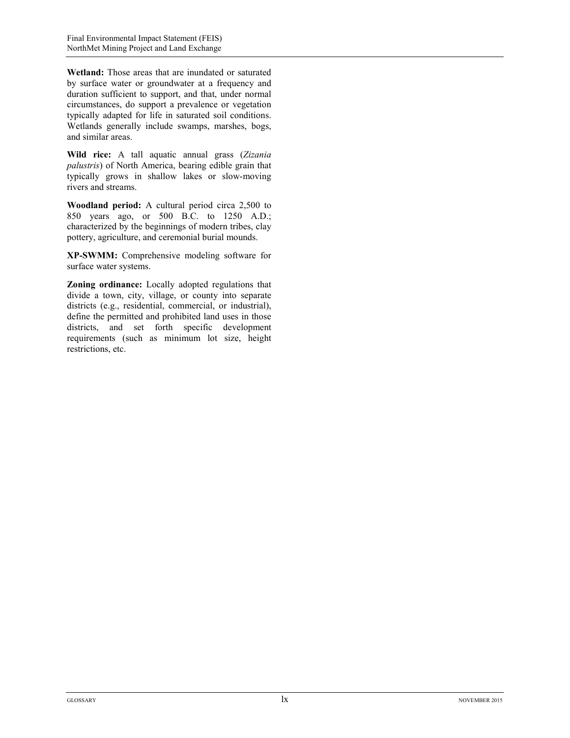**Wetland:** Those areas that are inundated or saturated by surface water or groundwater at a frequency and duration sufficient to support, and that, under normal circumstances, do support a prevalence or vegetation typically adapted for life in saturated soil conditions. Wetlands generally include swamps, marshes, bogs, and similar areas.

**Wild rice:** A tall aquatic annual grass (*Zizania palustris*) of North America, bearing edible grain that typically grows in shallow lakes or slow-moving rivers and streams.

**Woodland period:** A cultural period circa 2,500 to 850 years ago, or 500 B.C. to 1250 A.D.; characterized by the beginnings of modern tribes, clay pottery, agriculture, and ceremonial burial mounds.

**XP-SWMM:** Comprehensive modeling software for surface water systems.

**Zoning ordinance:** Locally adopted regulations that divide a town, city, village, or county into separate districts (e.g., residential, commercial, or industrial), define the permitted and prohibited land uses in those districts, and set forth specific development requirements (such as minimum lot size, height restrictions, etc.